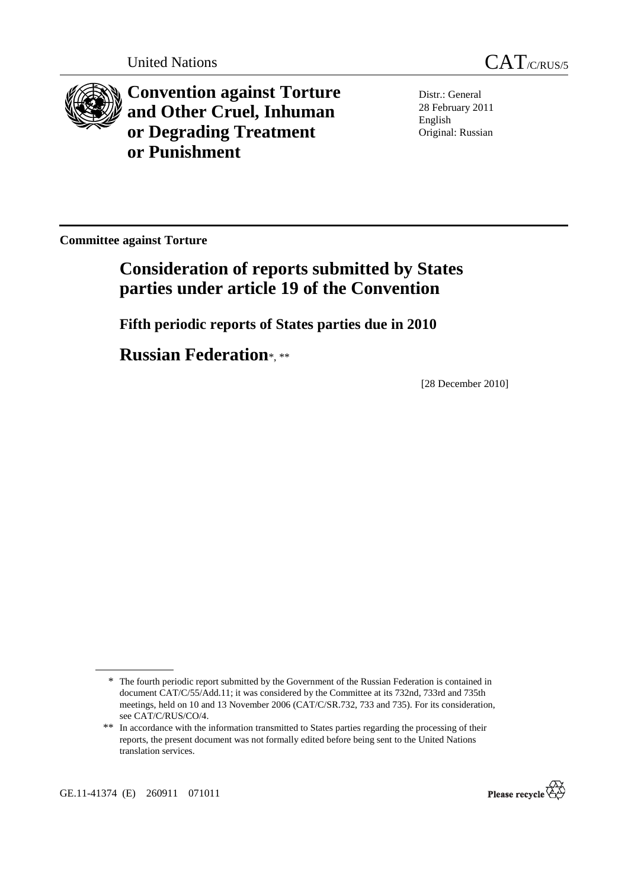United Nations CAT/C/RUS/5

# Convention against Torture and Other Cruel, Inhuman or Degrading Treatment or Punishment

Distr.: General
28 February 2011
English
Original: Russian

**Committee against Torture**

# Consideration of reports submitted by States parties under article 19 of the Convention

## Fifth periodic reports of States parties due in 2010

# Russian Federation*, **

[28 December 2010]

---

\* The fourth periodic report submitted by the Government of the Russian Federation is contained in document CAT/C/55/Add.11; it was considered by the Committee at its 732nd, 733rd and 735th meetings, held on 10 and 13 November 2006 (CAT/C/SR.732, 733 and 735). For its consideration, see CAT/C/RUS/CO/4.

\*\* In accordance with the information transmitted to States parties regarding the processing of their reports, the present document was not formally edited before being sent to the United Nations translation services.

GE.11-41374 (E) 260911 071011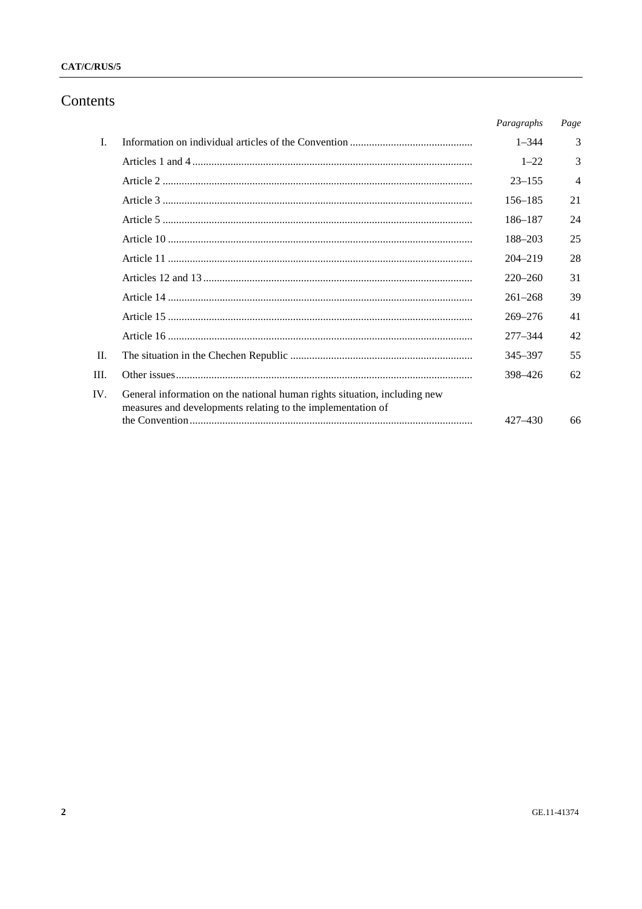# Contents

| | | Paragraphs | Page |
|---|---|---|---|
| I. | Information on individual articles of the Convention | 1–344 | 3 |
| | Articles 1 and 4 | 1–22 | 3 |
| | Article 2 | 23–155 | 4 |
| | Article 3 | 156–185 | 21 |
| | Article 5 | 186–187 | 24 |
| | Article 10 | 188–203 | 25 |
| | Article 11 | 204–219 | 28 |
| | Articles 12 and 13 | 220–260 | 31 |
| | Article 14 | 261–268 | 39 |
| | Article 15 | 269–276 | 41 |
| | Article 16 | 277–344 | 42 |
| II. | The situation in the Chechen Republic | 345–397 | 55 |
| III. | Other issues | 398–426 | 62 |
| IV. | General information on the national human rights situation, including new measures and developments relating to the implementation of the Convention | 427–430 | 66 |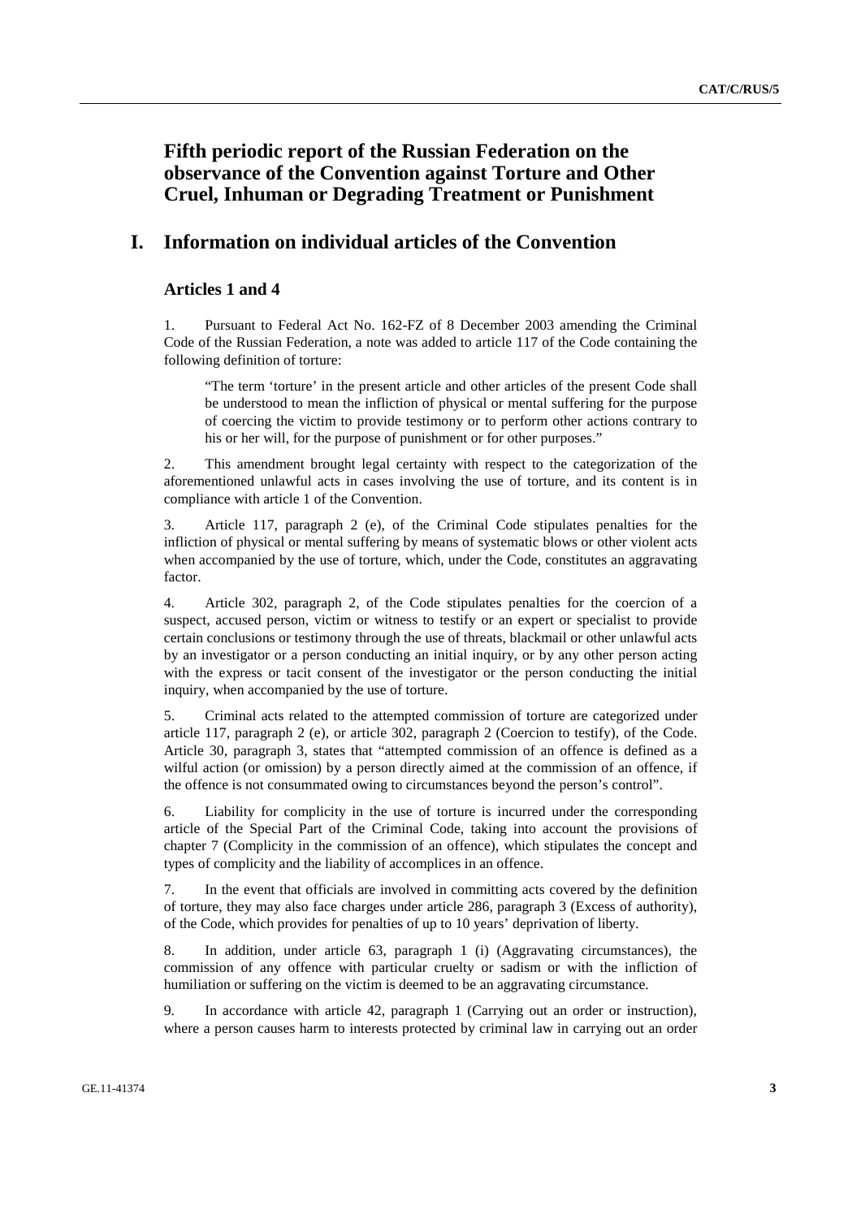# Fifth periodic report of the Russian Federation on the observance of the Convention against Torture and Other Cruel, Inhuman or Degrading Treatment or Punishment

## I. Information on individual articles of the Convention

### Articles 1 and 4

1. Pursuant to Federal Act No. 162-FZ of 8 December 2003 amending the Criminal Code of the Russian Federation, a note was added to article 117 of the Code containing the following definition of torture:

> "The term 'torture' in the present article and other articles of the present Code shall be understood to mean the infliction of physical or mental suffering for the purpose of coercing the victim to provide testimony or to perform other actions contrary to his or her will, for the purpose of punishment or for other purposes."

2. This amendment brought legal certainty with respect to the categorization of the aforementioned unlawful acts in cases involving the use of torture, and its content is in compliance with article 1 of the Convention.

3. Article 117, paragraph 2 (e), of the Criminal Code stipulates penalties for the infliction of physical or mental suffering by means of systematic blows or other violent acts when accompanied by the use of torture, which, under the Code, constitutes an aggravating factor.

4. Article 302, paragraph 2, of the Code stipulates penalties for the coercion of a suspect, accused person, victim or witness to testify or an expert or specialist to provide certain conclusions or testimony through the use of threats, blackmail or other unlawful acts by an investigator or a person conducting an initial inquiry, or by any other person acting with the express or tacit consent of the investigator or the person conducting the initial inquiry, when accompanied by the use of torture.

5. Criminal acts related to the attempted commission of torture are categorized under article 117, paragraph 2 (e), or article 302, paragraph 2 (Coercion to testify), of the Code. Article 30, paragraph 3, states that "attempted commission of an offence is defined as a wilful action (or omission) by a person directly aimed at the commission of an offence, if the offence is not consummated owing to circumstances beyond the person's control".

6. Liability for complicity in the use of torture is incurred under the corresponding article of the Special Part of the Criminal Code, taking into account the provisions of chapter 7 (Complicity in the commission of an offence), which stipulates the concept and types of complicity and the liability of accomplices in an offence.

7. In the event that officials are involved in committing acts covered by the definition of torture, they may also face charges under article 286, paragraph 3 (Excess of authority), of the Code, which provides for penalties of up to 10 years' deprivation of liberty.

8. In addition, under article 63, paragraph 1 (i) (Aggravating circumstances), the commission of any offence with particular cruelty or sadism or with the infliction of humiliation or suffering on the victim is deemed to be an aggravating circumstance.

9. In accordance with article 42, paragraph 1 (Carrying out an order or instruction), where a person causes harm to interests protected by criminal law in carrying out an order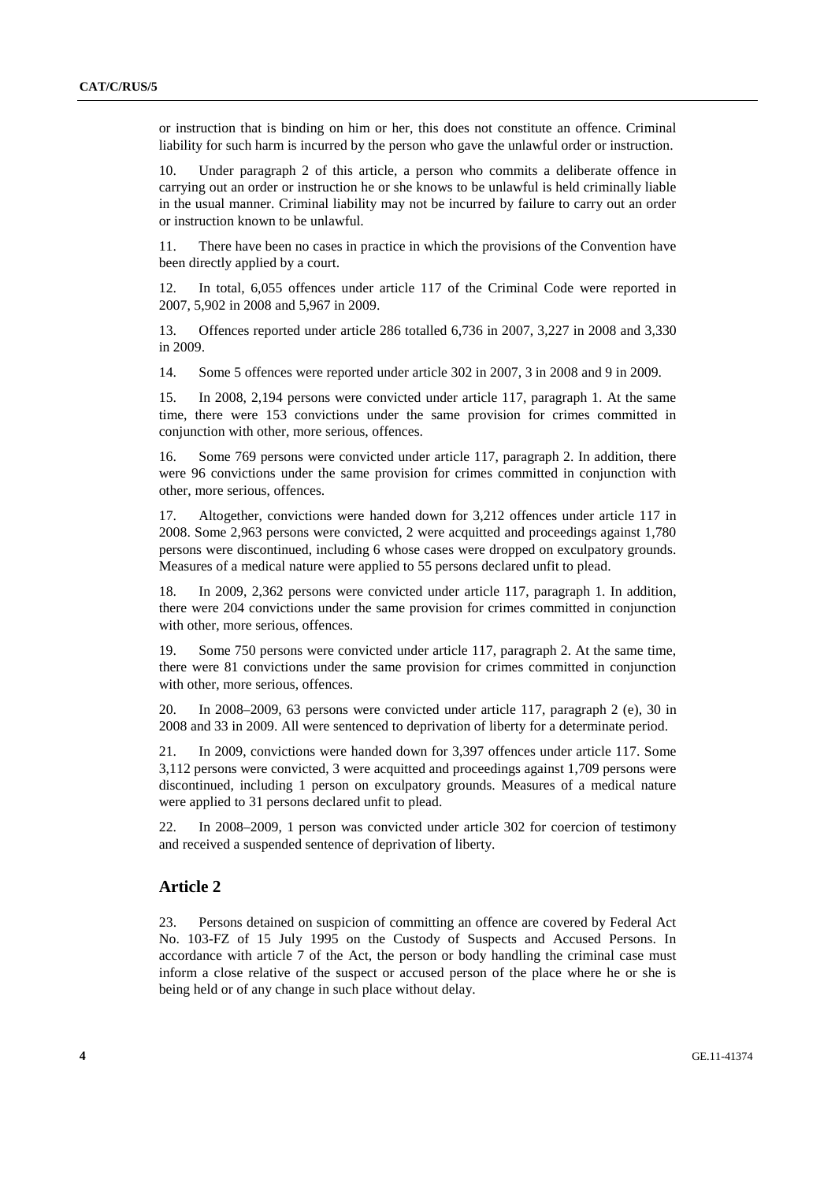or instruction that is binding on him or her, this does not constitute an offence. Criminal liability for such harm is incurred by the person who gave the unlawful order or instruction.

10. Under paragraph 2 of this article, a person who commits a deliberate offence in carrying out an order or instruction he or she knows to be unlawful is held criminally liable in the usual manner. Criminal liability may not be incurred by failure to carry out an order or instruction known to be unlawful.

11. There have been no cases in practice in which the provisions of the Convention have been directly applied by a court.

12. In total, 6,055 offences under article 117 of the Criminal Code were reported in 2007, 5,902 in 2008 and 5,967 in 2009.

13. Offences reported under article 286 totalled 6,736 in 2007, 3,227 in 2008 and 3,330 in 2009.

14. Some 5 offences were reported under article 302 in 2007, 3 in 2008 and 9 in 2009.

15. In 2008, 2,194 persons were convicted under article 117, paragraph 1. At the same time, there were 153 convictions under the same provision for crimes committed in conjunction with other, more serious, offences.

16. Some 769 persons were convicted under article 117, paragraph 2. In addition, there were 96 convictions under the same provision for crimes committed in conjunction with other, more serious, offences.

17. Altogether, convictions were handed down for 3,212 offences under article 117 in 2008. Some 2,963 persons were convicted, 2 were acquitted and proceedings against 1,780 persons were discontinued, including 6 whose cases were dropped on exculpatory grounds. Measures of a medical nature were applied to 55 persons declared unfit to plead.

18. In 2009, 2,362 persons were convicted under article 117, paragraph 1. In addition, there were 204 convictions under the same provision for crimes committed in conjunction with other, more serious, offences.

19. Some 750 persons were convicted under article 117, paragraph 2. At the same time, there were 81 convictions under the same provision for crimes committed in conjunction with other, more serious, offences.

20. In 2008–2009, 63 persons were convicted under article 117, paragraph 2 (e), 30 in 2008 and 33 in 2009. All were sentenced to deprivation of liberty for a determinate period.

21. In 2009, convictions were handed down for 3,397 offences under article 117. Some 3,112 persons were convicted, 3 were acquitted and proceedings against 1,709 persons were discontinued, including 1 person on exculpatory grounds. Measures of a medical nature were applied to 31 persons declared unfit to plead.

22. In 2008–2009, 1 person was convicted under article 302 for coercion of testimony and received a suspended sentence of deprivation of liberty.

## Article 2

23. Persons detained on suspicion of committing an offence are covered by Federal Act No. 103-FZ of 15 July 1995 on the Custody of Suspects and Accused Persons. In accordance with article 7 of the Act, the person or body handling the criminal case must inform a close relative of the suspect or accused person of the place where he or she is being held or of any change in such place without delay.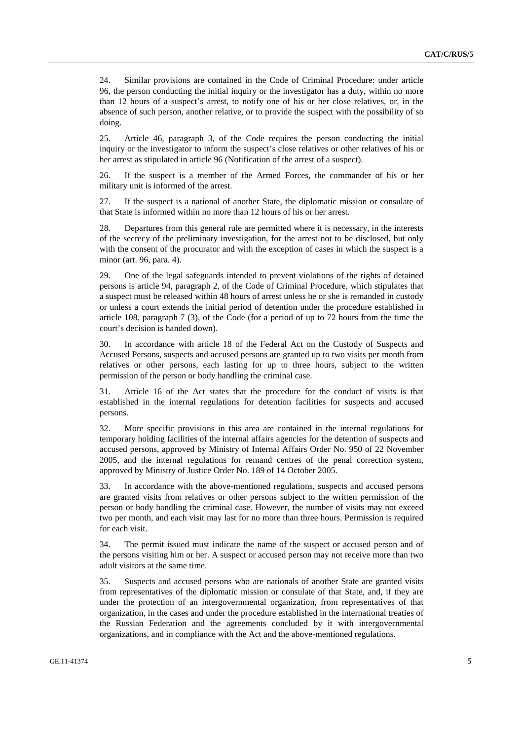24. Similar provisions are contained in the Code of Criminal Procedure: under article 96, the person conducting the initial inquiry or the investigator has a duty, within no more than 12 hours of a suspect's arrest, to notify one of his or her close relatives, or, in the absence of such person, another relative, or to provide the suspect with the possibility of so doing.

25. Article 46, paragraph 3, of the Code requires the person conducting the initial inquiry or the investigator to inform the suspect's close relatives or other relatives of his or her arrest as stipulated in article 96 (Notification of the arrest of a suspect).

26. If the suspect is a member of the Armed Forces, the commander of his or her military unit is informed of the arrest.

27. If the suspect is a national of another State, the diplomatic mission or consulate of that State is informed within no more than 12 hours of his or her arrest.

28. Departures from this general rule are permitted where it is necessary, in the interests of the secrecy of the preliminary investigation, for the arrest not to be disclosed, but only with the consent of the procurator and with the exception of cases in which the suspect is a minor (art. 96, para. 4).

29. One of the legal safeguards intended to prevent violations of the rights of detained persons is article 94, paragraph 2, of the Code of Criminal Procedure, which stipulates that a suspect must be released within 48 hours of arrest unless he or she is remanded in custody or unless a court extends the initial period of detention under the procedure established in article 108, paragraph 7 (3), of the Code (for a period of up to 72 hours from the time the court's decision is handed down).

30. In accordance with article 18 of the Federal Act on the Custody of Suspects and Accused Persons, suspects and accused persons are granted up to two visits per month from relatives or other persons, each lasting for up to three hours, subject to the written permission of the person or body handling the criminal case.

31. Article 16 of the Act states that the procedure for the conduct of visits is that established in the internal regulations for detention facilities for suspects and accused persons.

32. More specific provisions in this area are contained in the internal regulations for temporary holding facilities of the internal affairs agencies for the detention of suspects and accused persons, approved by Ministry of Internal Affairs Order No. 950 of 22 November 2005, and the internal regulations for remand centres of the penal correction system, approved by Ministry of Justice Order No. 189 of 14 October 2005.

33. In accordance with the above-mentioned regulations, suspects and accused persons are granted visits from relatives or other persons subject to the written permission of the person or body handling the criminal case. However, the number of visits may not exceed two per month, and each visit may last for no more than three hours. Permission is required for each visit.

34. The permit issued must indicate the name of the suspect or accused person and of the persons visiting him or her. A suspect or accused person may not receive more than two adult visitors at the same time.

35. Suspects and accused persons who are nationals of another State are granted visits from representatives of the diplomatic mission or consulate of that State, and, if they are under the protection of an intergovernmental organization, from representatives of that organization, in the cases and under the procedure established in the international treaties of the Russian Federation and the agreements concluded by it with intergovernmental organizations, and in compliance with the Act and the above-mentioned regulations.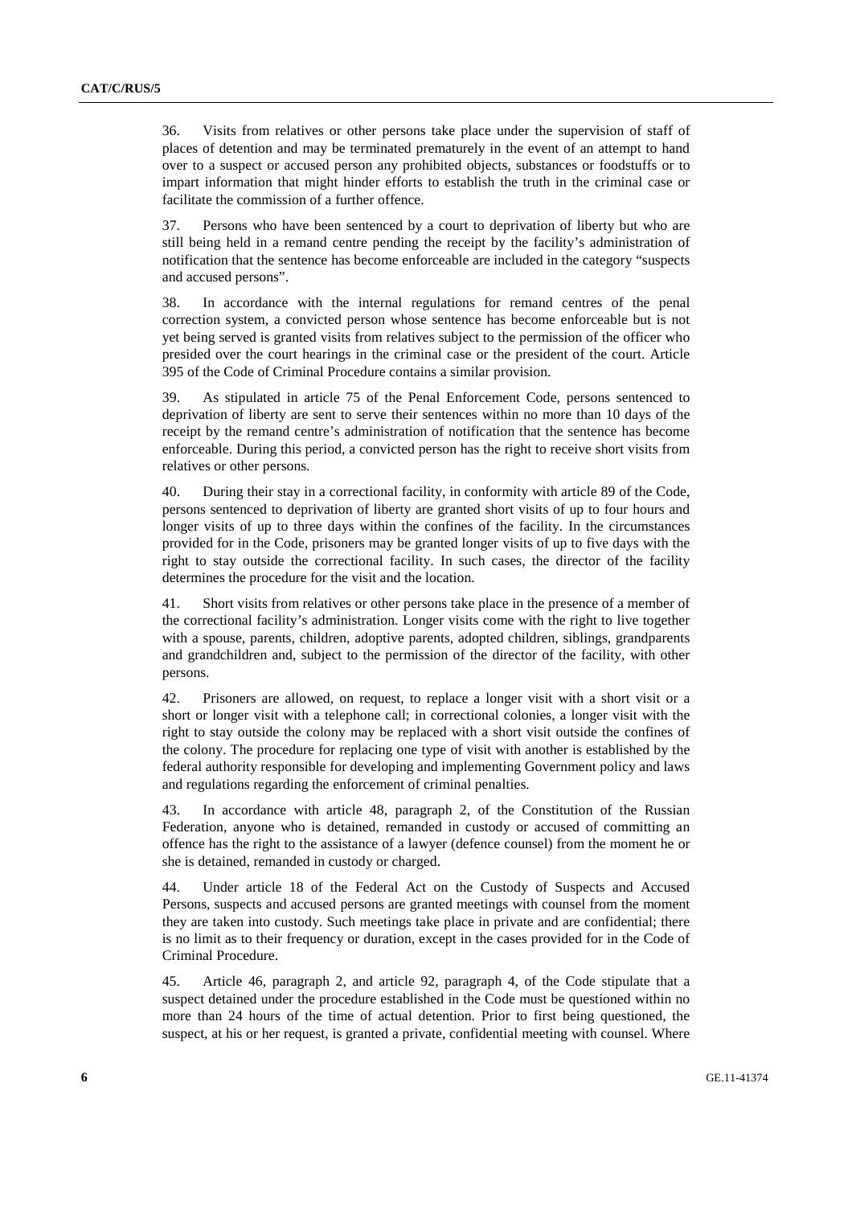36. Visits from relatives or other persons take place under the supervision of staff of places of detention and may be terminated prematurely in the event of an attempt to hand over to a suspect or accused person any prohibited objects, substances or foodstuffs or to impart information that might hinder efforts to establish the truth in the criminal case or facilitate the commission of a further offence.

37. Persons who have been sentenced by a court to deprivation of liberty but who are still being held in a remand centre pending the receipt by the facility's administration of notification that the sentence has become enforceable are included in the category "suspects and accused persons".

38. In accordance with the internal regulations for remand centres of the penal correction system, a convicted person whose sentence has become enforceable but is not yet being served is granted visits from relatives subject to the permission of the officer who presided over the court hearings in the criminal case or the president of the court. Article 395 of the Code of Criminal Procedure contains a similar provision.

39. As stipulated in article 75 of the Penal Enforcement Code, persons sentenced to deprivation of liberty are sent to serve their sentences within no more than 10 days of the receipt by the remand centre's administration of notification that the sentence has become enforceable. During this period, a convicted person has the right to receive short visits from relatives or other persons.

40. During their stay in a correctional facility, in conformity with article 89 of the Code, persons sentenced to deprivation of liberty are granted short visits of up to four hours and longer visits of up to three days within the confines of the facility. In the circumstances provided for in the Code, prisoners may be granted longer visits of up to five days with the right to stay outside the correctional facility. In such cases, the director of the facility determines the procedure for the visit and the location.

41. Short visits from relatives or other persons take place in the presence of a member of the correctional facility's administration. Longer visits come with the right to live together with a spouse, parents, children, adoptive parents, adopted children, siblings, grandparents and grandchildren and, subject to the permission of the director of the facility, with other persons.

42. Prisoners are allowed, on request, to replace a longer visit with a short visit or a short or longer visit with a telephone call; in correctional colonies, a longer visit with the right to stay outside the colony may be replaced with a short visit outside the confines of the colony. The procedure for replacing one type of visit with another is established by the federal authority responsible for developing and implementing Government policy and laws and regulations regarding the enforcement of criminal penalties.

43. In accordance with article 48, paragraph 2, of the Constitution of the Russian Federation, anyone who is detained, remanded in custody or accused of committing an offence has the right to the assistance of a lawyer (defence counsel) from the moment he or she is detained, remanded in custody or charged.

44. Under article 18 of the Federal Act on the Custody of Suspects and Accused Persons, suspects and accused persons are granted meetings with counsel from the moment they are taken into custody. Such meetings take place in private and are confidential; there is no limit as to their frequency or duration, except in the cases provided for in the Code of Criminal Procedure.

45. Article 46, paragraph 2, and article 92, paragraph 4, of the Code stipulate that a suspect detained under the procedure established in the Code must be questioned within no more than 24 hours of the time of actual detention. Prior to first being questioned, the suspect, at his or her request, is granted a private, confidential meeting with counsel. Where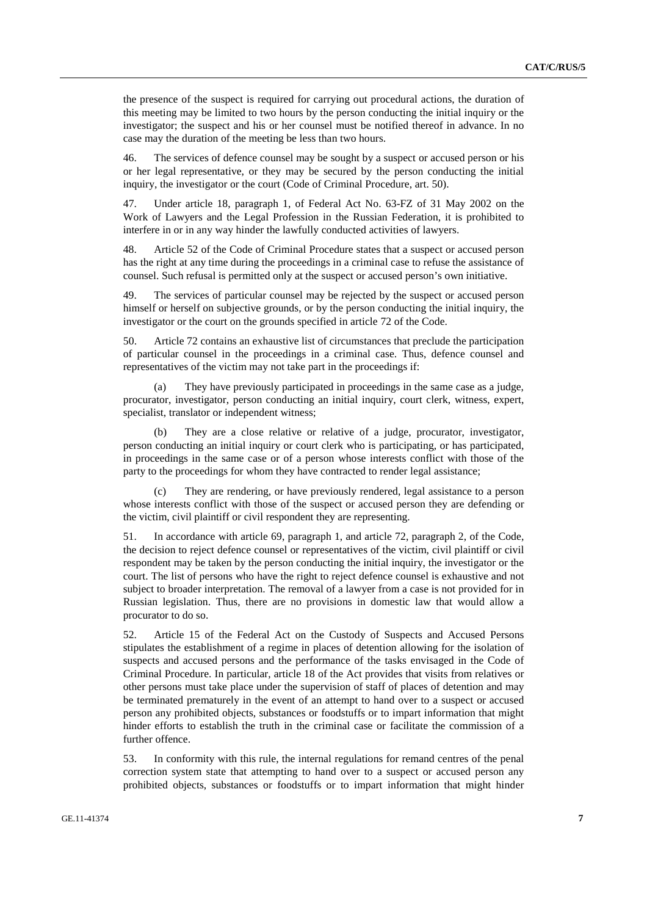the presence of the suspect is required for carrying out procedural actions, the duration of this meeting may be limited to two hours by the person conducting the initial inquiry or the investigator; the suspect and his or her counsel must be notified thereof in advance. In no case may the duration of the meeting be less than two hours.

46. The services of defence counsel may be sought by a suspect or accused person or his or her legal representative, or they may be secured by the person conducting the initial inquiry, the investigator or the court (Code of Criminal Procedure, art. 50).

47. Under article 18, paragraph 1, of Federal Act No. 63-FZ of 31 May 2002 on the Work of Lawyers and the Legal Profession in the Russian Federation, it is prohibited to interfere in or in any way hinder the lawfully conducted activities of lawyers.

48. Article 52 of the Code of Criminal Procedure states that a suspect or accused person has the right at any time during the proceedings in a criminal case to refuse the assistance of counsel. Such refusal is permitted only at the suspect or accused person's own initiative.

49. The services of particular counsel may be rejected by the suspect or accused person himself or herself on subjective grounds, or by the person conducting the initial inquiry, the investigator or the court on the grounds specified in article 72 of the Code.

50. Article 72 contains an exhaustive list of circumstances that preclude the participation of particular counsel in the proceedings in a criminal case. Thus, defence counsel and representatives of the victim may not take part in the proceedings if:

(a) They have previously participated in proceedings in the same case as a judge, procurator, investigator, person conducting an initial inquiry, court clerk, witness, expert, specialist, translator or independent witness;

(b) They are a close relative or relative of a judge, procurator, investigator, person conducting an initial inquiry or court clerk who is participating, or has participated, in proceedings in the same case or of a person whose interests conflict with those of the party to the proceedings for whom they have contracted to render legal assistance;

(c) They are rendering, or have previously rendered, legal assistance to a person whose interests conflict with those of the suspect or accused person they are defending or the victim, civil plaintiff or civil respondent they are representing.

51. In accordance with article 69, paragraph 1, and article 72, paragraph 2, of the Code, the decision to reject defence counsel or representatives of the victim, civil plaintiff or civil respondent may be taken by the person conducting the initial inquiry, the investigator or the court. The list of persons who have the right to reject defence counsel is exhaustive and not subject to broader interpretation. The removal of a lawyer from a case is not provided for in Russian legislation. Thus, there are no provisions in domestic law that would allow a procurator to do so.

52. Article 15 of the Federal Act on the Custody of Suspects and Accused Persons stipulates the establishment of a regime in places of detention allowing for the isolation of suspects and accused persons and the performance of the tasks envisaged in the Code of Criminal Procedure. In particular, article 18 of the Act provides that visits from relatives or other persons must take place under the supervision of staff of places of detention and may be terminated prematurely in the event of an attempt to hand over to a suspect or accused person any prohibited objects, substances or foodstuffs or to impart information that might hinder efforts to establish the truth in the criminal case or facilitate the commission of a further offence.

53. In conformity with this rule, the internal regulations for remand centres of the penal correction system state that attempting to hand over to a suspect or accused person any prohibited objects, substances or foodstuffs or to impart information that might hinder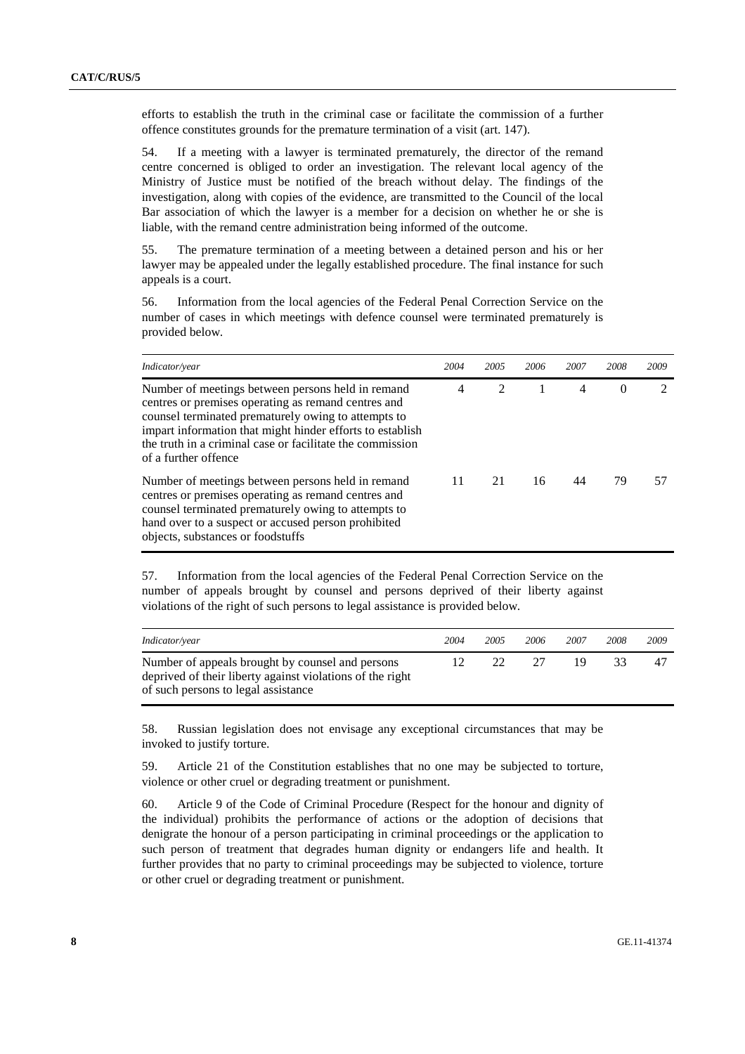efforts to establish the truth in the criminal case or facilitate the commission of a further offence constitutes grounds for the premature termination of a visit (art. 147).

54. If a meeting with a lawyer is terminated prematurely, the director of the remand centre concerned is obliged to order an investigation. The relevant local agency of the Ministry of Justice must be notified of the breach without delay. The findings of the investigation, along with copies of the evidence, are transmitted to the Council of the local Bar association of which the lawyer is a member for a decision on whether he or she is liable, with the remand centre administration being informed of the outcome.

55. The premature termination of a meeting between a detained person and his or her lawyer may be appealed under the legally established procedure. The final instance for such appeals is a court.

56. Information from the local agencies of the Federal Penal Correction Service on the number of cases in which meetings with defence counsel were terminated prematurely is provided below.

| *Indicator/year* | *2004* | *2005* | *2006* | *2007* | *2008* | *2009* |
|---|---|---|---|---|---|---|
| Number of meetings between persons held in remand centres or premises operating as remand centres and counsel terminated prematurely owing to attempts to impart information that might hinder efforts to establish the truth in a criminal case or facilitate the commission of a further offence | 4 | 2 | 1 | 4 | 0 | 2 |
| Number of meetings between persons held in remand centres or premises operating as remand centres and counsel terminated prematurely owing to attempts to hand over to a suspect or accused person prohibited objects, substances or foodstuffs | 11 | 21 | 16 | 44 | 79 | 57 |

57. Information from the local agencies of the Federal Penal Correction Service on the number of appeals brought by counsel and persons deprived of their liberty against violations of the right of such persons to legal assistance is provided below.

| *Indicator/year* | *2004* | *2005* | *2006* | *2007* | *2008* | *2009* |
|---|---|---|---|---|---|---|
| Number of appeals brought by counsel and persons deprived of their liberty against violations of the right of such persons to legal assistance | 12 | 22 | 27 | 19 | 33 | 47 |

58. Russian legislation does not envisage any exceptional circumstances that may be invoked to justify torture.

59. Article 21 of the Constitution establishes that no one may be subjected to torture, violence or other cruel or degrading treatment or punishment.

60. Article 9 of the Code of Criminal Procedure (Respect for the honour and dignity of the individual) prohibits the performance of actions or the adoption of decisions that denigrate the honour of a person participating in criminal proceedings or the application to such person of treatment that degrades human dignity or endangers life and health. It further provides that no party to criminal proceedings may be subjected to violence, torture or other cruel or degrading treatment or punishment.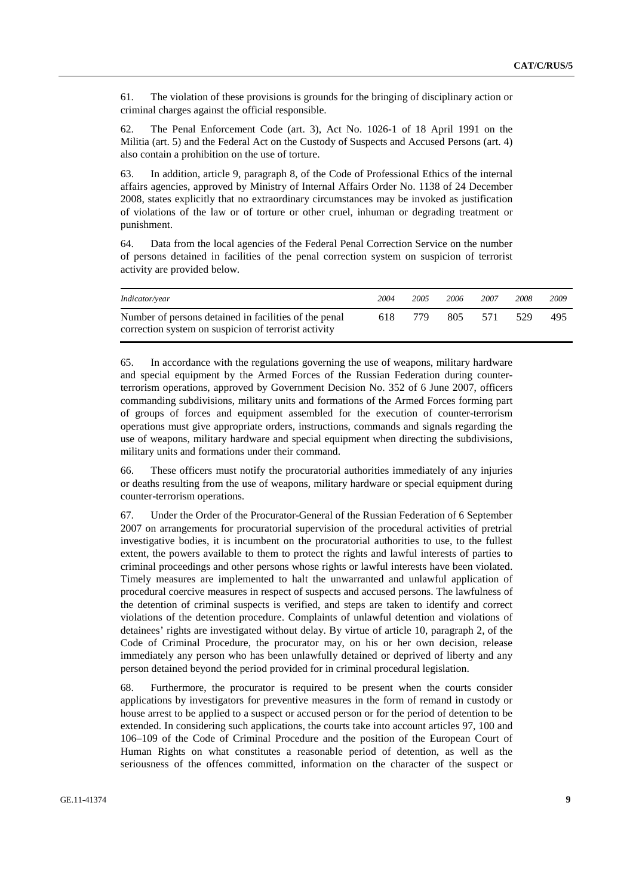61. The violation of these provisions is grounds for the bringing of disciplinary action or criminal charges against the official responsible.

62. The Penal Enforcement Code (art. 3), Act No. 1026-1 of 18 April 1991 on the Militia (art. 5) and the Federal Act on the Custody of Suspects and Accused Persons (art. 4) also contain a prohibition on the use of torture.

63. In addition, article 9, paragraph 8, of the Code of Professional Ethics of the internal affairs agencies, approved by Ministry of Internal Affairs Order No. 1138 of 24 December 2008, states explicitly that no extraordinary circumstances may be invoked as justification of violations of the law or of torture or other cruel, inhuman or degrading treatment or punishment.

64. Data from the local agencies of the Federal Penal Correction Service on the number of persons detained in facilities of the penal correction system on suspicion of terrorist activity are provided below.

| *Indicator/year* | *2004* | *2005* | *2006* | *2007* | *2008* | *2009* |
|---|---|---|---|---|---|---|
| Number of persons detained in facilities of the penal correction system on suspicion of terrorist activity | 618 | 779 | 805 | 571 | 529 | 495 |

65. In accordance with the regulations governing the use of weapons, military hardware and special equipment by the Armed Forces of the Russian Federation during counter-terrorism operations, approved by Government Decision No. 352 of 6 June 2007, officers commanding subdivisions, military units and formations of the Armed Forces forming part of groups of forces and equipment assembled for the execution of counter-terrorism operations must give appropriate orders, instructions, commands and signals regarding the use of weapons, military hardware and special equipment when directing the subdivisions, military units and formations under their command.

66. These officers must notify the procuratorial authorities immediately of any injuries or deaths resulting from the use of weapons, military hardware or special equipment during counter-terrorism operations.

67. Under the Order of the Procurator-General of the Russian Federation of 6 September 2007 on arrangements for procuratorial supervision of the procedural activities of pretrial investigative bodies, it is incumbent on the procuratorial authorities to use, to the fullest extent, the powers available to them to protect the rights and lawful interests of parties to criminal proceedings and other persons whose rights or lawful interests have been violated. Timely measures are implemented to halt the unwarranted and unlawful application of procedural coercive measures in respect of suspects and accused persons. The lawfulness of the detention of criminal suspects is verified, and steps are taken to identify and correct violations of the detention procedure. Complaints of unlawful detention and violations of detainees' rights are investigated without delay. By virtue of article 10, paragraph 2, of the Code of Criminal Procedure, the procurator may, on his or her own decision, release immediately any person who has been unlawfully detained or deprived of liberty and any person detained beyond the period provided for in criminal procedural legislation.

68. Furthermore, the procurator is required to be present when the courts consider applications by investigators for preventive measures in the form of remand in custody or house arrest to be applied to a suspect or accused person or for the period of detention to be extended. In considering such applications, the courts take into account articles 97, 100 and 106–109 of the Code of Criminal Procedure and the position of the European Court of Human Rights on what constitutes a reasonable period of detention, as well as the seriousness of the offences committed, information on the character of the suspect or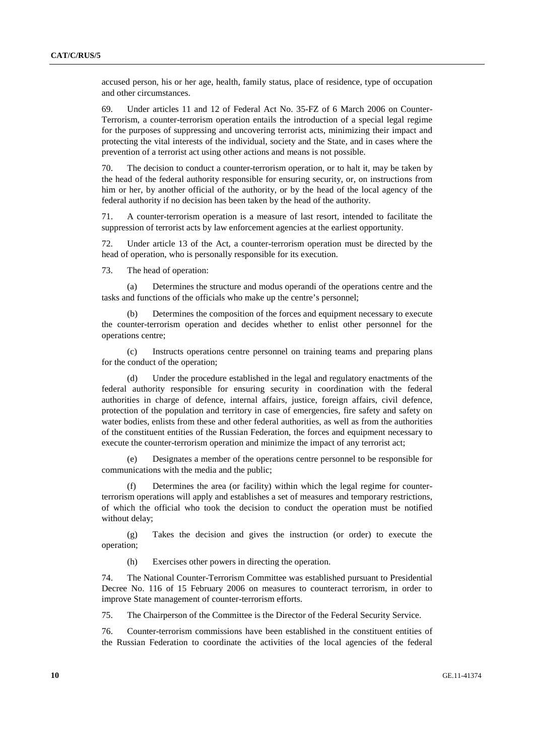accused person, his or her age, health, family status, place of residence, type of occupation and other circumstances.

69. Under articles 11 and 12 of Federal Act No. 35-FZ of 6 March 2006 on Counter-Terrorism, a counter-terrorism operation entails the introduction of a special legal regime for the purposes of suppressing and uncovering terrorist acts, minimizing their impact and protecting the vital interests of the individual, society and the State, and in cases where the prevention of a terrorist act using other actions and means is not possible.

70. The decision to conduct a counter-terrorism operation, or to halt it, may be taken by the head of the federal authority responsible for ensuring security, or, on instructions from him or her, by another official of the authority, or by the head of the local agency of the federal authority if no decision has been taken by the head of the authority.

71. A counter-terrorism operation is a measure of last resort, intended to facilitate the suppression of terrorist acts by law enforcement agencies at the earliest opportunity.

72. Under article 13 of the Act, a counter-terrorism operation must be directed by the head of operation, who is personally responsible for its execution.

73. The head of operation:

(a) Determines the structure and modus operandi of the operations centre and the tasks and functions of the officials who make up the centre's personnel;

(b) Determines the composition of the forces and equipment necessary to execute the counter-terrorism operation and decides whether to enlist other personnel for the operations centre;

(c) Instructs operations centre personnel on training teams and preparing plans for the conduct of the operation;

(d) Under the procedure established in the legal and regulatory enactments of the federal authority responsible for ensuring security in coordination with the federal authorities in charge of defence, internal affairs, justice, foreign affairs, civil defence, protection of the population and territory in case of emergencies, fire safety and safety on water bodies, enlists from these and other federal authorities, as well as from the authorities of the constituent entities of the Russian Federation, the forces and equipment necessary to execute the counter-terrorism operation and minimize the impact of any terrorist act;

(e) Designates a member of the operations centre personnel to be responsible for communications with the media and the public;

(f) Determines the area (or facility) within which the legal regime for counter-terrorism operations will apply and establishes a set of measures and temporary restrictions, of which the official who took the decision to conduct the operation must be notified without delay;

(g) Takes the decision and gives the instruction (or order) to execute the operation;

(h) Exercises other powers in directing the operation.

74. The National Counter-Terrorism Committee was established pursuant to Presidential Decree No. 116 of 15 February 2006 on measures to counteract terrorism, in order to improve State management of counter-terrorism efforts.

75. The Chairperson of the Committee is the Director of the Federal Security Service.

76. Counter-terrorism commissions have been established in the constituent entities of the Russian Federation to coordinate the activities of the local agencies of the federal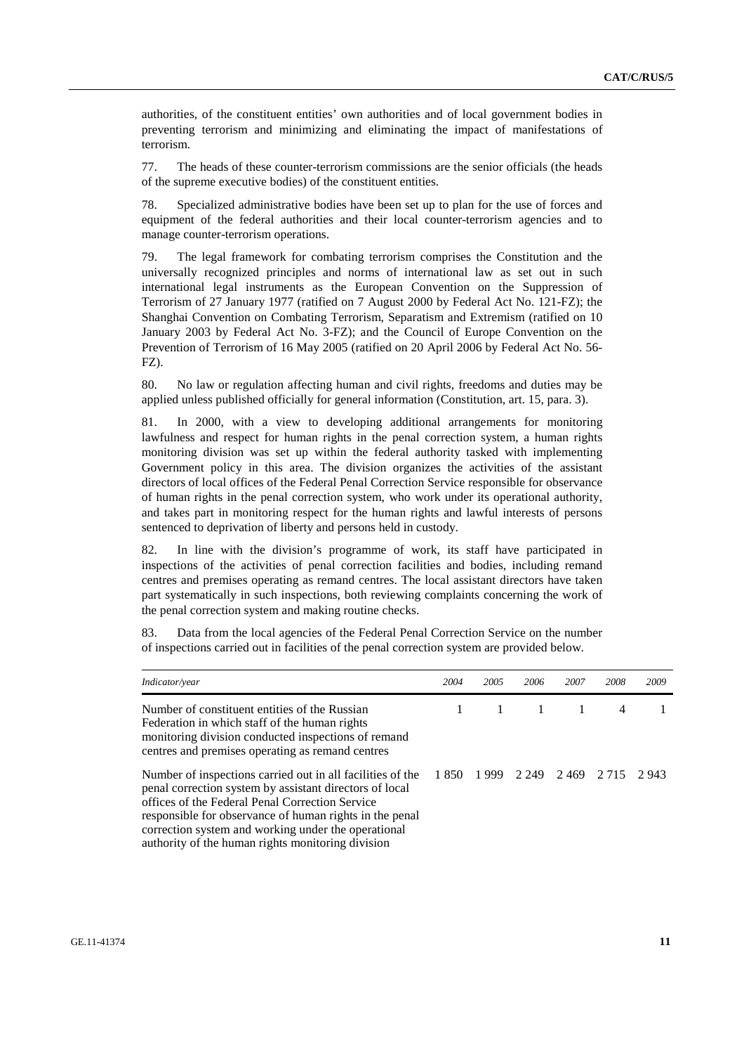authorities, of the constituent entities' own authorities and of local government bodies in preventing terrorism and minimizing and eliminating the impact of manifestations of terrorism.

77. The heads of these counter-terrorism commissions are the senior officials (the heads of the supreme executive bodies) of the constituent entities.

78. Specialized administrative bodies have been set up to plan for the use of forces and equipment of the federal authorities and their local counter-terrorism agencies and to manage counter-terrorism operations.

79. The legal framework for combating terrorism comprises the Constitution and the universally recognized principles and norms of international law as set out in such international legal instruments as the European Convention on the Suppression of Terrorism of 27 January 1977 (ratified on 7 August 2000 by Federal Act No. 121-FZ); the Shanghai Convention on Combating Terrorism, Separatism and Extremism (ratified on 10 January 2003 by Federal Act No. 3-FZ); and the Council of Europe Convention on the Prevention of Terrorism of 16 May 2005 (ratified on 20 April 2006 by Federal Act No. 56-FZ).

80. No law or regulation affecting human and civil rights, freedoms and duties may be applied unless published officially for general information (Constitution, art. 15, para. 3).

81. In 2000, with a view to developing additional arrangements for monitoring lawfulness and respect for human rights in the penal correction system, a human rights monitoring division was set up within the federal authority tasked with implementing Government policy in this area. The division organizes the activities of the assistant directors of local offices of the Federal Penal Correction Service responsible for observance of human rights in the penal correction system, who work under its operational authority, and takes part in monitoring respect for the human rights and lawful interests of persons sentenced to deprivation of liberty and persons held in custody.

82. In line with the division's programme of work, its staff have participated in inspections of the activities of penal correction facilities and bodies, including remand centres and premises operating as remand centres. The local assistant directors have taken part systematically in such inspections, both reviewing complaints concerning the work of the penal correction system and making routine checks.

83. Data from the local agencies of the Federal Penal Correction Service on the number of inspections carried out in facilities of the penal correction system are provided below.

| *Indicator/year* | *2004* | *2005* | *2006* | *2007* | *2008* | *2009* |
|---|---|---|---|---|---|---|
| Number of constituent entities of the Russian Federation in which staff of the human rights monitoring division conducted inspections of remand centres and premises operating as remand centres | 1 | 1 | 1 | 1 | 4 | 1 |
| Number of inspections carried out in all facilities of the penal correction system by assistant directors of local offices of the Federal Penal Correction Service responsible for observance of human rights in the penal correction system and working under the operational authority of the human rights monitoring division | 1 850 | 1 999 | 2 249 | 2 469 | 2 715 | 2 943 |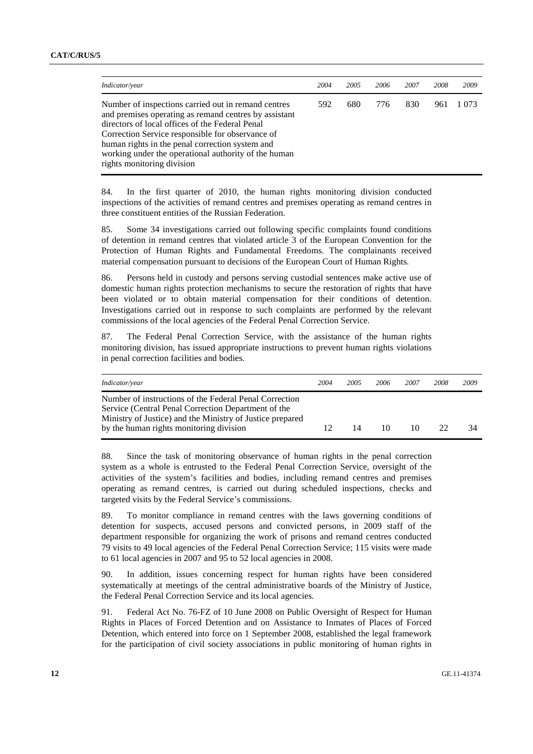| *Indicator/year* | *2004* | *2005* | *2006* | *2007* | *2008* | *2009* |
|---|---|---|---|---|---|---|
| Number of inspections carried out in remand centres and premises operating as remand centres by assistant directors of local offices of the Federal Penal Correction Service responsible for observance of human rights in the penal correction system and working under the operational authority of the human rights monitoring division | 592 | 680 | 776 | 830 | 961 | 1 073 |

84. In the first quarter of 2010, the human rights monitoring division conducted inspections of the activities of remand centres and premises operating as remand centres in three constituent entities of the Russian Federation.

85. Some 34 investigations carried out following specific complaints found conditions of detention in remand centres that violated article 3 of the European Convention for the Protection of Human Rights and Fundamental Freedoms. The complainants received material compensation pursuant to decisions of the European Court of Human Rights.

86. Persons held in custody and persons serving custodial sentences make active use of domestic human rights protection mechanisms to secure the restoration of rights that have been violated or to obtain material compensation for their conditions of detention. Investigations carried out in response to such complaints are performed by the relevant commissions of the local agencies of the Federal Penal Correction Service.

87. The Federal Penal Correction Service, with the assistance of the human rights monitoring division, has issued appropriate instructions to prevent human rights violations in penal correction facilities and bodies.

| *Indicator/year* | *2004* | *2005* | *2006* | *2007* | *2008* | *2009* |
|---|---|---|---|---|---|---|
| Number of instructions of the Federal Penal Correction Service (Central Penal Correction Department of the Ministry of Justice) and the Ministry of Justice prepared by the human rights monitoring division | 12 | 14 | 10 | 10 | 22 | 34 |

88. Since the task of monitoring observance of human rights in the penal correction system as a whole is entrusted to the Federal Penal Correction Service, oversight of the activities of the system's facilities and bodies, including remand centres and premises operating as remand centres, is carried out during scheduled inspections, checks and targeted visits by the Federal Service's commissions.

89. To monitor compliance in remand centres with the laws governing conditions of detention for suspects, accused persons and convicted persons, in 2009 staff of the department responsible for organizing the work of prisons and remand centres conducted 79 visits to 49 local agencies of the Federal Penal Correction Service; 115 visits were made to 61 local agencies in 2007 and 95 to 52 local agencies in 2008.

90. In addition, issues concerning respect for human rights have been considered systematically at meetings of the central administrative boards of the Ministry of Justice, the Federal Penal Correction Service and its local agencies.

91. Federal Act No. 76-FZ of 10 June 2008 on Public Oversight of Respect for Human Rights in Places of Forced Detention and on Assistance to Inmates of Places of Forced Detention, which entered into force on 1 September 2008, established the legal framework for the participation of civil society associations in public monitoring of human rights in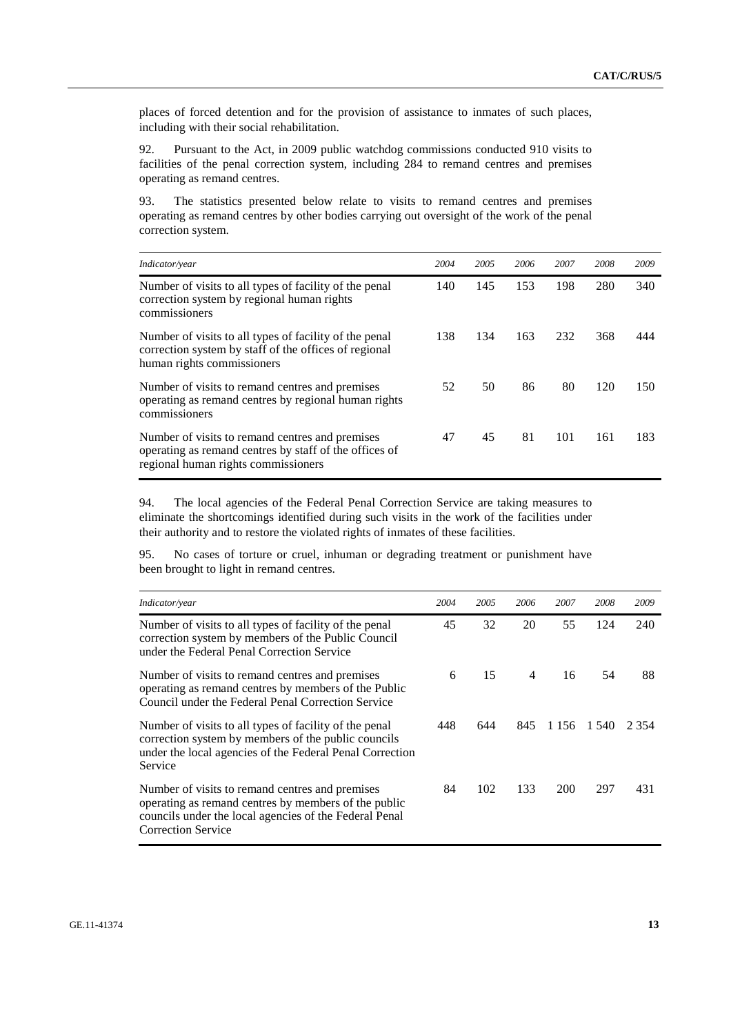places of forced detention and for the provision of assistance to inmates of such places, including with their social rehabilitation.

92. Pursuant to the Act, in 2009 public watchdog commissions conducted 910 visits to facilities of the penal correction system, including 284 to remand centres and premises operating as remand centres.

93. The statistics presented below relate to visits to remand centres and premises operating as remand centres by other bodies carrying out oversight of the work of the penal correction system.

| *Indicator/year* | *2004* | *2005* | *2006* | *2007* | *2008* | *2009* |
|---|---|---|---|---|---|---|
| Number of visits to all types of facility of the penal correction system by regional human rights commissioners | 140 | 145 | 153 | 198 | 280 | 340 |
| Number of visits to all types of facility of the penal correction system by the offices of regional human rights commissioners | 138 | 134 | 163 | 232 | 368 | 444 |
| Number of visits to remand centres and premises operating as remand centres by regional human rights commissioners | 52 | 50 | 86 | 80 | 120 | 150 |
| Number of visits to remand centres and premises operating as remand centres by staff of the offices of regional human rights commissioners | 47 | 45 | 81 | 101 | 161 | 183 |

94. The local agencies of the Federal Penal Correction Service are taking measures to eliminate the shortcomings identified during such visits in the work of the facilities under their authority and to restore the violated rights of inmates of these facilities.

95. No cases of torture or cruel, inhuman or degrading treatment or punishment have been brought to light in remand centres.

| *Indicator/year* | *2004* | *2005* | *2006* | *2007* | *2008* | *2009* |
|---|---|---|---|---|---|---|
| Number of visits to all types of facility of the penal correction system by members of the Public Council under the Federal Penal Correction Service | 45 | 32 | 20 | 55 | 124 | 240 |
| Number of visits to remand centres and premises operating as remand centres by members of the Public Council under the Federal Penal Correction Service | 6 | 15 | 4 | 16 | 54 | 88 |
| Number of visits to all types of facility of the penal correction system by members of the public councils under the local agencies of the Federal Penal Correction Service | 448 | 644 | 845 | 1 156 | 1 540 | 2 354 |
| Number of visits to remand centres and premises operating as remand centres by members of the public councils under the local agencies of the Federal Penal Correction Service | 84 | 102 | 133 | 200 | 297 | 431 |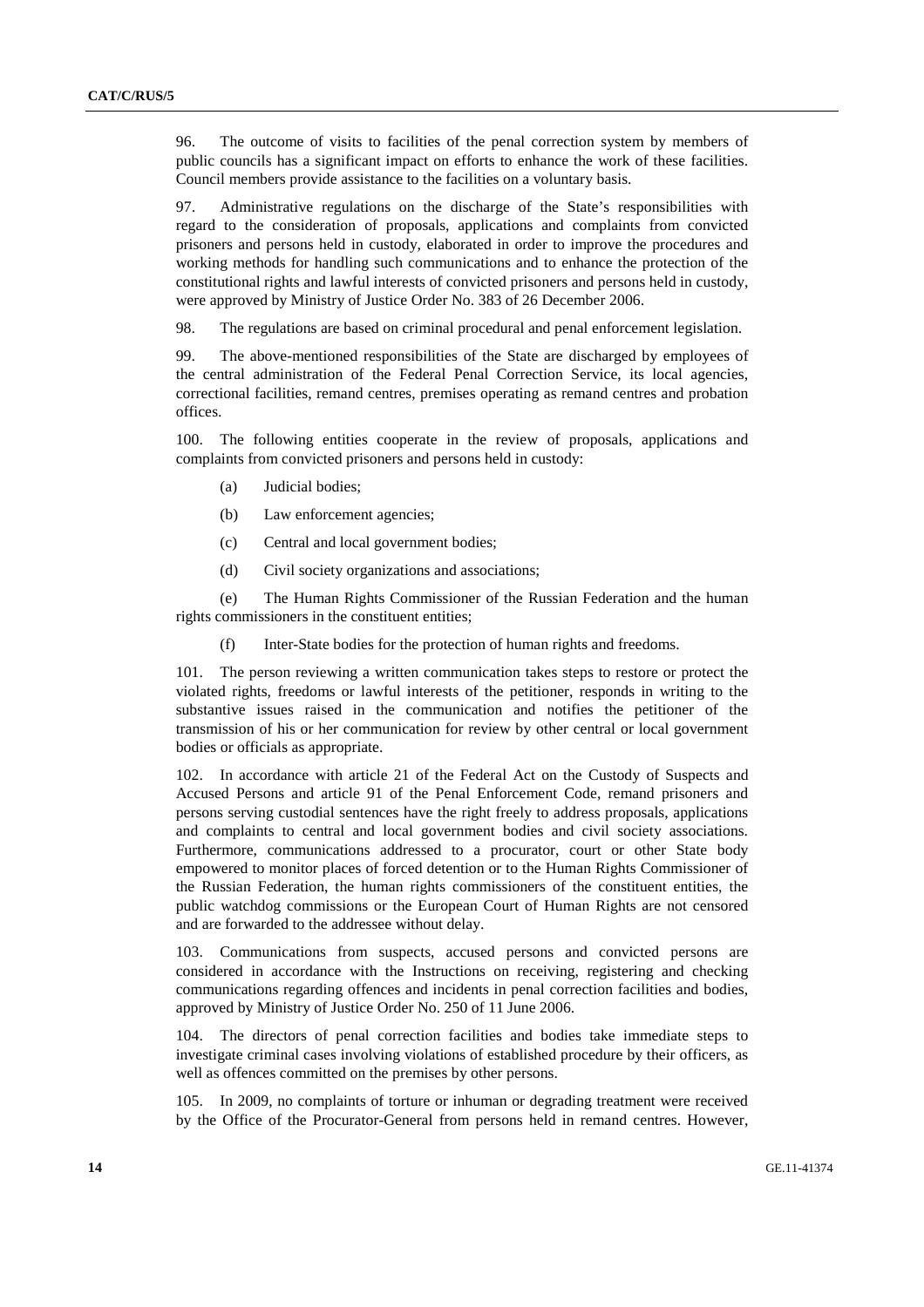96. The outcome of visits to facilities of the penal correction system by members of public councils has a significant impact on efforts to enhance the work of these facilities. Council members provide assistance to the facilities on a voluntary basis.

97. Administrative regulations on the discharge of the State's responsibilities with regard to the consideration of proposals, applications and complaints from convicted prisoners and persons held in custody, elaborated in order to improve the procedures and working methods for handling such communications and to enhance the protection of the constitutional rights and lawful interests of convicted prisoners and persons held in custody, were approved by Ministry of Justice Order No. 383 of 26 December 2006.

98. The regulations are based on criminal procedural and penal enforcement legislation.

99. The above-mentioned responsibilities of the State are discharged by employees of the central administration of the Federal Penal Correction Service, its local agencies, correctional facilities, remand centres, premises operating as remand centres and probation offices.

100. The following entities cooperate in the review of proposals, applications and complaints from convicted prisoners and persons held in custody:

(a) Judicial bodies;

(b) Law enforcement agencies;

(c) Central and local government bodies;

(d) Civil society organizations and associations;

(e) The Human Rights Commissioner of the Russian Federation and the human rights commissioners in the constituent entities;

(f) Inter-State bodies for the protection of human rights and freedoms.

101. The person reviewing a written communication takes steps to restore or protect the violated rights, freedoms or lawful interests of the petitioner, responds in writing to the substantive issues raised in the communication and notifies the petitioner of the transmission of his or her communication for review by other central or local government bodies or officials as appropriate.

102. In accordance with article 21 of the Federal Act on the Custody of Suspects and Accused Persons and article 91 of the Penal Enforcement Code, remand prisoners and persons serving custodial sentences have the right freely to address proposals, applications and complaints to central and local government bodies and civil society associations. Furthermore, communications addressed to a procurator, court or other State body empowered to monitor places of forced detention or to the Human Rights Commissioner of the Russian Federation, the human rights commissioners of the constituent entities, the public watchdog commissions or the European Court of Human Rights are not censored and are forwarded to the addressee without delay.

103. Communications from suspects, accused persons and convicted persons are considered in accordance with the Instructions on receiving, registering and checking communications regarding offences and incidents in penal correction facilities and bodies, approved by Ministry of Justice Order No. 250 of 11 June 2006.

104. The directors of penal correction facilities and bodies take immediate steps to investigate criminal cases involving violations of established procedure by their officers, as well as offences committed on the premises by other persons.

105. In 2009, no complaints of torture or inhuman or degrading treatment were received by the Office of the Procurator-General from persons held in remand centres. However,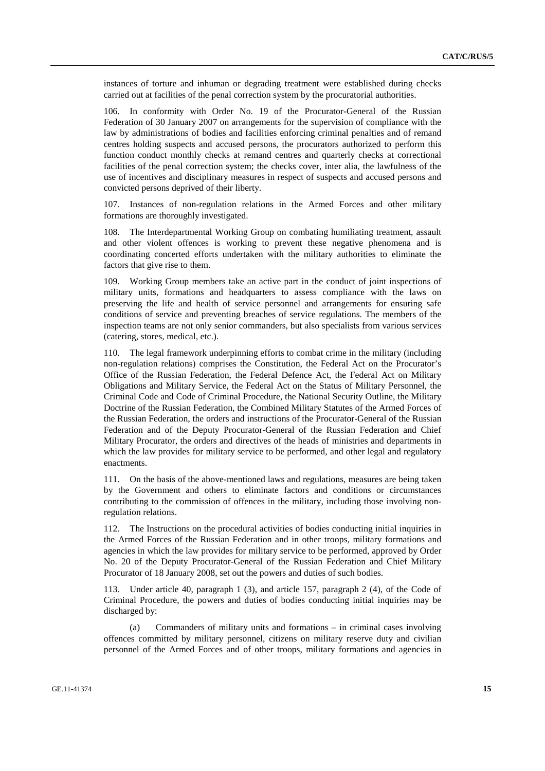instances of torture and inhuman or degrading treatment were established during checks carried out at facilities of the penal correction system by the procuratorial authorities.

106. In conformity with Order No. 19 of the Procurator-General of the Russian Federation of 30 January 2007 on arrangements for the supervision of compliance with the law by administrations of bodies and facilities enforcing criminal penalties and of remand centres holding suspects and accused persons, the procurators authorized to perform this function conduct monthly checks at remand centres and quarterly checks at correctional facilities of the penal correction system; the checks cover, inter alia, the lawfulness of the use of incentives and disciplinary measures in respect of suspects and accused persons and convicted persons deprived of their liberty.

107. Instances of non-regulation relations in the Armed Forces and other military formations are thoroughly investigated.

108. The Interdepartmental Working Group on combating humiliating treatment, assault and other violent offences is working to prevent these negative phenomena and is coordinating concerted efforts undertaken with the military authorities to eliminate the factors that give rise to them.

109. Working Group members take an active part in the conduct of joint inspections of military units, formations and headquarters to assess compliance with the laws on preserving the life and health of service personnel and arrangements for ensuring safe conditions of service and preventing breaches of service regulations. The members of the inspection teams are not only senior commanders, but also specialists from various services (catering, stores, medical, etc.).

110. The legal framework underpinning efforts to combat crime in the military (including non-regulation relations) comprises the Constitution, the Federal Act on the Procurator's Office of the Russian Federation, the Federal Defence Act, the Federal Act on Military Obligations and Military Service, the Federal Act on the Status of Military Personnel, the Criminal Code and Code of Criminal Procedure, the National Security Outline, the Military Doctrine of the Russian Federation, the Combined Military Statutes of the Armed Forces of the Russian Federation, the orders and instructions of the Procurator-General of the Russian Federation and of the Deputy Procurator-General of the Russian Federation and Chief Military Procurator, the orders and directives of the heads of ministries and departments in which the law provides for military service to be performed, and other legal and regulatory enactments.

111. On the basis of the above-mentioned laws and regulations, measures are being taken by the Government and others to eliminate factors and conditions or circumstances contributing to the commission of offences in the military, including those involving non-regulation relations.

112. The Instructions on the procedural activities of bodies conducting initial inquiries in the Armed Forces of the Russian Federation and in other troops, military formations and agencies in which the law provides for military service to be performed, approved by Order No. 20 of the Deputy Procurator-General of the Russian Federation and Chief Military Procurator of 18 January 2008, set out the powers and duties of such bodies.

113. Under article 40, paragraph 1 (3), and article 157, paragraph 2 (4), of the Code of Criminal Procedure, the powers and duties of bodies conducting initial inquiries may be discharged by:

(a) Commanders of military units and formations – in criminal cases involving offences committed by military personnel, citizens on military reserve duty and civilian personnel of the Armed Forces and of other troops, military formations and agencies in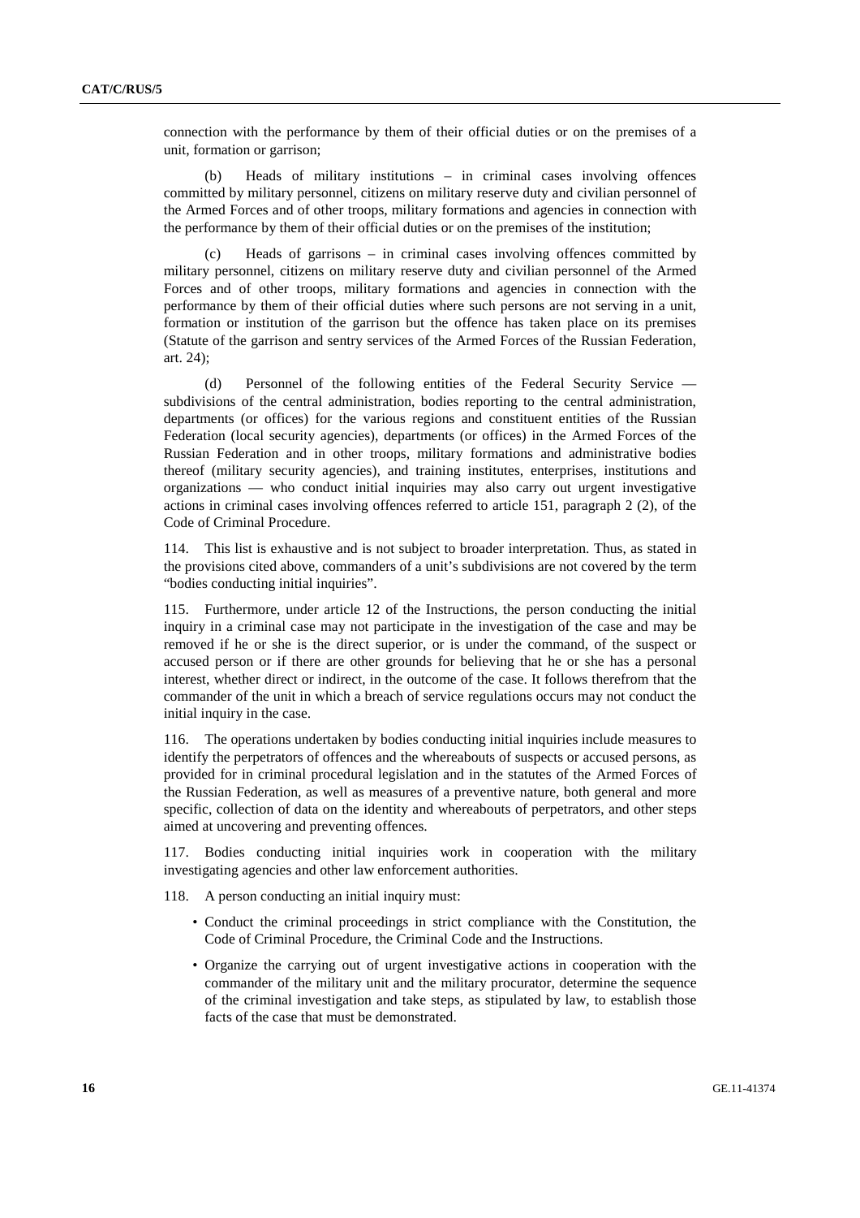connection with the performance by them of their official duties or on the premises of a unit, formation or garrison;

(b) Heads of military institutions – in criminal cases involving offences committed by military personnel, citizens on military reserve duty and civilian personnel of the Armed Forces and of other troops, military formations and agencies in connection with the performance by them of their official duties or on the premises of the institution;

(c) Heads of garrisons – in criminal cases involving offences committed by military personnel, citizens on military reserve duty and civilian personnel of the Armed Forces and of other troops, military formations and agencies in connection with the performance by them of their official duties where such persons are not serving in a unit, formation or institution of the garrison but the offence has taken place on its premises (Statute of the garrison and sentry services of the Armed Forces of the Russian Federation, art. 24);

(d) Personnel of the following entities of the Federal Security Service — subdivisions of the central administration, bodies reporting to the central administration, departments (or offices) for the various regions and constituent entities of the Russian Federation (local security agencies), departments (or offices) in the Armed Forces of the Russian Federation and in other troops, military formations and administrative bodies thereof (military security agencies), and training institutes, enterprises, institutions and organizations — who conduct initial inquiries may also carry out urgent investigative actions in criminal cases involving offences referred to article 151, paragraph 2 (2), of the Code of Criminal Procedure.

114. This list is exhaustive and is not subject to broader interpretation. Thus, as stated in the provisions cited above, commanders of a unit's subdivisions are not covered by the term "bodies conducting initial inquiries".

115. Furthermore, under article 12 of the Instructions, the person conducting the initial inquiry in a criminal case may not participate in the investigation of the case and may be removed if he or she is the direct superior, or is under the command, of the suspect or accused person or if there are other grounds for believing that he or she has a personal interest, whether direct or indirect, in the outcome of the case. It follows therefrom that the commander of the unit in which a breach of service regulations occurs may not conduct the initial inquiry in the case.

116. The operations undertaken by bodies conducting initial inquiries include measures to identify the perpetrators of offences and the whereabouts of suspects or accused persons, as provided for in criminal procedural legislation and in the statutes of the Armed Forces of the Russian Federation, as well as measures of a preventive nature, both general and more specific, collection of data on the identity and whereabouts of perpetrators, and other steps aimed at uncovering and preventing offences.

117. Bodies conducting initial inquiries work in cooperation with the military investigating agencies and other law enforcement authorities.

118. A person conducting an initial inquiry must:

- Conduct the criminal proceedings in strict compliance with the Constitution, the Code of Criminal Procedure, the Criminal Code and the Instructions.
- Organize the carrying out of urgent investigative actions in cooperation with the commander of the military unit and the military procurator, determine the sequence of the criminal investigation and take steps, as stipulated by law, to establish those facts of the case that must be demonstrated.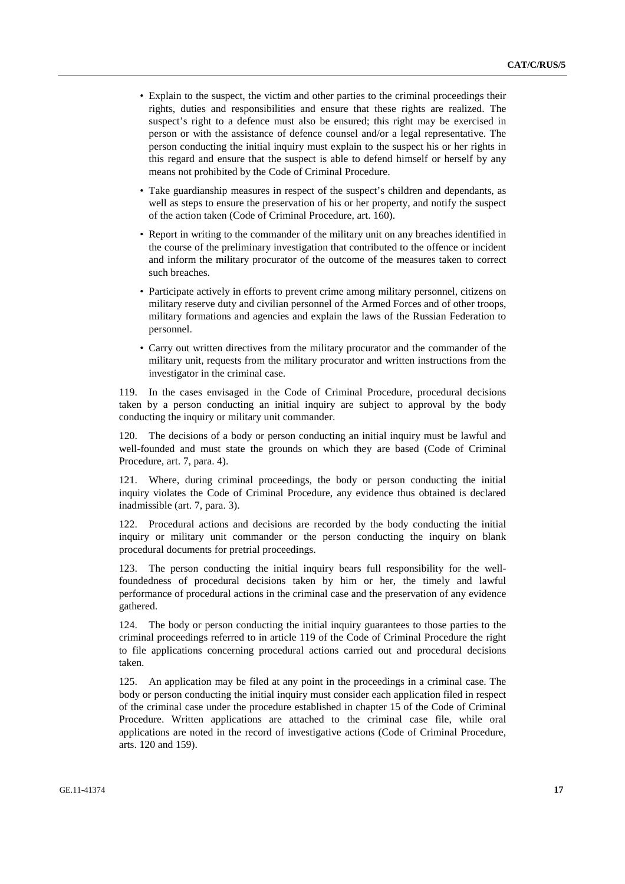- Explain to the suspect, the victim and other parties to the criminal proceedings their rights, duties and responsibilities and ensure that these rights are realized. The suspect's right to a defence must also be ensured; this right may be exercised in person or with the assistance of defence counsel and/or a legal representative. The person conducting the initial inquiry must explain to the suspect his or her rights in this regard and ensure that the suspect is able to defend himself or herself by any means not prohibited by the Code of Criminal Procedure.
- Take guardianship measures in respect of the suspect's children and dependants, as well as steps to ensure the preservation of his or her property, and notify the suspect of the action taken (Code of Criminal Procedure, art. 160).
- Report in writing to the commander of the military unit on any breaches identified in the course of the preliminary investigation that contributed to the offence or incident and inform the military procurator of the outcome of the measures taken to correct such breaches.
- Participate actively in efforts to prevent crime among military personnel, citizens on military reserve duty and civilian personnel of the Armed Forces and of other troops, military formations and agencies and explain the laws of the Russian Federation to personnel.
- Carry out written directives from the military procurator and the commander of the military unit, requests from the military procurator and written instructions from the investigator in the criminal case.

119. In the cases envisaged in the Code of Criminal Procedure, procedural decisions taken by a person conducting an initial inquiry are subject to approval by the body conducting the inquiry or military unit commander.

120. The decisions of a body or person conducting an initial inquiry must be lawful and well-founded and must state the grounds on which they are based (Code of Criminal Procedure, art. 7, para. 4).

121. Where, during criminal proceedings, the body or person conducting the initial inquiry violates the Code of Criminal Procedure, any evidence thus obtained is declared inadmissible (art. 7, para. 3).

122. Procedural actions and decisions are recorded by the body conducting the initial inquiry or military unit commander or the person conducting the inquiry on blank procedural documents for pretrial proceedings.

123. The person conducting the initial inquiry bears full responsibility for the well-foundedness of procedural decisions taken by him or her, the timely and lawful performance of procedural actions in the criminal case and the preservation of any evidence gathered.

124. The body or person conducting the initial inquiry guarantees to those parties to the criminal proceedings referred to in article 119 of the Code of Criminal Procedure the right to file applications concerning procedural actions carried out and procedural decisions taken.

125. An application may be filed at any point in the proceedings in a criminal case. The body or person conducting the initial inquiry must consider each application filed in respect of the criminal case under the procedure established in chapter 15 of the Code of Criminal Procedure. Written applications are attached to the criminal case file, while oral applications are noted in the record of investigative actions (Code of Criminal Procedure, arts. 120 and 159).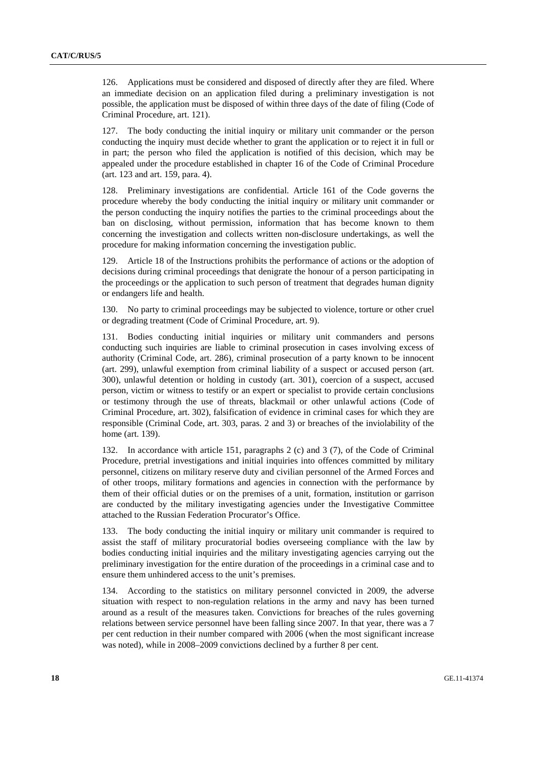126. Applications must be considered and disposed of directly after they are filed. Where an immediate decision on an application filed during a preliminary investigation is not possible, the application must be disposed of within three days of the date of filing (Code of Criminal Procedure, art. 121).

127. The body conducting the initial inquiry or military unit commander or the person conducting the inquiry must decide whether to grant the application or to reject it in full or in part; the person who filed the application is notified of this decision, which may be appealed under the procedure established in chapter 16 of the Code of Criminal Procedure (art. 123 and art. 159, para. 4).

128. Preliminary investigations are confidential. Article 161 of the Code governs the procedure whereby the body conducting the initial inquiry or military unit commander or the person conducting the inquiry notifies the parties to the criminal proceedings about the ban on disclosing, without permission, information that has become known to them concerning the investigation and collects written non-disclosure undertakings, as well the procedure for making information concerning the investigation public.

129. Article 18 of the Instructions prohibits the performance of actions or the adoption of decisions during criminal proceedings that denigrate the honour of a person participating in the proceedings or the application to such person of treatment that degrades human dignity or endangers life and health.

130. No party to criminal proceedings may be subjected to violence, torture or other cruel or degrading treatment (Code of Criminal Procedure, art. 9).

131. Bodies conducting initial inquiries or military unit commanders and persons conducting such inquiries are liable to criminal prosecution in cases involving excess of authority (Criminal Code, art. 286), criminal prosecution of a party known to be innocent (art. 299), unlawful exemption from criminal liability of a suspect or accused person (art. 300), unlawful detention or holding in custody (art. 301), coercion of a suspect, accused person, victim or witness to testify or an expert or specialist to provide certain conclusions or testimony through the use of threats, blackmail or other unlawful actions (Code of Criminal Procedure, art. 302), falsification of evidence in criminal cases for which they are responsible (Criminal Code, art. 303, paras. 2 and 3) or breaches of the inviolability of the home (art. 139).

132. In accordance with article 151, paragraphs 2 (c) and 3 (7), of the Code of Criminal Procedure, pretrial investigations and initial inquiries into offences committed by military personnel, citizens on military reserve duty and civilian personnel of the Armed Forces and of other troops, military formations and agencies in connection with the performance by them of their official duties or on the premises of a unit, formation, institution or garrison are conducted by the military investigating agencies under the Investigative Committee attached to the Russian Federation Procurator's Office.

133. The body conducting the initial inquiry or military unit commander is required to assist the staff of military procuratorial bodies overseeing compliance with the law by bodies conducting initial inquiries and the military investigating agencies carrying out the preliminary investigation for the entire duration of the proceedings in a criminal case and to ensure them unhindered access to the unit's premises.

134. According to the statistics on military personnel convicted in 2009, the adverse situation with respect to non-regulation relations in the army and navy has been turned around as a result of the measures taken. Convictions for breaches of the rules governing relations between service personnel have been falling since 2007. In that year, there was a 7 per cent reduction in their number compared with 2006 (when the most significant increase was noted), while in 2008–2009 convictions declined by a further 8 per cent.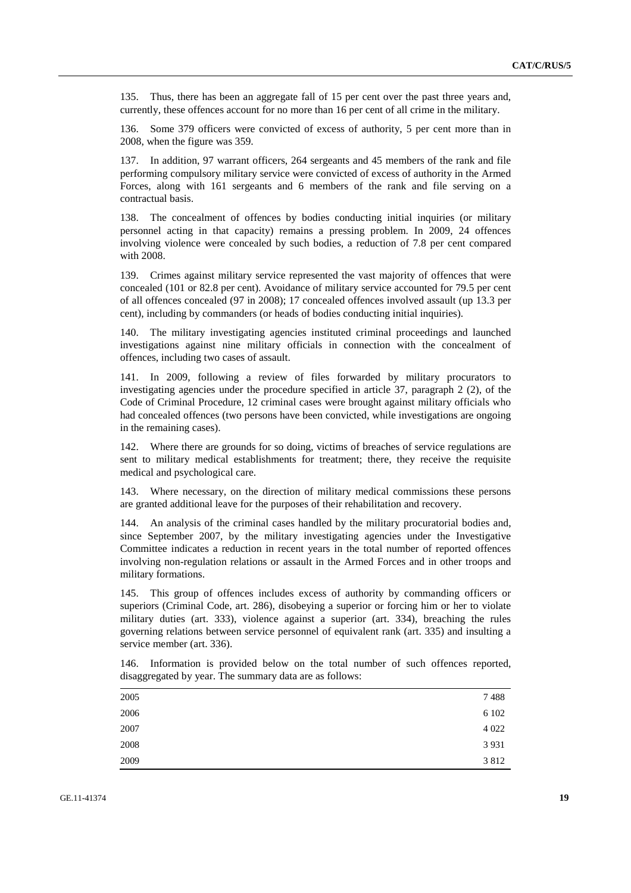135. Thus, there has been an aggregate fall of 15 per cent over the past three years and, currently, these offences account for no more than 16 per cent of all crime in the military.

136. Some 379 officers were convicted of excess of authority, 5 per cent more than in 2008, when the figure was 359.

137. In addition, 97 warrant officers, 264 sergeants and 45 members of the rank and file performing compulsory military service were convicted of excess of authority in the Armed Forces, along with 161 sergeants and 6 members of the rank and file serving on a contractual basis.

138. The concealment of offences by bodies conducting initial inquiries (or military personnel acting in that capacity) remains a pressing problem. In 2009, 24 offences involving violence were concealed by such bodies, a reduction of 7.8 per cent compared with 2008.

139. Crimes against military service represented the vast majority of offences that were concealed (101 or 82.8 per cent). Avoidance of military service accounted for 79.5 per cent of all offences concealed (97 in 2008); 17 concealed offences involved assault (up 13.3 per cent), including by commanders (or heads of bodies conducting initial inquiries).

140. The military investigating agencies instituted criminal proceedings and launched investigations against nine military officials in connection with the concealment of offences, including two cases of assault.

141. In 2009, following a review of files forwarded by military procurators to investigating agencies under the procedure specified in article 37, paragraph 2 (2), of the Code of Criminal Procedure, 12 criminal cases were brought against military officials who had concealed offences (two persons have been convicted, while investigations are ongoing in the remaining cases).

142. Where there are grounds for so doing, victims of breaches of service regulations are sent to military medical establishments for treatment; there, they receive the requisite medical and psychological care.

143. Where necessary, on the direction of military medical commissions these persons are granted additional leave for the purposes of their rehabilitation and recovery.

144. An analysis of the criminal cases handled by the military procuratorial bodies and, since September 2007, by the military investigating agencies under the Investigative Committee indicates a reduction in recent years in the total number of reported offences involving non-regulation relations or assault in the Armed Forces and in other troops and military formations.

145. This group of offences includes excess of authority by commanding officers or superiors (Criminal Code, art. 286), disobeying a superior or forcing him or her to violate military duties (art. 333), violence against a superior (art. 334), breaching the rules governing relations between service personnel of equivalent rank (art. 335) and insulting a service member (art. 336).

146. Information is provided below on the total number of such offences reported, disaggregated by year. The summary data are as follows:

| | |
|---|---|
| 2005 | 7 488 |
| 2006 | 6 102 |
| 2007 | 4 022 |
| 2008 | 3 931 |
| 2009 | 3 812 |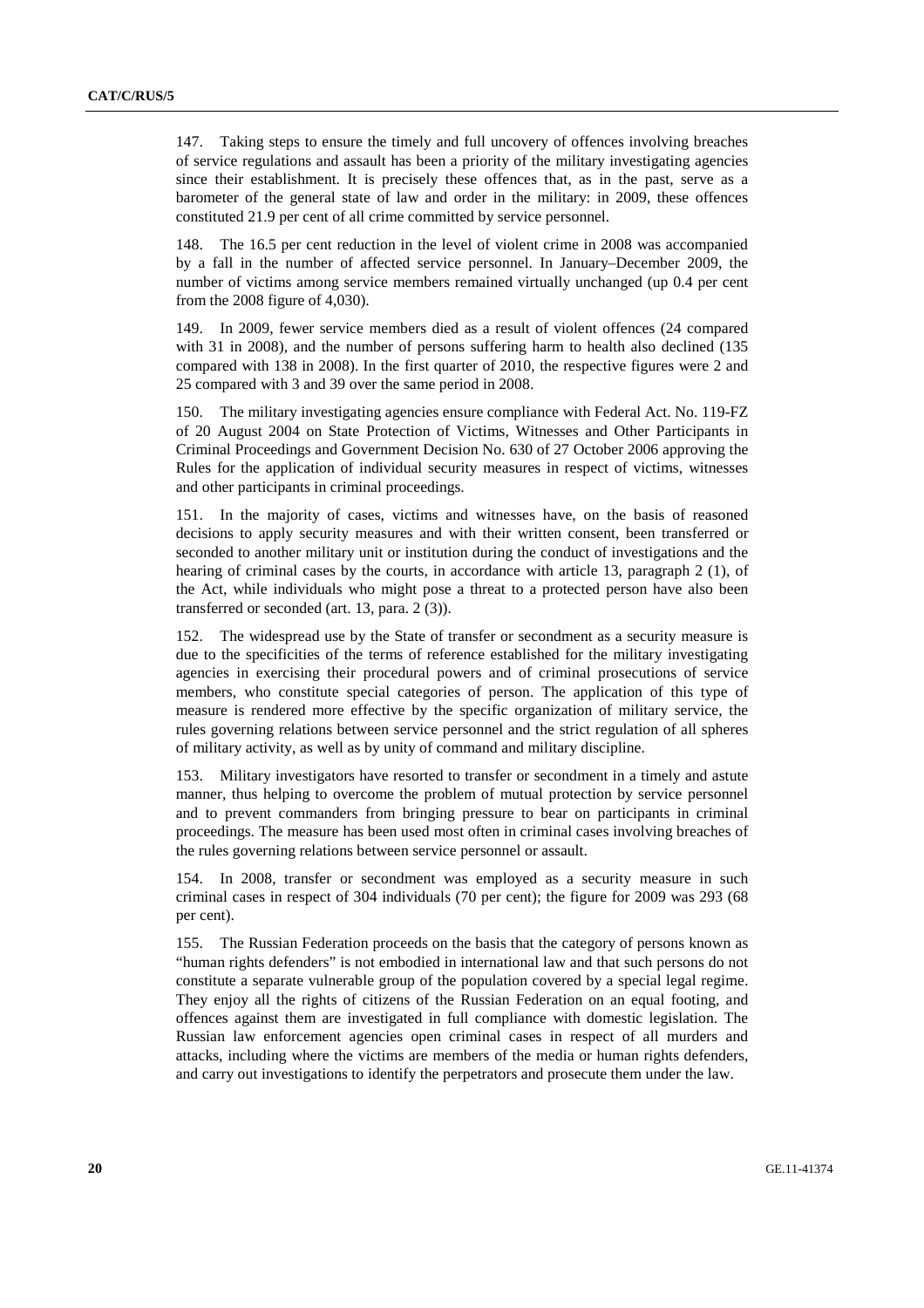147. Taking steps to ensure the timely and full uncovery of offences involving breaches of service regulations and assault has been a priority of the military investigating agencies since their establishment. It is precisely these offences that, as in the past, serve as a barometer of the general state of law and order in the military: in 2009, these offences constituted 21.9 per cent of all crime committed by service personnel.

148. The 16.5 per cent reduction in the level of violent crime in 2008 was accompanied by a fall in the number of affected service personnel. In January–December 2009, the number of victims among service members remained virtually unchanged (up 0.4 per cent from the 2008 figure of 4,030).

149. In 2009, fewer service members died as a result of violent offences (24 compared with 31 in 2008), and the number of persons suffering harm to health also declined (135 compared with 138 in 2008). In the first quarter of 2010, the respective figures were 2 and 25 compared with 3 and 39 over the same period in 2008.

150. The military investigating agencies ensure compliance with Federal Act. No. 119-FZ of 20 August 2004 on State Protection of Victims, Witnesses and Other Participants in Criminal Proceedings and Government Decision No. 630 of 27 October 2006 approving the Rules for the application of individual security measures in respect of victims, witnesses and other participants in criminal proceedings.

151. In the majority of cases, victims and witnesses have, on the basis of reasoned decisions to apply security measures and with their written consent, been transferred or seconded to another military unit or institution during the conduct of investigations and the hearing of criminal cases by the courts, in accordance with article 13, paragraph 2 (1), of the Act, while individuals who might pose a threat to a protected person have also been transferred or seconded (art. 13, para. 2 (3)).

152. The widespread use by the State of transfer or secondment as a security measure is due to the specificities of the terms of reference established for the military investigating agencies in exercising their procedural powers and of criminal prosecutions of service members, who constitute special categories of person. The application of this type of measure is rendered more effective by the specific organization of military service, the rules governing relations between service personnel and the strict regulation of all spheres of military activity, as well as by unity of command and military discipline.

153. Military investigators have resorted to transfer or secondment in a timely and astute manner, thus helping to overcome the problem of mutual protection by service personnel and to prevent commanders from bringing pressure to bear on participants in criminal proceedings. The measure has been used most often in criminal cases involving breaches of the rules governing relations between service personnel or assault.

154. In 2008, transfer or secondment was employed as a security measure in such criminal cases in respect of 304 individuals (70 per cent); the figure for 2009 was 293 (68 per cent).

155. The Russian Federation proceeds on the basis that the category of persons known as "human rights defenders" is not embodied in international law and that such persons do not constitute a separate vulnerable group of the population covered by a special legal regime. They enjoy all the rights of citizens of the Russian Federation on an equal footing, and offences against them are investigated in full compliance with domestic legislation. The Russian law enforcement agencies open criminal cases in respect of all murders and attacks, including where the victims are members of the media or human rights defenders, and carry out investigations to identify the perpetrators and prosecute them under the law.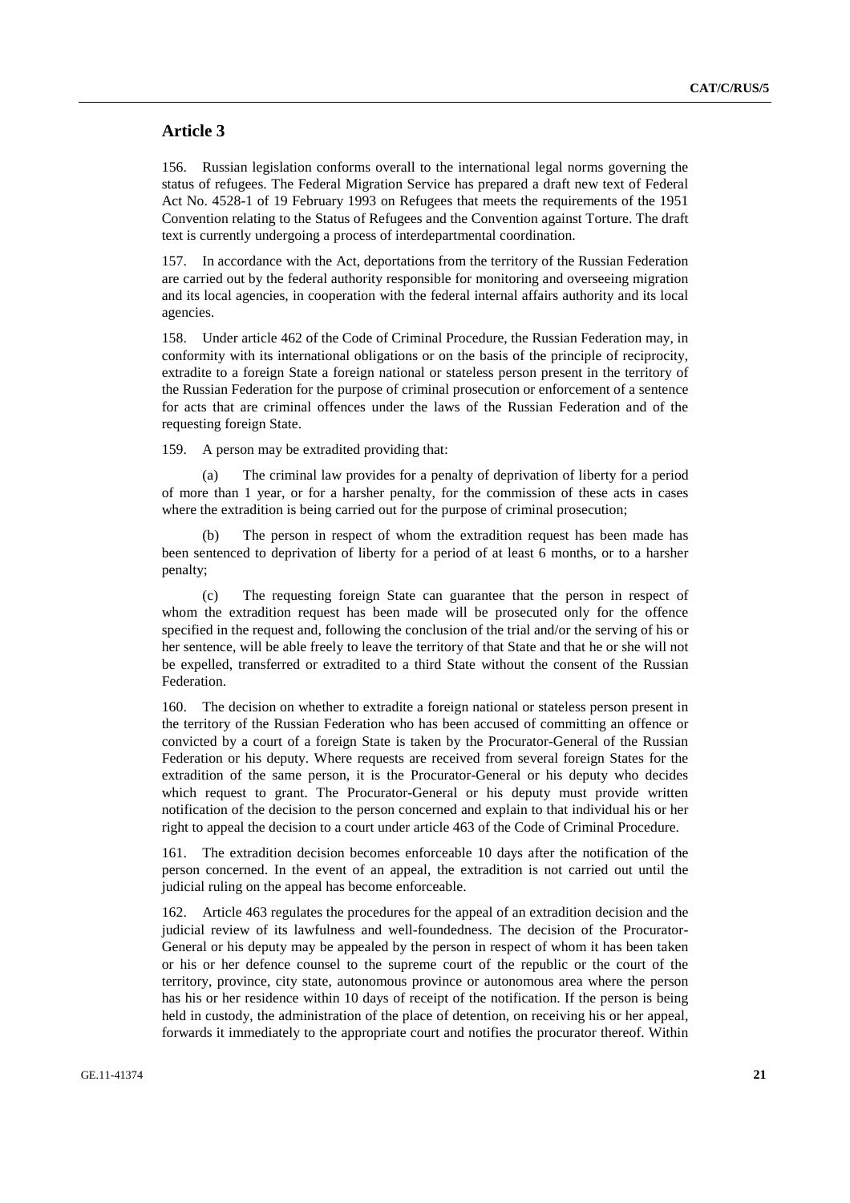## Article 3

156. Russian legislation conforms overall to the international legal norms governing the status of refugees. The Federal Migration Service has prepared a draft new text of Federal Act No. 4528-1 of 19 February 1993 on Refugees that meets the requirements of the 1951 Convention relating to the Status of Refugees and the Convention against Torture. The draft text is currently undergoing a process of interdepartmental coordination.

157. In accordance with the Act, deportations from the territory of the Russian Federation are carried out by the federal authority responsible for monitoring and overseeing migration and its local agencies, in cooperation with the federal internal affairs authority and its local agencies.

158. Under article 462 of the Code of Criminal Procedure, the Russian Federation may, in conformity with its international obligations or on the basis of the principle of reciprocity, extradite to a foreign State a foreign national or stateless person present in the territory of the Russian Federation for the purpose of criminal prosecution or enforcement of a sentence for acts that are criminal offences under the laws of the Russian Federation and of the requesting foreign State.

159. A person may be extradited providing that:

(a) The criminal law provides for a penalty of deprivation of liberty for a period of more than 1 year, or for a harsher penalty, for the commission of these acts in cases where the extradition is being carried out for the purpose of criminal prosecution;

(b) The person in respect of whom the extradition request has been made has been sentenced to deprivation of liberty for a period of at least 6 months, or to a harsher penalty;

(c) The requesting foreign State can guarantee that the person in respect of whom the extradition request has been made will be prosecuted only for the offence specified in the request and, following the conclusion of the trial and/or the serving of his or her sentence, will be able freely to leave the territory of that State and that he or she will not be expelled, transferred or extradited to a third State without the consent of the Russian Federation.

160. The decision on whether to extradite a foreign national or stateless person present in the territory of the Russian Federation who has been accused of committing an offence or convicted by a court of a foreign State is taken by the Procurator-General of the Russian Federation or his deputy. Where requests are received from several foreign States for the extradition of the same person, it is the Procurator-General or his deputy who decides which request to grant. The Procurator-General or his deputy must provide written notification of the decision to the person concerned and explain to that individual his or her right to appeal the decision to a court under article 463 of the Code of Criminal Procedure.

161. The extradition decision becomes enforceable 10 days after the notification of the person concerned. In the event of an appeal, the extradition is not carried out until the judicial ruling on the appeal has become enforceable.

162. Article 463 regulates the procedures for the appeal of an extradition decision and the judicial review of its lawfulness and well-foundedness. The decision of the Procurator-General or his deputy may be appealed by the person in respect of whom it has been taken or his or her defence counsel to the supreme court of the republic or the court of the territory, province, city state, autonomous province or autonomous area where the person has his or her residence within 10 days of receipt of the notification. If the person is being held in custody, the administration of the place of detention, on receiving his or her appeal, forwards it immediately to the appropriate court and notifies the procurator thereof. Within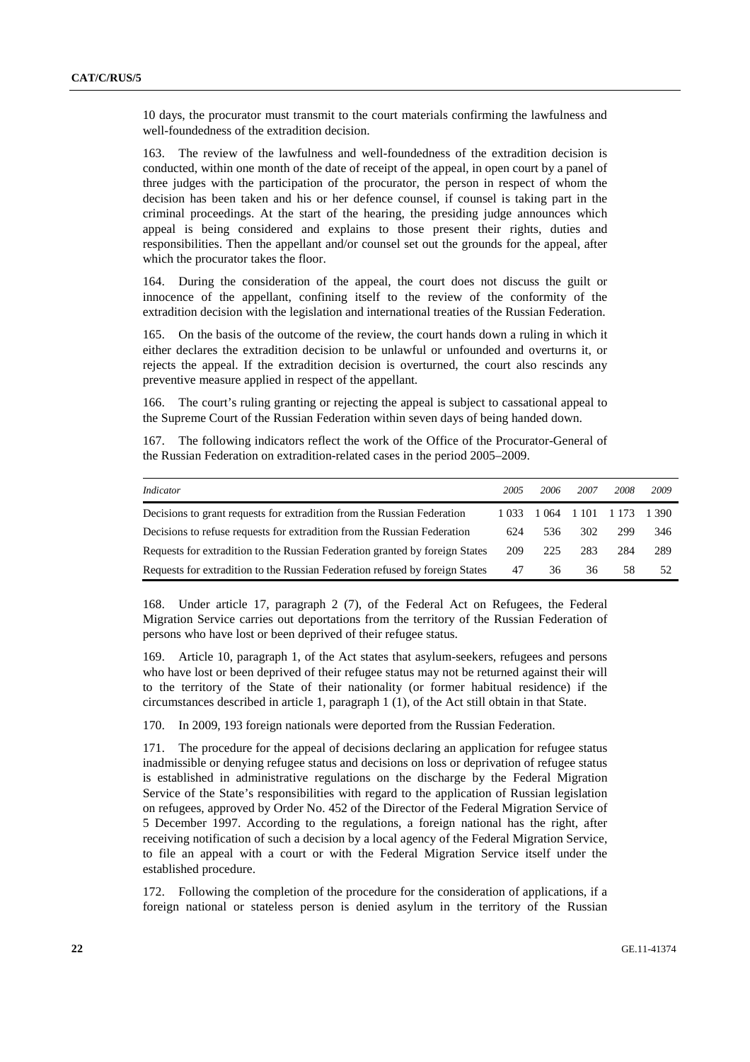10 days, the procurator must transmit to the court materials confirming the lawfulness and well-foundedness of the extradition decision.

163. The review of the lawfulness and well-foundedness of the extradition decision is conducted, within one month of the date of receipt of the appeal, in open court by a panel of three judges with the participation of the procurator, the person in respect of whom the decision has been taken and his or her defence counsel, if counsel is taking part in the criminal proceedings. At the start of the hearing, the presiding judge announces which appeal is being considered and explains to those present their rights, duties and responsibilities. Then the appellant and/or counsel set out the grounds for the appeal, after which the procurator takes the floor.

164. During the consideration of the appeal, the court does not discuss the guilt or innocence of the appellant, confining itself to the review of the conformity of the extradition decision with the legislation and international treaties of the Russian Federation.

165. On the basis of the outcome of the review, the court hands down a ruling in which it either declares the extradition decision to be unlawful or unfounded and overturns it, or rejects the appeal. If the extradition decision is overturned, the court also rescinds any preventive measure applied in respect of the appellant.

166. The court's ruling granting or rejecting the appeal is subject to cassational appeal to the Supreme Court of the Russian Federation within seven days of being handed down.

167. The following indicators reflect the work of the Office of the Procurator-General of the Russian Federation on extradition-related cases in the period 2005–2009.

| *Indicator* | *2005* | *2006* | *2007* | *2008* | *2009* |
|---|---|---|---|---|---|
| Decisions to grant requests for extradition from the Russian Federation | 1 033 | 1 064 | 1 101 | 1 173 | 1 390 |
| Decisions to refuse requests for extradition from the Russian Federation | 624 | 536 | 302 | 299 | 346 |
| Requests for extradition to the Russian Federation granted by foreign States | 209 | 225 | 283 | 284 | 289 |
| Requests for extradition to the Russian Federation refused by foreign States | 47 | 36 | 36 | 58 | 52 |

168. Under article 17, paragraph 2 (7), of the Federal Act on Refugees, the Federal Migration Service carries out deportations from the territory of the Russian Federation of persons who have lost or been deprived of their refugee status.

169. Article 10, paragraph 1, of the Act states that asylum-seekers, refugees and persons who have lost or been deprived of their refugee status may not be returned against their will to the territory of the State of their nationality (or former habitual residence) if the circumstances described in article 1, paragraph 1 (1), of the Act still obtain in that State.

170. In 2009, 193 foreign nationals were deported from the Russian Federation.

171. The procedure for the appeal of decisions declaring an application for refugee status inadmissible or denying refugee status and decisions on loss or deprivation of refugee status is established in administrative regulations on the discharge by the Federal Migration Service of the State's responsibilities with regard to the application of Russian legislation on refugees, approved by Order No. 452 of the Director of the Federal Migration Service of 5 December 1997. According to the regulations, a foreign national has the right, after receiving notification of such a decision by a local agency of the Federal Migration Service, to file an appeal with a court or with the Federal Migration Service itself under the established procedure.

172. Following the completion of the procedure for the consideration of applications, if a foreign national or stateless person is denied asylum in the territory of the Russian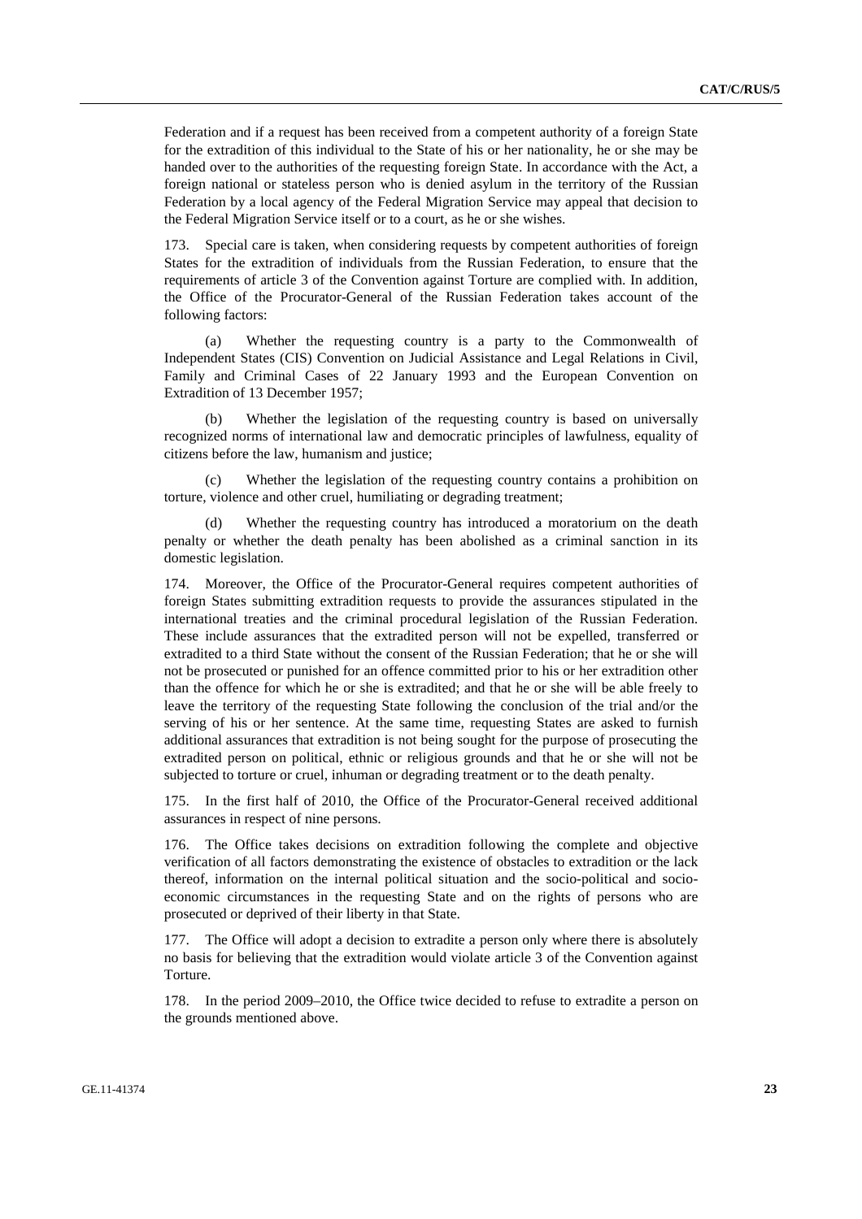Federation and if a request has been received from a competent authority of a foreign State for the extradition of this individual to the State of his or her nationality, he or she may be handed over to the authorities of the requesting foreign State. In accordance with the Act, a foreign national or stateless person who is denied asylum in the territory of the Russian Federation by a local agency of the Federal Migration Service may appeal that decision to the Federal Migration Service itself or to a court, as he or she wishes.

173. Special care is taken, when considering requests by competent authorities of foreign States for the extradition of individuals from the Russian Federation, to ensure that the requirements of article 3 of the Convention against Torture are complied with. In addition, the Office of the Procurator-General of the Russian Federation takes account of the following factors:

(a) Whether the requesting country is a party to the Commonwealth of Independent States (CIS) Convention on Judicial Assistance and Legal Relations in Civil, Family and Criminal Cases of 22 January 1993 and the European Convention on Extradition of 13 December 1957;

(b) Whether the legislation of the requesting country is based on universally recognized norms of international law and democratic principles of lawfulness, equality of citizens before the law, humanism and justice;

(c) Whether the legislation of the requesting country contains a prohibition on torture, violence and other cruel, humiliating or degrading treatment;

(d) Whether the requesting country has introduced a moratorium on the death penalty or whether the death penalty has been abolished as a criminal sanction in its domestic legislation.

174. Moreover, the Office of the Procurator-General requires competent authorities of foreign States submitting extradition requests to provide the assurances stipulated in the international treaties and the criminal procedural legislation of the Russian Federation. These include assurances that the extradited person will not be expelled, transferred or extradited to a third State without the consent of the Russian Federation; that he or she will not be prosecuted or punished for an offence committed prior to his or her extradition other than the offence for which he or she is extradited; and that he or she will be able freely to leave the territory of the requesting State following the conclusion of the trial and/or the serving of his or her sentence. At the same time, requesting States are asked to furnish additional assurances that extradition is not being sought for the purpose of prosecuting the extradited person on political, ethnic or religious grounds and that he or she will not be subjected to torture or cruel, inhuman or degrading treatment or to the death penalty.

175. In the first half of 2010, the Office of the Procurator-General received additional assurances in respect of nine persons.

176. The Office takes decisions on extradition following the complete and objective verification of all factors demonstrating the existence of obstacles to extradition or the lack thereof, information on the internal political situation and the socio-political and socio-economic circumstances in the requesting State and on the rights of persons who are prosecuted or deprived of their liberty in that State.

177. The Office will adopt a decision to extradite a person only where there is absolutely no basis for believing that the extradition would violate article 3 of the Convention against Torture.

178. In the period 2009–2010, the Office twice decided to refuse to extradite a person on the grounds mentioned above.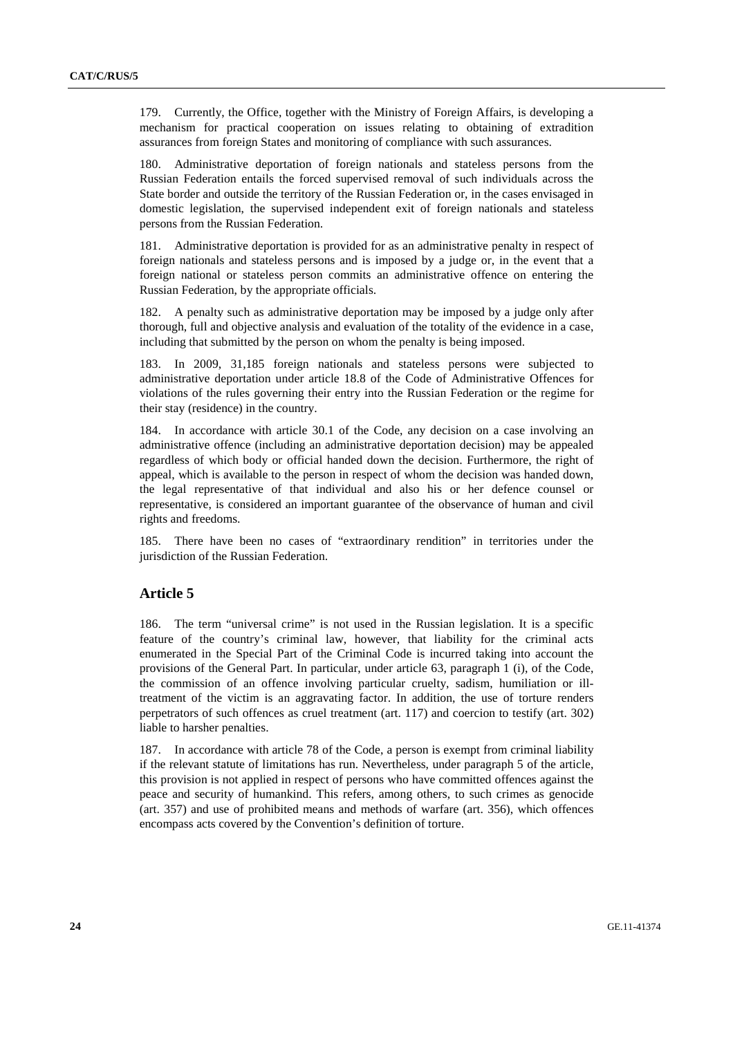179. Currently, the Office, together with the Ministry of Foreign Affairs, is developing a mechanism for practical cooperation on issues relating to obtaining of extradition assurances from foreign States and monitoring of compliance with such assurances.

180. Administrative deportation of foreign nationals and stateless persons from the Russian Federation entails the forced supervised removal of such individuals across the State border and outside the territory of the Russian Federation or, in the cases envisaged in domestic legislation, the supervised independent exit of foreign nationals and stateless persons from the Russian Federation.

181. Administrative deportation is provided for as an administrative penalty in respect of foreign nationals and stateless persons and is imposed by a judge or, in the event that a foreign national or stateless person commits an administrative offence on entering the Russian Federation, by the appropriate officials.

182. A penalty such as administrative deportation may be imposed by a judge only after thorough, full and objective analysis and evaluation of the totality of the evidence in a case, including that submitted by the person on whom the penalty is being imposed.

183. In 2009, 31,185 foreign nationals and stateless persons were subjected to administrative deportation under article 18.8 of the Code of Administrative Offences for violations of the rules governing their entry into the Russian Federation or the regime for their stay (residence) in the country.

184. In accordance with article 30.1 of the Code, any decision on a case involving an administrative offence (including an administrative deportation decision) may be appealed regardless of which body or official handed down the decision. Furthermore, the right of appeal, which is available to the person in respect of whom the decision was handed down, the legal representative of that individual and also his or her defence counsel or representative, is considered an important guarantee of the observance of human and civil rights and freedoms.

185. There have been no cases of "extraordinary rendition" in territories under the jurisdiction of the Russian Federation.

## Article 5

186. The term "universal crime" is not used in the Russian legislation. It is a specific feature of the country's criminal law, however, that liability for the criminal acts enumerated in the Special Part of the Criminal Code is incurred taking into account the provisions of the General Part. In particular, under article 63, paragraph 1 (i), of the Code, the commission of an offence involving particular cruelty, sadism, humiliation or ill-treatment of the victim is an aggravating factor. In addition, the use of torture renders perpetrators of such offences as cruel treatment (art. 117) and coercion to testify (art. 302) liable to harsher penalties.

187. In accordance with article 78 of the Code, a person is exempt from criminal liability if the relevant statute of limitations has run. Nevertheless, under paragraph 5 of the article, this provision is not applied in respect of persons who have committed offences against the peace and security of humankind. This refers, among others, to such crimes as genocide (art. 357) and use of prohibited means and methods of warfare (art. 356), which offences encompass acts covered by the Convention's definition of torture.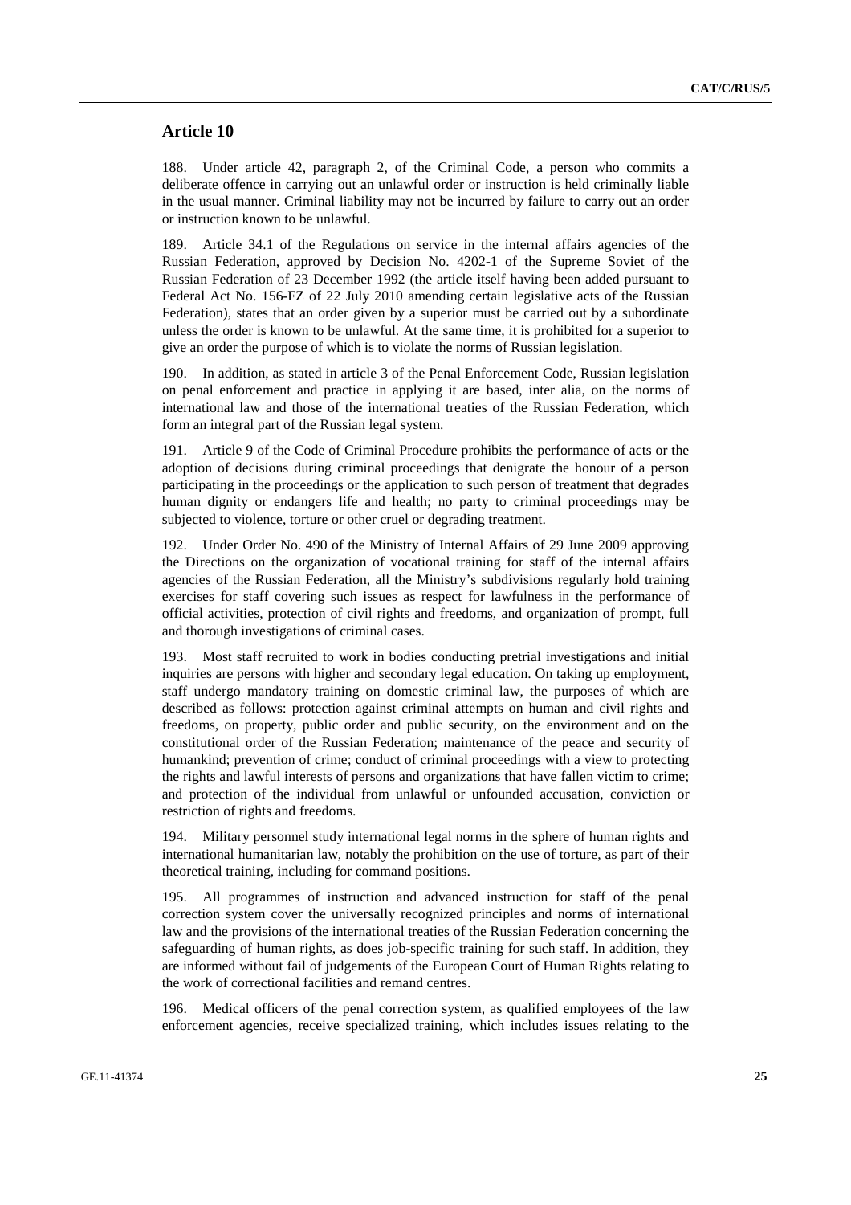## Article 10

188. Under article 42, paragraph 2, of the Criminal Code, a person who commits a deliberate offence in carrying out an unlawful order or instruction is held criminally liable in the usual manner. Criminal liability may not be incurred by failure to carry out an order or instruction known to be unlawful.

189. Article 34.1 of the Regulations on service in the internal affairs agencies of the Russian Federation, approved by Decision No. 4202-1 of the Supreme Soviet of the Russian Federation of 23 December 1992 (the article itself having been added pursuant to Federal Act No. 156-FZ of 22 July 2010 amending certain legislative acts of the Russian Federation), states that an order given by a superior must be carried out by a subordinate unless the order is known to be unlawful. At the same time, it is prohibited for a superior to give an order the purpose of which is to violate the norms of Russian legislation.

190. In addition, as stated in article 3 of the Penal Enforcement Code, Russian legislation on penal enforcement and practice in applying it are based, inter alia, on the norms of international law and those of the international treaties of the Russian Federation, which form an integral part of the Russian legal system.

191. Article 9 of the Code of Criminal Procedure prohibits the performance of acts or the adoption of decisions during criminal proceedings that denigrate the honour of a person participating in the proceedings or the application to such person of treatment that degrades human dignity or endangers life and health; no party to criminal proceedings may be subjected to violence, torture or other cruel or degrading treatment.

192. Under Order No. 490 of the Ministry of Internal Affairs of 29 June 2009 approving the Directions on the organization of vocational training for staff of the internal affairs agencies of the Russian Federation, all the Ministry's subdivisions regularly hold training exercises for staff covering such issues as respect for lawfulness in the performance of official activities, protection of civil rights and freedoms, and organization of prompt, full and thorough investigations of criminal cases.

193. Most staff recruited to work in bodies conducting pretrial investigations and initial inquiries are persons with higher and secondary legal education. On taking up employment, staff undergo mandatory training on domestic criminal law, the purposes of which are described as follows: protection against criminal attempts on human and civil rights and freedoms, on property, public order and public security, on the environment and on the constitutional order of the Russian Federation; maintenance of the peace and security of humankind; prevention of crime; conduct of criminal proceedings with a view to protecting the rights and lawful interests of persons and organizations that have fallen victim to crime; and protection of the individual from unlawful or unfounded accusation, conviction or restriction of rights and freedoms.

194. Military personnel study international legal norms in the sphere of human rights and international humanitarian law, notably the prohibition on the use of torture, as part of their theoretical training, including for command positions.

195. All programmes of instruction and advanced instruction for staff of the penal correction system cover the universally recognized principles and norms of international law and the provisions of the international treaties of the Russian Federation concerning the safeguarding of human rights, as does job-specific training for such staff. In addition, they are informed without fail of judgements of the European Court of Human Rights relating to the work of correctional facilities and remand centres.

196. Medical officers of the penal correction system, as qualified employees of the law enforcement agencies, receive specialized training, which includes issues relating to the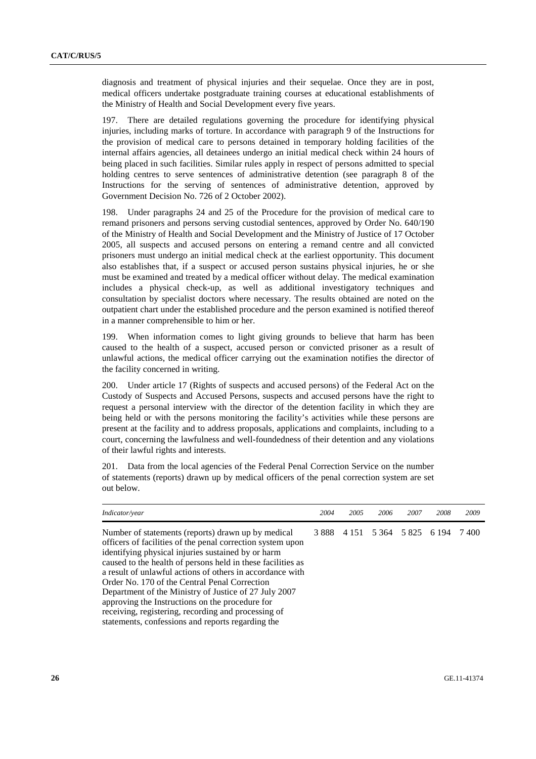diagnosis and treatment of physical injuries and their sequelae. Once they are in post, medical officers undertake postgraduate training courses at educational establishments of the Ministry of Health and Social Development every five years.

197. There are detailed regulations governing the procedure for identifying physical injuries, including marks of torture. In accordance with paragraph 9 of the Instructions for the provision of medical care to persons detained in temporary holding facilities of the internal affairs agencies, all detainees undergo an initial medical check within 24 hours of being placed in such facilities. Similar rules apply in respect of persons admitted to special holding centres to serve sentences of administrative detention (see paragraph 8 of the Instructions for the serving of sentences of administrative detention, approved by Government Decision No. 726 of 2 October 2002).

198. Under paragraphs 24 and 25 of the Procedure for the provision of medical care to remand prisoners and persons serving custodial sentences, approved by Order No. 640/190 of the Ministry of Health and Social Development and the Ministry of Justice of 17 October 2005, all suspects and accused persons on entering a remand centre and all convicted prisoners must undergo an initial medical check at the earliest opportunity. This document also establishes that, if a suspect or accused person sustains physical injuries, he or she must be examined and treated by a medical officer without delay. The medical examination includes a physical check-up, as well as additional investigatory techniques and consultation by specialist doctors where necessary. The results obtained are noted on the outpatient chart under the established procedure and the person examined is notified thereof in a manner comprehensible to him or her.

199. When information comes to light giving grounds to believe that harm has been caused to the health of a suspect, accused person or convicted prisoner as a result of unlawful actions, the medical officer carrying out the examination notifies the director of the facility concerned in writing.

200. Under article 17 (Rights of suspects and accused persons) of the Federal Act on the Custody of Suspects and Accused Persons, suspects and accused persons have the right to request a personal interview with the director of the detention facility in which they are being held or with the persons monitoring the facility's activities while these persons are present at the facility and to address proposals, applications and complaints, including to a court, concerning the lawfulness and well-foundedness of their detention and any violations of their lawful rights and interests.

201. Data from the local agencies of the Federal Penal Correction Service on the number of statements (reports) drawn up by medical officers of the penal correction system are set out below.

| *Indicator/year* | *2004* | *2005* | *2006* | *2007* | *2008* | *2009* |
|---|---|---|---|---|---|---|
| Number of statements (reports) drawn up by medical officers of facilities of the penal correction system upon identifying physical injuries sustained by or harm caused to the health of persons held in these facilities as a result of unlawful actions of others in accordance with Order No. 170 of the Central Penal Correction Department of the Ministry of Justice of 27 July 2007 approving the Instructions on the procedure for receiving, registering, recording and processing of statements, confessions and reports regarding the | 3 888 | 4 151 | 5 364 | 5 825 | 6 194 | 7 400 |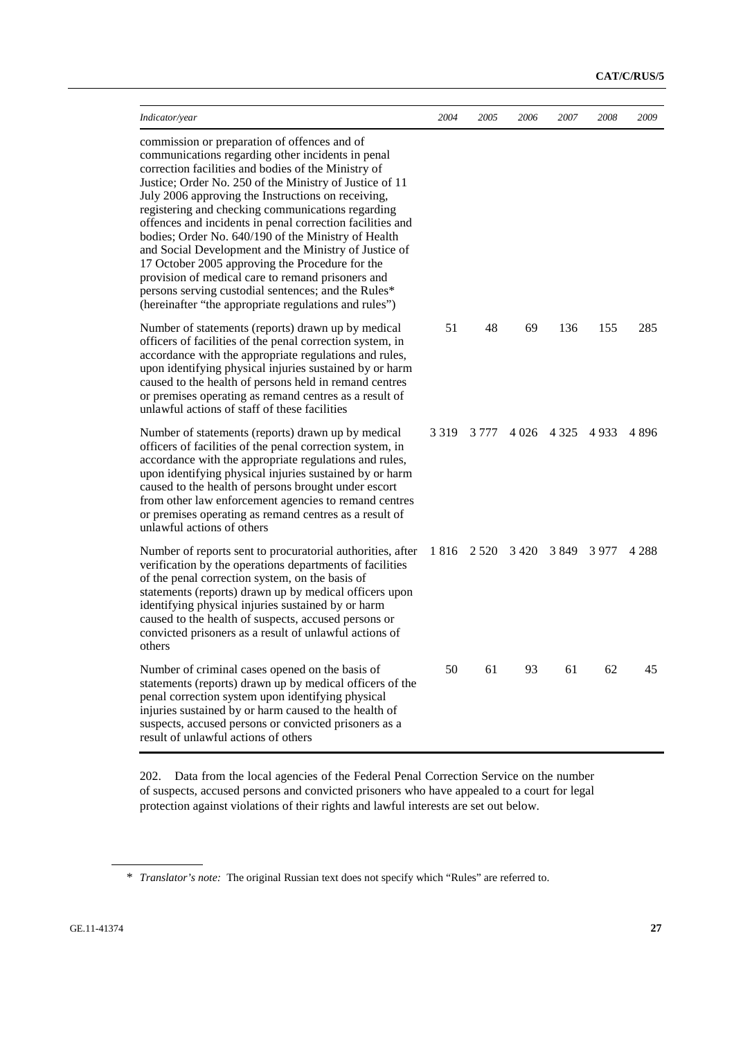| *Indicator/year* | *2004* | *2005* | *2006* | *2007* | *2008* | *2009* |
|---|---|---|---|---|---|---|
| commission or preparation of offences and of communications regarding other incidents in penal correction facilities and bodies of the Ministry of Justice; Order No. 250 of the Ministry of Justice of 11 July 2006 approving the Instructions on receiving, registering and checking communications regarding offences and incidents in penal correction facilities and bodies; Order No. 640/190 of the Ministry of Health and Social Development and the Ministry of Justice of 17 October 2005 approving the Procedure for the provision of medical care to remand prisoners and persons serving custodial sentences; and the Rules* (hereinafter "the appropriate regulations and rules") | | | | | | |
| Number of statements (reports) drawn up by medical officers of facilities of the penal correction system, in accordance with the appropriate regulations and rules, upon identifying physical injuries sustained by or harm caused to the health of persons held in remand centres or premises operating as remand centres as a result of unlawful actions of staff of these facilities | 51 | 48 | 69 | 136 | 155 | 285 |
| Number of statements (reports) drawn up by medical officers of facilities of the penal correction system, in accordance with the appropriate regulations and rules, upon identifying physical injuries sustained by or harm caused to the health of persons brought under escort from other law enforcement agencies to remand centres or premises operating as remand centres as a result of unlawful actions of others | 3 319 | 3 777 | 4 026 | 4 325 | 4 933 | 4 896 |
| Number of reports sent to procuratorial authorities, after verification by the operations departments of facilities of the penal correction system, on the basis of statements (reports) drawn up by medical officers upon identifying physical injuries sustained by or harm caused to the health of suspects, accused persons or convicted prisoners as a result of unlawful actions of others | 1 816 | 2 520 | 3 420 | 3 849 | 3 977 | 4 288 |
| Number of criminal cases opened on the basis of statements (reports) drawn up by medical officers of the penal correction system upon identifying physical injuries sustained by or harm caused to the health of suspects, accused persons or convicted prisoners as a result of unlawful actions of others | 50 | 61 | 93 | 61 | 62 | 45 |

202. Data from the local agencies of the Federal Penal Correction Service on the number of suspects, accused persons and convicted prisoners who have appealed to a court for legal protection against violations of their rights and lawful interests are set out below.

\* *Translator's note:* The original Russian text does not specify which "Rules" are referred to.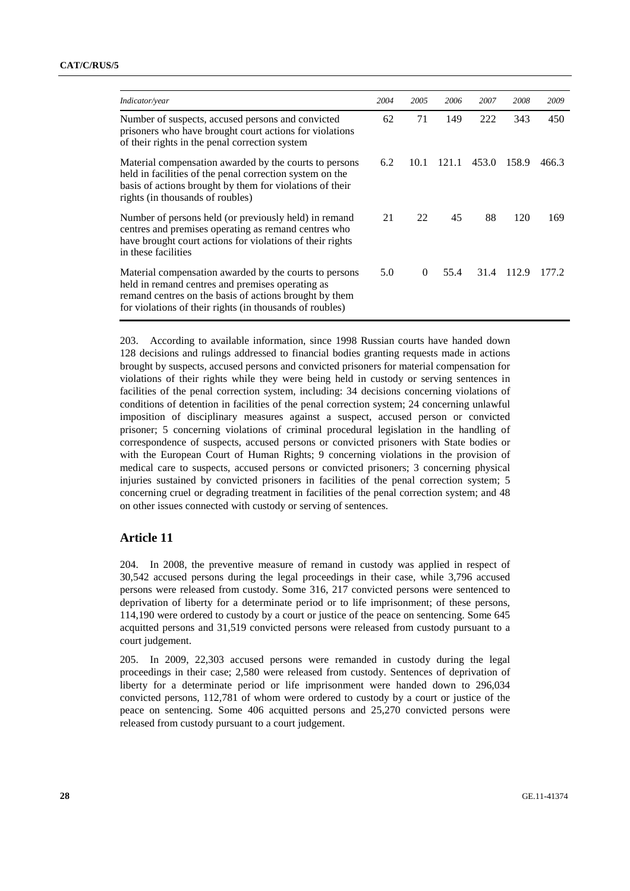| *Indicator/year* | *2004* | *2005* | *2006* | *2007* | *2008* | *2009* |
|---|---|---|---|---|---|---|
| Number of suspects, accused persons and convicted prisoners who have brought court actions for violations of their rights in the penal correction system | 62 | 71 | 149 | 222 | 343 | 450 |
| Material compensation awarded by the courts to persons held in facilities of the penal correction system on the basis of actions brought by them for violations of their rights (in thousands of roubles) | 6.2 | 10.1 | 121.1 | 453.0 | 158.9 | 466.3 |
| Number of persons held (or previously held) in remand centres and premises operating as remand centres who have brought court actions for violations of their rights in these facilities | 21 | 22 | 45 | 88 | 120 | 169 |
| Material compensation awarded by the courts to persons held in remand centres and premises operating as remand centres on the basis of actions brought by them for violations of their rights (in thousands of roubles) | 5.0 | 0 | 55.4 | 31.4 | 112.9 | 177.2 |

203. According to available information, since 1998 Russian courts have handed down 128 decisions and rulings addressed to financial bodies granting requests made in actions brought by suspects, accused persons and convicted prisoners for material compensation for violations of their rights while they were being held in custody or serving sentences in facilities of the penal correction system, including: 34 decisions concerning violations of conditions of detention in facilities of the penal correction system; 24 concerning unlawful imposition of disciplinary measures against a suspect, accused person or convicted prisoner; 5 concerning violations of criminal procedural legislation in the handling of correspondence of suspects, accused persons or convicted prisoners with State bodies or with the European Court of Human Rights; 9 concerning violations in the provision of medical care to suspects, accused persons or convicted prisoners; 3 concerning physical injuries sustained by convicted prisoners in facilities of the penal correction system; 5 concerning cruel or degrading treatment in facilities of the penal correction system; and 48 on other issues connected with custody or serving of sentences.

## Article 11

204. In 2008, the preventive measure of remand in custody was applied in respect of 30,542 accused persons during the legal proceedings in their case, while 3,796 accused persons were released from custody. Some 316, 217 convicted persons were sentenced to deprivation of liberty for a determinate period or to life imprisonment; of these persons, 114,190 were ordered to custody by a court or justice of the peace on sentencing. Some 645 acquitted persons and 31,519 convicted persons were released from custody pursuant to a court judgement.

205. In 2009, 22,303 accused persons were remanded in custody during the legal proceedings in their case; 2,580 were released from custody. Sentences of deprivation of liberty for a determinate period or life imprisonment were handed down to 296,034 convicted persons, 112,781 of whom were ordered to custody by a court or justice of the peace on sentencing. Some 406 acquitted persons and 25,270 convicted persons were released from custody pursuant to a court judgement.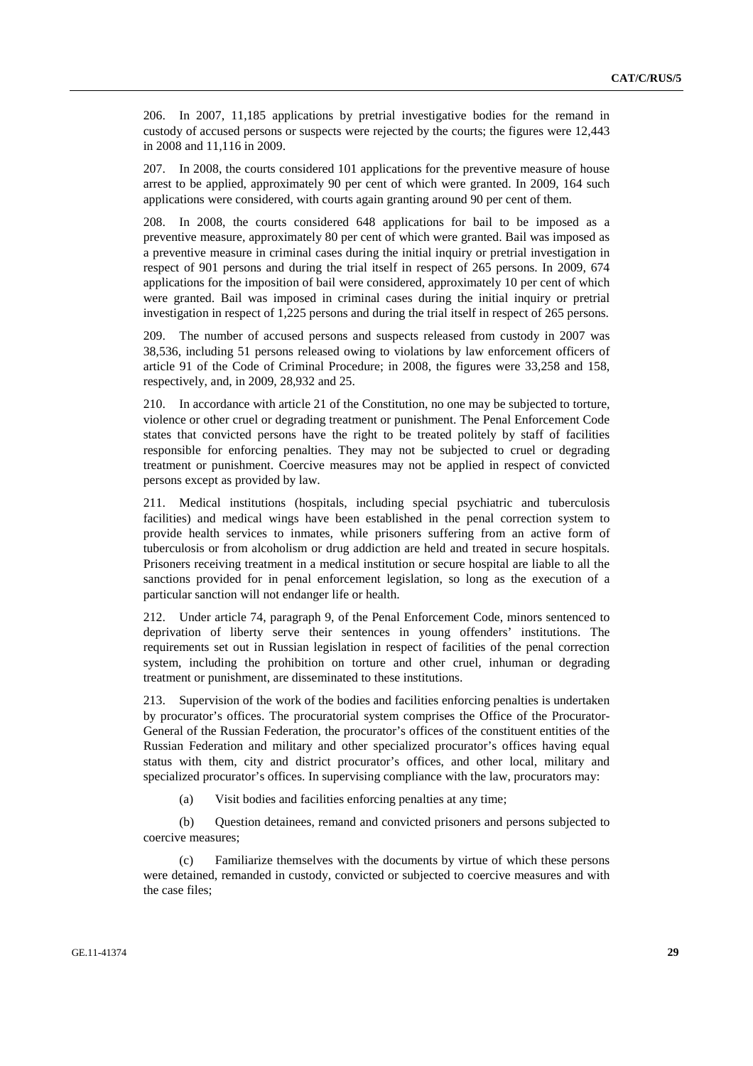206. In 2007, 11,185 applications by pretrial investigative bodies for the remand in custody of accused persons or suspects were rejected by the courts; the figures were 12,443 in 2008 and 11,116 in 2009.

207. In 2008, the courts considered 101 applications for the preventive measure of house arrest to be applied, approximately 90 per cent of which were granted. In 2009, 164 such applications were considered, with courts again granting around 90 per cent of them.

208. In 2008, the courts considered 648 applications for bail to be imposed as a preventive measure, approximately 80 per cent of which were granted. Bail was imposed as a preventive measure in criminal cases during the initial inquiry or pretrial investigation in respect of 901 persons and during the trial itself in respect of 265 persons. In 2009, 674 applications for the imposition of bail were considered, approximately 10 per cent of which were granted. Bail was imposed in criminal cases during the initial inquiry or pretrial investigation in respect of 1,225 persons and during the trial itself in respect of 265 persons.

209. The number of accused persons and suspects released from custody in 2007 was 38,536, including 51 persons released owing to violations by law enforcement officers of article 91 of the Code of Criminal Procedure; in 2008, the figures were 33,258 and 158, respectively, and, in 2009, 28,932 and 25.

210. In accordance with article 21 of the Constitution, no one may be subjected to torture, violence or other cruel or degrading treatment or punishment. The Penal Enforcement Code states that convicted persons have the right to be treated politely by staff of facilities responsible for enforcing penalties. They may not be subjected to cruel or degrading treatment or punishment. Coercive measures may not be applied in respect of convicted persons except as provided by law.

211. Medical institutions (hospitals, including special psychiatric and tuberculosis facilities) and medical wings have been established in the penal correction system to provide health services to inmates, while prisoners suffering from an active form of tuberculosis or from alcoholism or drug addiction are held and treated in secure hospitals. Prisoners receiving treatment in a medical institution or secure hospital are liable to all the sanctions provided for in penal enforcement legislation, so long as the execution of a particular sanction will not endanger life or health.

212. Under article 74, paragraph 9, of the Penal Enforcement Code, minors sentenced to deprivation of liberty serve their sentences in young offenders' institutions. The requirements set out in Russian legislation in respect of facilities of the penal correction system, including the prohibition on torture and other cruel, inhuman or degrading treatment or punishment, are disseminated to these institutions.

213. Supervision of the work of the bodies and facilities enforcing penalties is undertaken by procurator's offices. The procuratorial system comprises the Office of the Procurator-General of the Russian Federation, the procurator's offices of the constituent entities of the Russian Federation and military and other specialized procurator's offices having equal status with them, city and district procurator's offices, and other local, military and specialized procurator's offices. In supervising compliance with the law, procurators may:

(a) Visit bodies and facilities enforcing penalties at any time;

(b) Question detainees, remand and convicted prisoners and persons subjected to coercive measures;

(c) Familiarize themselves with the documents by virtue of which these persons were detained, remanded in custody, convicted or subjected to coercive measures and with the case files;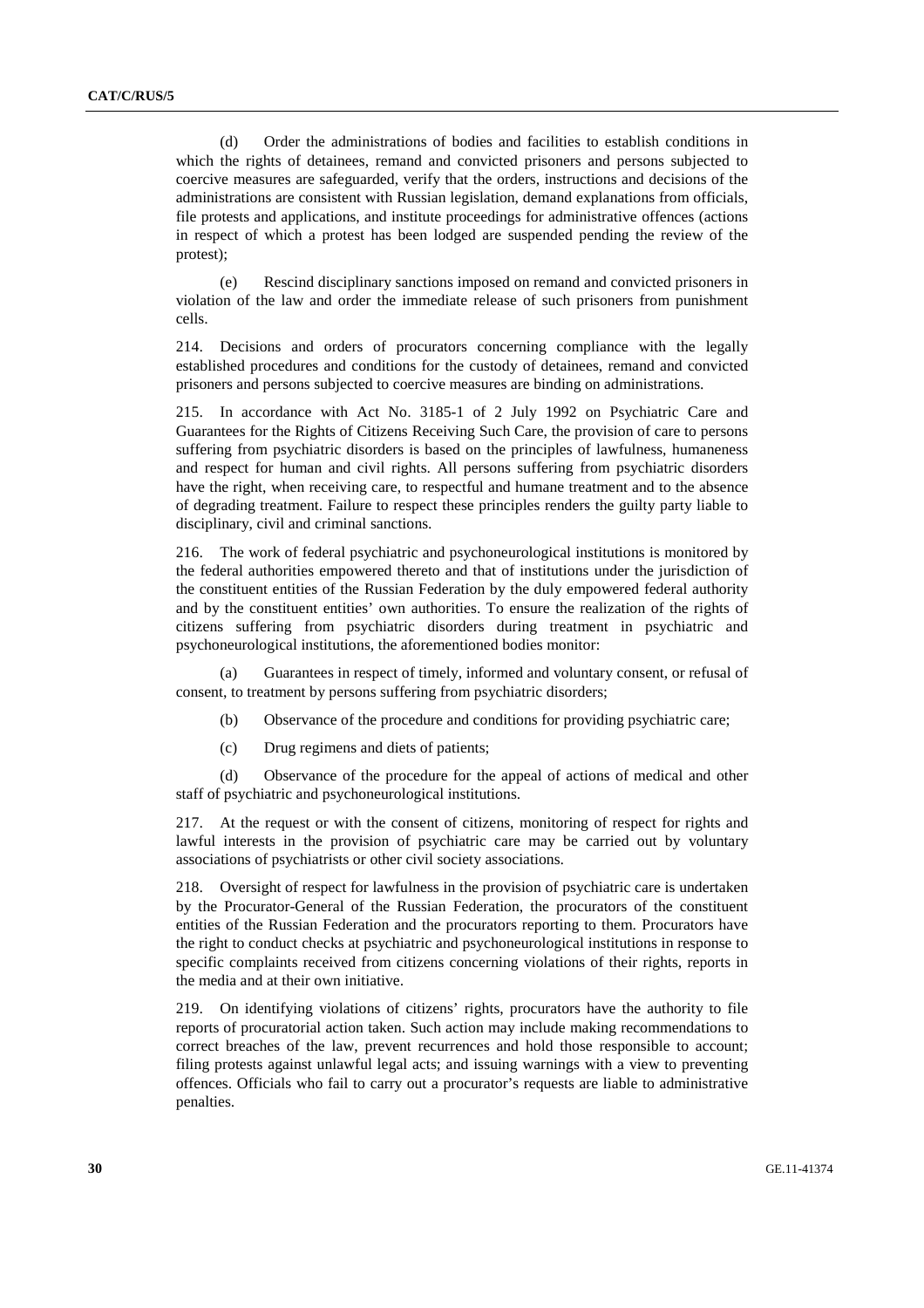(d) Order the administrations of bodies and facilities to establish conditions in which the rights of detainees, remand and convicted prisoners and persons subjected to coercive measures are safeguarded, verify that the orders, instructions and decisions of the administrations are consistent with Russian legislation, demand explanations from officials, file protests and applications, and institute proceedings for administrative offences (actions in respect of which a protest has been lodged are suspended pending the review of the protest);

(e) Rescind disciplinary sanctions imposed on remand and convicted prisoners in violation of the law and order the immediate release of such prisoners from punishment cells.

214. Decisions and orders of procurators concerning compliance with the legally established procedures and conditions for the custody of detainees, remand and convicted prisoners and persons subjected to coercive measures are binding on administrations.

215. In accordance with Act No. 3185-1 of 2 July 1992 on Psychiatric Care and Guarantees for the Rights of Citizens Receiving Such Care, the provision of care to persons suffering from psychiatric disorders is based on the principles of lawfulness, humaneness and respect for human and civil rights. All persons suffering from psychiatric disorders have the right, when receiving care, to respectful and humane treatment and to the absence of degrading treatment. Failure to respect these principles renders the guilty party liable to disciplinary, civil and criminal sanctions.

216. The work of federal psychiatric and psychoneurological institutions is monitored by the federal authorities empowered thereto and that of institutions under the jurisdiction of the constituent entities of the Russian Federation by the duly empowered federal authority and by the constituent entities' own authorities. To ensure the realization of the rights of citizens suffering from psychiatric disorders during treatment in psychiatric and psychoneurological institutions, the aforementioned bodies monitor:

(a) Guarantees in respect of timely, informed and voluntary consent, or refusal of consent, to treatment by persons suffering from psychiatric disorders;

(b) Observance of the procedure and conditions for providing psychiatric care;

(c) Drug regimens and diets of patients;

(d) Observance of the procedure for the appeal of actions of medical and other staff of psychiatric and psychoneurological institutions.

217. At the request or with the consent of citizens, monitoring of respect for rights and lawful interests in the provision of psychiatric care may be carried out by voluntary associations of psychiatrists or other civil society associations.

218. Oversight of respect for lawfulness in the provision of psychiatric care is undertaken by the Procurator-General of the Russian Federation, the procurators of the constituent entities of the Russian Federation and the procurators reporting to them. Procurators have the right to conduct checks at psychiatric and psychoneurological institutions in response to specific complaints received from citizens concerning violations of their rights, reports in the media and at their own initiative.

219. On identifying violations of citizens' rights, procurators have the authority to file reports of procuratorial action taken. Such action may include making recommendations to correct breaches of the law, prevent recurrences and hold those responsible to account; filing protests against unlawful legal acts; and issuing warnings with a view to preventing offences. Officials who fail to carry out a procurator's requests are liable to administrative penalties.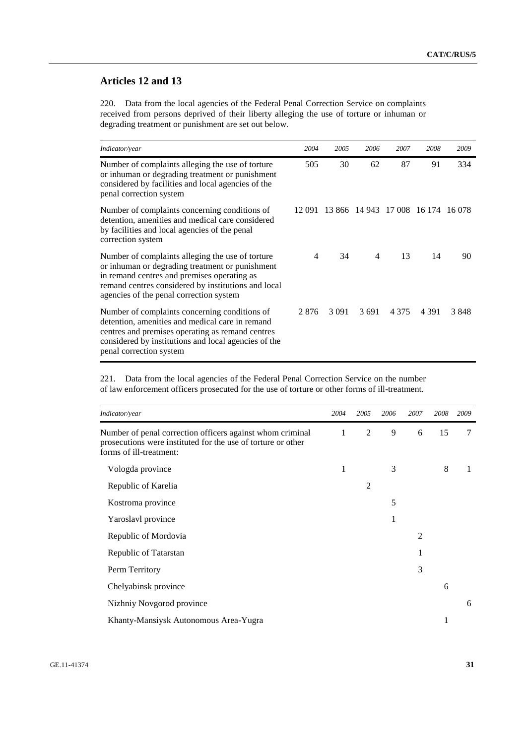## Articles 12 and 13

220. Data from the local agencies of the Federal Penal Correction Service on complaints received from persons deprived of their liberty alleging the use of torture or inhuman or degrading treatment or punishment are set out below.

| *Indicator/year* | *2004* | *2005* | *2006* | *2007* | *2008* | *2009* |
|---|---|---|---|---|---|---|
| Number of complaints alleging the use of torture or inhuman or degrading treatment or punishment considered by facilities and local agencies of the penal correction system | 505 | 30 | 62 | 87 | 91 | 334 |
| Number of complaints concerning conditions of detention, amenities and medical care considered by facilities and local agencies of the penal correction system | 12 091 | 13 866 | 14 943 | 17 008 | 16 174 | 16 078 |
| Number of complaints alleging the use of torture or inhuman or degrading treatment or punishment in remand centres and premises operating as remand centres considered by institutions and local agencies of the penal correction system | 4 | 34 | 4 | 13 | 14 | 90 |
| Number of complaints concerning conditions of detention, amenities and medical care in remand centres and premises operating as remand centres considered by institutions and local agencies of the penal correction system | 2 876 | 3 091 | 3 691 | 4 375 | 4 391 | 3 848 |

221. Data from the local agencies of the Federal Penal Correction Service on the number of law enforcement officers prosecuted for the use of torture or other forms of ill-treatment.

| *Indicator/year* | *2004* | *2005* | *2006* | *2007* | *2008* | *2009* |
|---|---|---|---|---|---|---|
| Number of penal correction officers against whom criminal prosecutions were instituted for the use of torture or other forms of ill-treatment: | 1 | 2 | 9 | 6 | 15 | 7 |
| Vologda province | 1 | | 3 | | 8 | 1 |
| Republic of Karelia | | 2 | | | | |
| Kostroma province | | | 5 | | | |
| Yaroslavl province | | | 1 | | | |
| Republic of Mordovia | | | | 2 | | |
| Republic of Tatarstan | | | | 1 | | |
| Perm Territory | | | | 3 | | |
| Chelyabinsk province | | | | | 6 | |
| Nizhniy Novgorod province | | | | | | 6 |
| Khanty-Mansiysk Autonomous Area-Yugra | | | | | 1 | |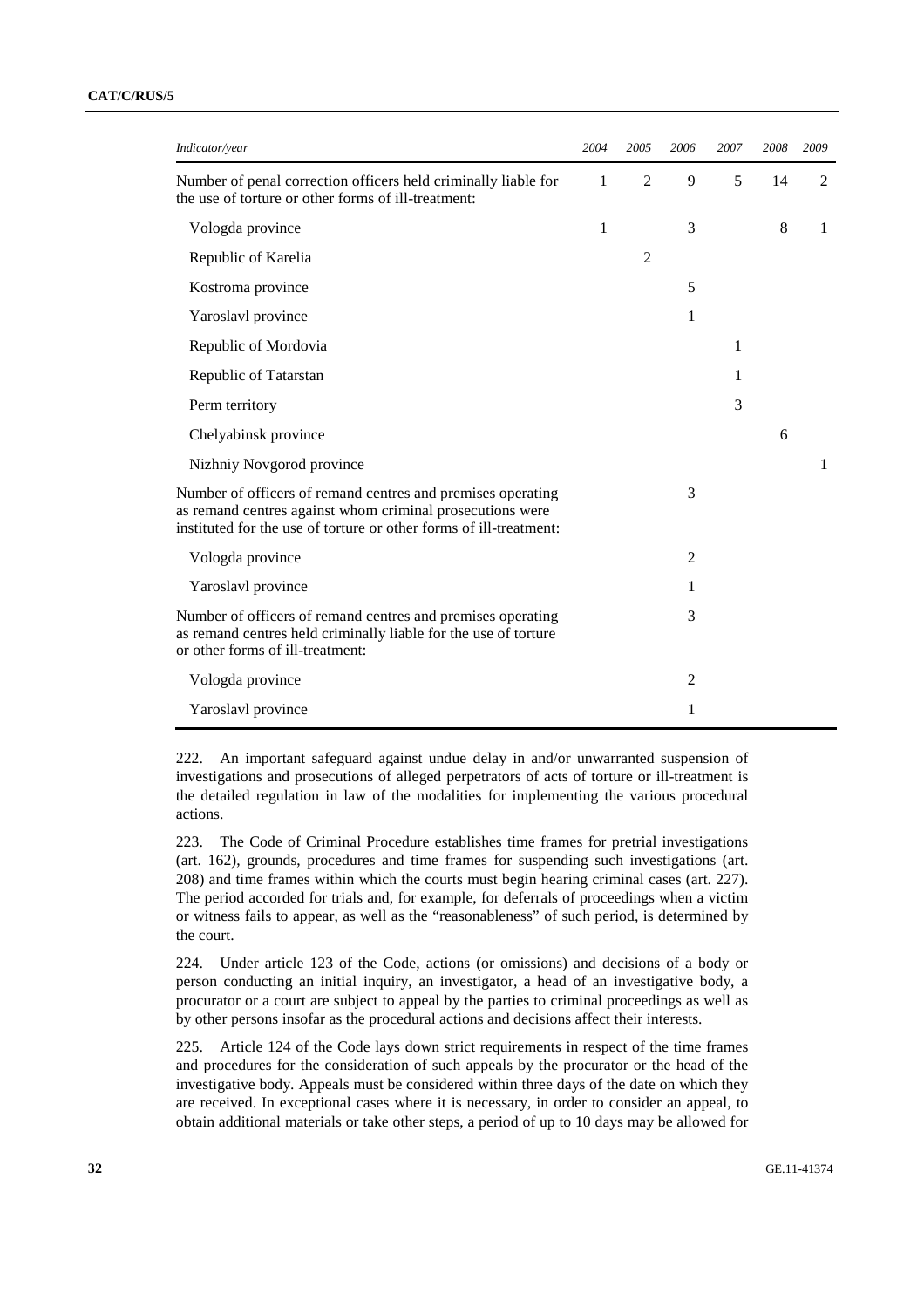| *Indicator/year* | *2004* | *2005* | *2006* | *2007* | *2008* | *2009* |
|---|---|---|---|---|---|---|
| Number of penal correction officers held criminally liable for the use of torture or other forms of ill-treatment: | 1 | 2 | 9 | 5 | 14 | 2 |
| Vologda province | 1 | | 3 | | 8 | 1 |
| Republic of Karelia | | 2 | | | | |
| Kostroma province | | | 5 | | | |
| Yaroslavl province | | | 1 | | | |
| Republic of Mordovia | | | | 1 | | |
| Republic of Tatarstan | | | | 1 | | |
| Perm territory | | | | 3 | | |
| Chelyabinsk province | | | | | 6 | |
| Nizhniy Novgorod province | | | | | | 1 |
| Number of officers of remand centres and premises operating as remand centres against whom criminal prosecutions were instituted for the use of torture or other forms of ill-treatment: | | | 3 | | | |
| Vologda province | | | 2 | | | |
| Yaroslavl province | | | 1 | | | |
| Number of officers of remand centres and premises operating as remand centres held criminally liable for the use of torture or other forms of ill-treatment: | | | 3 | | | |
| Vologda province | | | 2 | | | |
| Yaroslavl province | | | 1 | | | |

222. An important safeguard against undue delay in and/or unwarranted suspension of investigations and prosecutions of alleged perpetrators of acts of torture or ill-treatment is the detailed regulation in law of the modalities for implementing the various procedural actions.

223. The Code of Criminal Procedure establishes time frames for pretrial investigations (art. 162), grounds, procedures and time frames for suspending such investigations (art. 208) and time frames within which the courts must begin hearing criminal cases (art. 227). The period accorded for trials and, for example, for deferrals of proceedings when a victim or witness fails to appear, as well as the "reasonableness" of such period, is determined by the court.

224. Under article 123 of the Code, actions (or omissions) and decisions of a body or person conducting an initial inquiry, an investigator, a head of an investigative body, a procurator or a court are subject to appeal by the parties to criminal proceedings as well as by other persons insofar as the procedural actions and decisions affect their interests.

225. Article 124 of the Code lays down strict requirements in respect of the time frames and procedures for the consideration of such appeals by the procurator or the head of the investigative body. Appeals must be considered within three days of the date on which they are received. In exceptional cases where it is necessary, in order to consider an appeal, to obtain additional materials or take other steps, a period of up to 10 days may be allowed for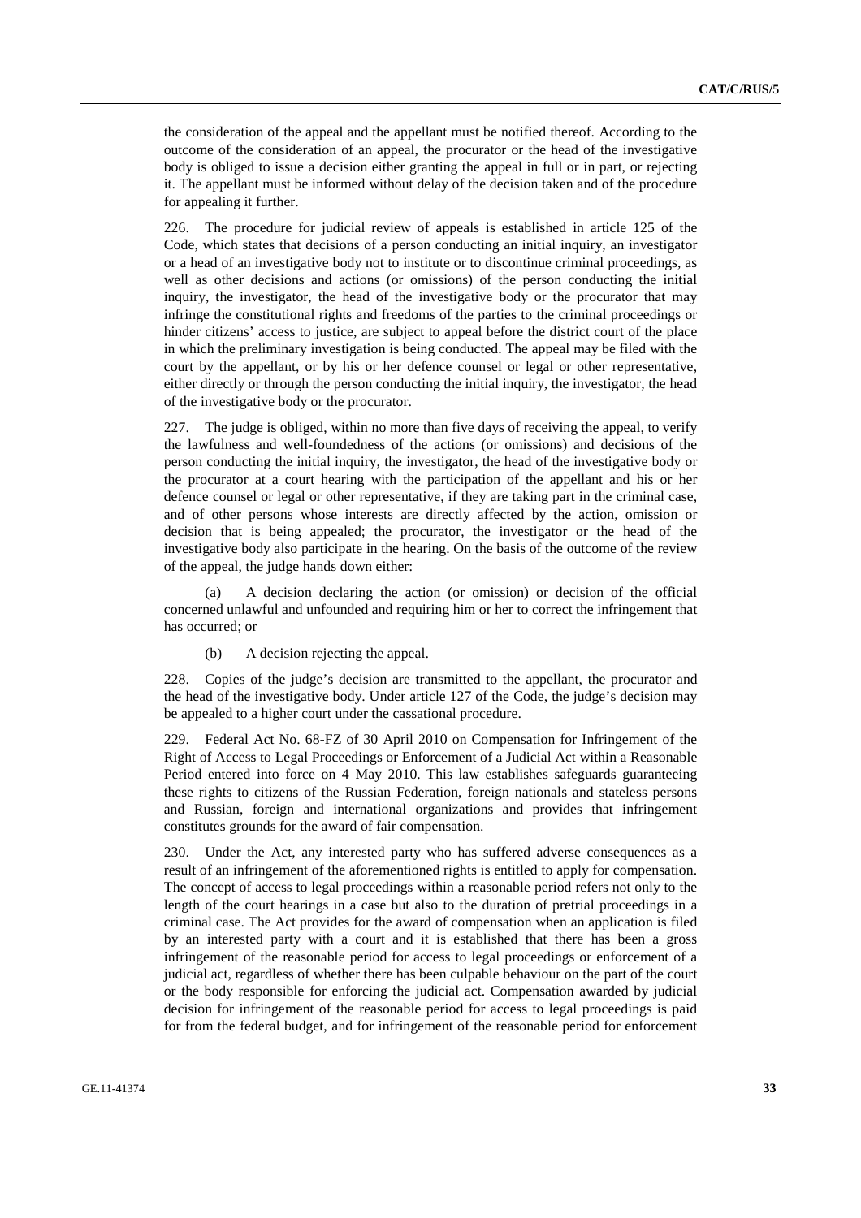the consideration of the appeal and the appellant must be notified thereof. According to the outcome of the consideration of an appeal, the procurator or the head of the investigative body is obliged to issue a decision either granting the appeal in full or in part, or rejecting it. The appellant must be informed without delay of the decision taken and of the procedure for appealing it further.

226. The procedure for judicial review of appeals is established in article 125 of the Code, which states that decisions of a person conducting an initial inquiry, an investigator or a head of an investigative body not to institute or to discontinue criminal proceedings, as well as other decisions and actions (or omissions) of the person conducting the initial inquiry, the investigator, the head of the investigative body or the procurator that may infringe the constitutional rights and freedoms of the parties to the criminal proceedings or hinder citizens' access to justice, are subject to appeal before the district court of the place in which the preliminary investigation is being conducted. The appeal may be filed with the court by the appellant, or by his or her defence counsel or legal or other representative, either directly or through the person conducting the initial inquiry, the investigator, the head of the investigative body or the procurator.

227. The judge is obliged, within no more than five days of receiving the appeal, to verify the lawfulness and well-foundedness of the actions (or omissions) and decisions of the person conducting the initial inquiry, the investigator, the head of the investigative body or the procurator at a court hearing with the participation of the appellant and his or her defence counsel or legal or other representative, if they are taking part in the criminal case, and of other persons whose interests are directly affected by the action, omission or decision that is being appealed; the procurator, the investigator or the head of the investigative body also participate in the hearing. On the basis of the outcome of the review of the appeal, the judge hands down either:

(a) A decision declaring the action (or omission) or decision of the official concerned unlawful and unfounded and requiring him or her to correct the infringement that has occurred; or

(b) A decision rejecting the appeal.

228. Copies of the judge's decision are transmitted to the appellant, the procurator and the head of the investigative body. Under article 127 of the Code, the judge's decision may be appealed to a higher court under the cassational procedure.

229. Federal Act No. 68-FZ of 30 April 2010 on Compensation for Infringement of the Right of Access to Legal Proceedings or Enforcement of a Judicial Act within a Reasonable Period entered into force on 4 May 2010. This law establishes safeguards guaranteeing these rights to citizens of the Russian Federation, foreign nationals and stateless persons and Russian, foreign and international organizations and provides that infringement constitutes grounds for the award of fair compensation.

230. Under the Act, any interested party who has suffered adverse consequences as a result of an infringement of the aforementioned rights is entitled to apply for compensation. The concept of access to legal proceedings within a reasonable period refers not only to the length of the court hearings in a case but also to the duration of pretrial proceedings in a criminal case. The Act provides for the award of compensation when an application is filed by an interested party with a court and it is established that there has been a gross infringement of the reasonable period for access to legal proceedings or enforcement of a judicial act, regardless of whether there has been culpable behaviour on the part of the court or the body responsible for enforcing the judicial act. Compensation awarded by judicial decision for infringement of the reasonable period for access to legal proceedings is paid for from the federal budget, and for infringement of the reasonable period for enforcement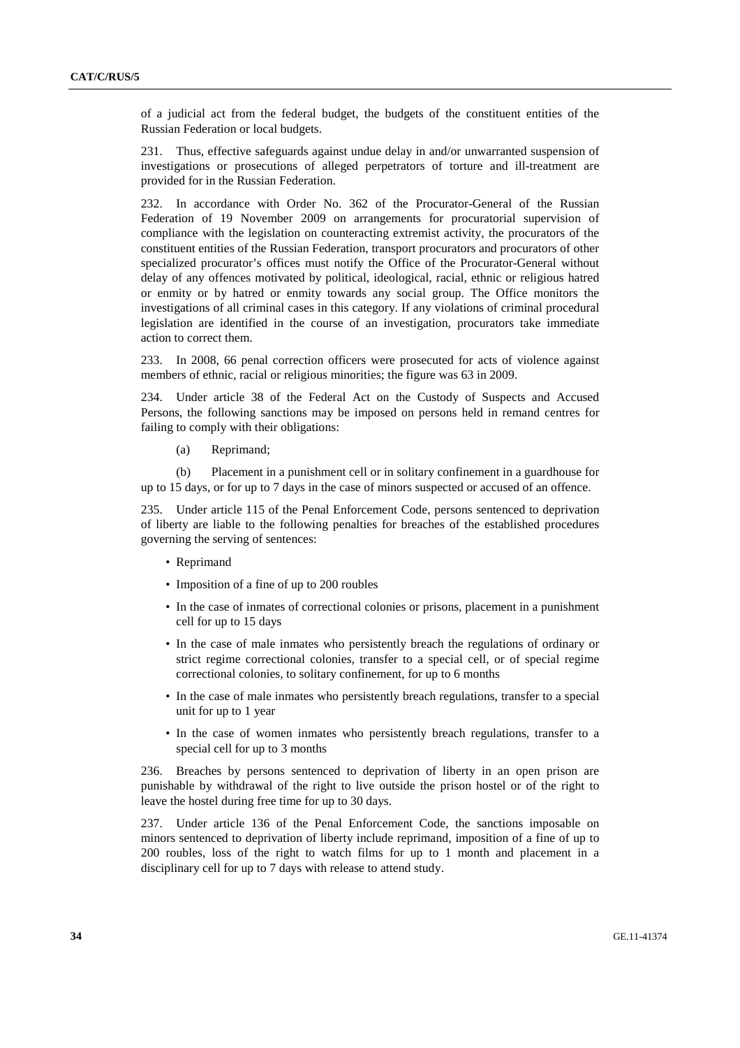of a judicial act from the federal budget, the budgets of the constituent entities of the Russian Federation or local budgets.

231. Thus, effective safeguards against undue delay in and/or unwarranted suspension of investigations or prosecutions of alleged perpetrators of torture and ill-treatment are provided for in the Russian Federation.

232. In accordance with Order No. 362 of the Procurator-General of the Russian Federation of 19 November 2009 on arrangements for procuratorial supervision of compliance with the legislation on counteracting extremist activity, the procurators of the constituent entities of the Russian Federation, transport procurators and procurators of other specialized procurator's offices must notify the Office of the Procurator-General without delay of any offences motivated by political, ideological, racial, ethnic or religious hatred or enmity or by hatred or enmity towards any social group. The Office monitors the investigations of all criminal cases in this category. If any violations of criminal procedural legislation are identified in the course of an investigation, procurators take immediate action to correct them.

233. In 2008, 66 penal correction officers were prosecuted for acts of violence against members of ethnic, racial or religious minorities; the figure was 63 in 2009.

234. Under article 38 of the Federal Act on the Custody of Suspects and Accused Persons, the following sanctions may be imposed on persons held in remand centres for failing to comply with their obligations:

(a) Reprimand;

(b) Placement in a punishment cell or in solitary confinement in a guardhouse for up to 15 days, or for up to 7 days in the case of minors suspected or accused of an offence.

235. Under article 115 of the Penal Enforcement Code, persons sentenced to deprivation of liberty are liable to the following penalties for breaches of the established procedures governing the serving of sentences:

- Reprimand
- Imposition of a fine of up to 200 roubles
- In the case of inmates of correctional colonies or prisons, placement in a punishment cell for up to 15 days
- In the case of male inmates who persistently breach the regulations of ordinary or strict regime correctional colonies, transfer to a special cell, or of special regime correctional colonies, to solitary confinement, for up to 6 months
- In the case of male inmates who persistently breach regulations, transfer to a special unit for up to 1 year
- In the case of women inmates who persistently breach regulations, transfer to a special cell for up to 3 months

236. Breaches by persons sentenced to deprivation of liberty in an open prison are punishable by withdrawal of the right to live outside the prison hostel or of the right to leave the hostel during free time for up to 30 days.

237. Under article 136 of the Penal Enforcement Code, the sanctions imposable on minors sentenced to deprivation of liberty include reprimand, imposition of a fine of up to 200 roubles, loss of the right to watch films for up to 1 month and placement in a disciplinary cell for up to 7 days with release to attend study.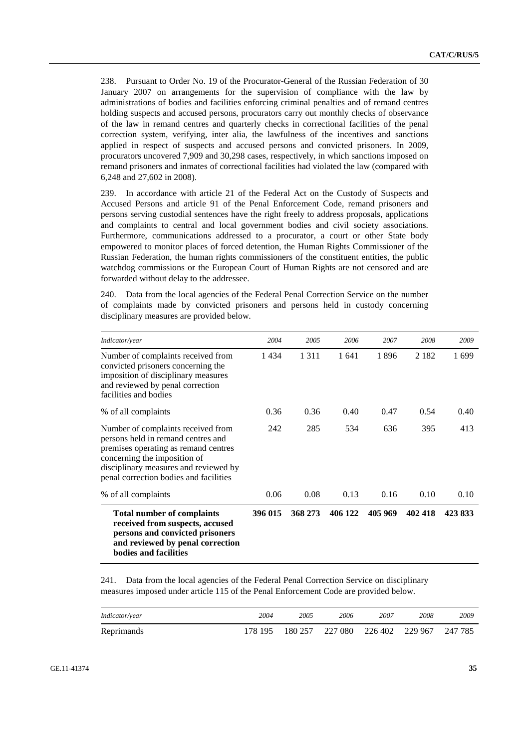238. Pursuant to Order No. 19 of the Procurator-General of the Russian Federation of 30 January 2007 on arrangements for the supervision of compliance with the law by administrations of bodies and facilities enforcing criminal penalties and of remand centres holding suspects and accused persons, procurators carry out monthly checks of observance of the law in remand centres and quarterly checks in correctional facilities of the penal correction system, verifying, inter alia, the lawfulness of the incentives and sanctions applied in respect of suspects and accused persons and convicted prisoners. In 2009, procurators uncovered 7,909 and 30,298 cases, respectively, in which sanctions imposed on remand prisoners and inmates of correctional facilities had violated the law (compared with 6,248 and 27,602 in 2008).

239. In accordance with article 21 of the Federal Act on the Custody of Suspects and Accused Persons and article 91 of the Penal Enforcement Code, remand prisoners and persons serving custodial sentences have the right freely to address proposals, applications and complaints to central and local government bodies and civil society associations. Furthermore, communications addressed to a procurator, a court or other State body empowered to monitor places of forced detention, the Human Rights Commissioner of the Russian Federation, the human rights commissioners of the constituent entities, the public watchdog commissions or the European Court of Human Rights are not censored and are forwarded without delay to the addressee.

240. Data from the local agencies of the Federal Penal Correction Service on the number of complaints made by convicted prisoners and persons held in custody concerning disciplinary measures are provided below.

| *Indicator/year* | *2004* | *2005* | *2006* | *2007* | *2008* | *2009* |
|---|---|---|---|---|---|---|
| Number of complaints received from convicted prisoners concerning the imposition of disciplinary measures and reviewed by penal correction facilities and bodies | 1 434 | 1 311 | 1 641 | 1 896 | 2 182 | 1 699 |
| % of all complaints | 0.36 | 0.36 | 0.40 | 0.47 | 0.54 | 0.40 |
| Number of complaints received from persons held in remand centres and premises operating as remand centres concerning the imposition of disciplinary measures and reviewed by penal correction bodies and facilities | 242 | 285 | 534 | 636 | 395 | 413 |
| % of all complaints | 0.06 | 0.08 | 0.13 | 0.16 | 0.10 | 0.10 |
| **Total number of complaints received from suspects, accused persons and convicted prisoners and reviewed by penal correction bodies and facilities** | **396 015** | **368 273** | **406 122** | **405 969** | **402 418** | **423 833** |

241. Data from the local agencies of the Federal Penal Correction Service on disciplinary measures imposed under article 115 of the Penal Enforcement Code are provided below.

| *Indicator/year* | *2004* | *2005* | *2006* | *2007* | *2008* | *2009* |
|---|---|---|---|---|---|---|
| Reprimands | 178 195 | 180 257 | 227 080 | 226 402 | 229 967 | 247 785 |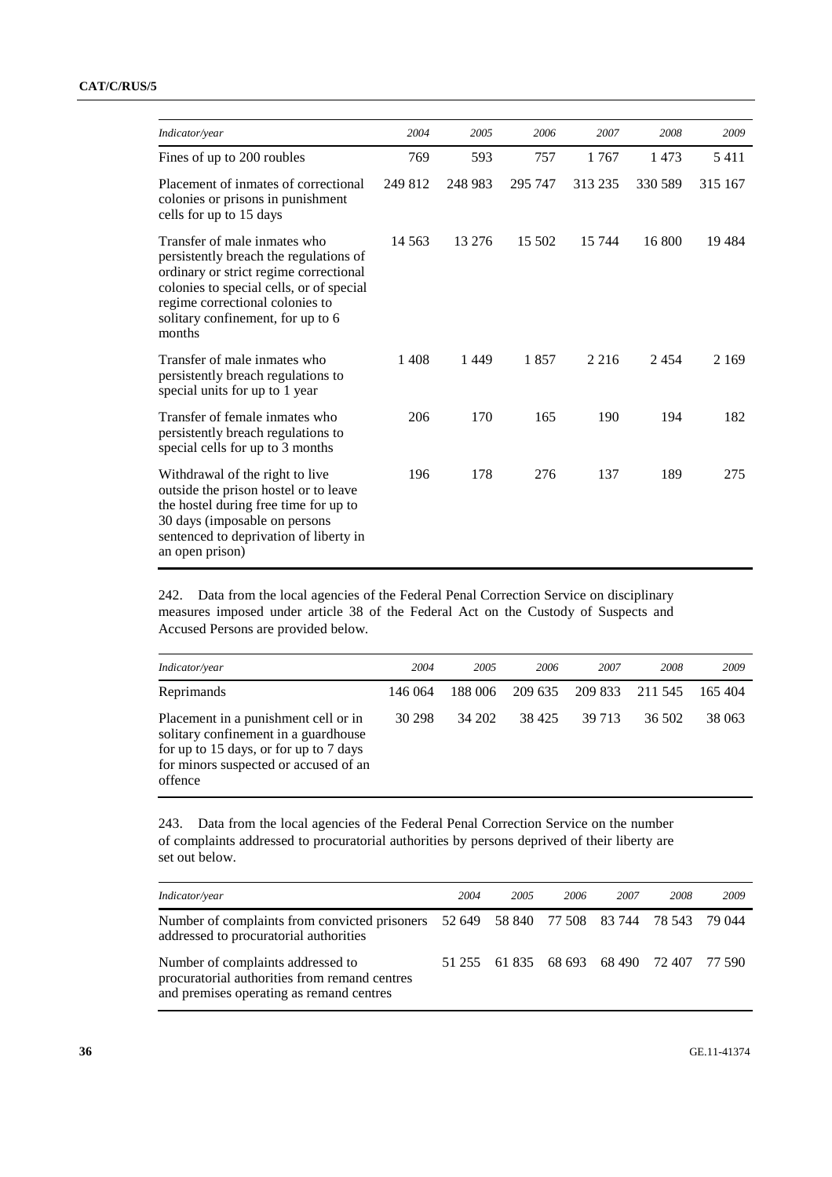| *Indicator/year* | *2004* | *2005* | *2006* | *2007* | *2008* | *2009* |
|---|---|---|---|---|---|---|
| Fines of up to 200 roubles | 769 | 593 | 757 | 1 767 | 1 473 | 5 411 |
| Placement of inmates of correctional colonies or prisons in punishment cells for up to 15 days | 249 812 | 248 983 | 295 747 | 313 235 | 330 589 | 315 167 |
| Transfer of male inmates who persistently breach the regulations of ordinary or strict regime correctional colonies to special cells, or of special regime correctional colonies to solitary confinement, for up to 6 months | 14 563 | 13 276 | 15 502 | 15 744 | 16 800 | 19 484 |
| Transfer of male inmates who persistently breach regulations to special units for up to 1 year | 1 408 | 1 449 | 1 857 | 2 216 | 2 454 | 2 169 |
| Transfer of female inmates who persistently breach regulations to special cells for up to 3 months | 206 | 170 | 165 | 190 | 194 | 182 |
| Withdrawal of the right to live outside the prison hostel or to leave the hostel during free time for up to 30 days (imposable on persons sentenced to deprivation of liberty in an open prison) | 196 | 178 | 276 | 137 | 189 | 275 |

242. Data from the local agencies of the Federal Penal Correction Service on disciplinary measures imposed under article 38 of the Federal Act on the Custody of Suspects and Accused Persons are provided below.

| *Indicator/year* | *2004* | *2005* | *2006* | *2007* | *2008* | *2009* |
|---|---|---|---|---|---|---|
| Reprimands | 146 064 | 188 006 | 209 635 | 209 833 | 211 545 | 165 404 |
| Placement in a punishment cell or in solitary confinement in a guardhouse for up to 15 days, or for up to 7 days for minors suspected or accused of an offence | 30 298 | 34 202 | 38 425 | 39 713 | 36 502 | 38 063 |

243. Data from the local agencies of the Federal Penal Correction Service on the number of complaints addressed to procuratorial authorities by persons deprived of their liberty are set out below.

| *Indicator/year* | *2004* | *2005* | *2006* | *2007* | *2008* | *2009* |
|---|---|---|---|---|---|---|
| Number of complaints from convicted prisoners addressed to procuratorial authorities | 52 649 | 58 840 | 77 508 | 83 744 | 78 543 | 79 044 |
| Number of complaints addressed to procuratorial authorities from remand centres and premises operating as remand centres | 51 255 | 61 835 | 68 693 | 68 490 | 72 407 | 77 590 |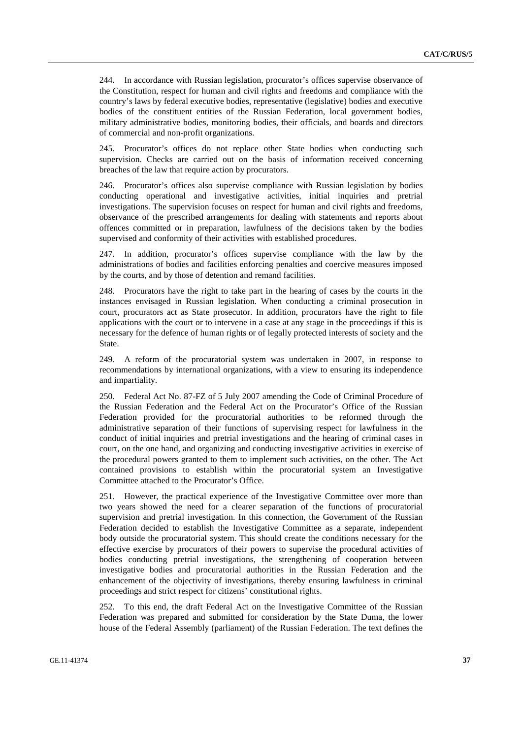244. In accordance with Russian legislation, procurator's offices supervise observance of the Constitution, respect for human and civil rights and freedoms and compliance with the country's laws by federal executive bodies, representative (legislative) bodies and executive bodies of the constituent entities of the Russian Federation, local government bodies, military administrative bodies, monitoring bodies, their officials, and boards and directors of commercial and non-profit organizations.

245. Procurator's offices do not replace other State bodies when conducting such supervision. Checks are carried out on the basis of information received concerning breaches of the law that require action by procurators.

246. Procurator's offices also supervise compliance with Russian legislation by bodies conducting operational and investigative activities, initial inquiries and pretrial investigations. The supervision focuses on respect for human and civil rights and freedoms, observance of the prescribed arrangements for dealing with statements and reports about offences committed or in preparation, lawfulness of the decisions taken by the bodies supervised and conformity of their activities with established procedures.

247. In addition, procurator's offices supervise compliance with the law by the administrations of bodies and facilities enforcing penalties and coercive measures imposed by the courts, and by those of detention and remand facilities.

248. Procurators have the right to take part in the hearing of cases by the courts in the instances envisaged in Russian legislation. When conducting a criminal prosecution in court, procurators act as State prosecutor. In addition, procurators have the right to file applications with the court or to intervene in a case at any stage in the proceedings if this is necessary for the defence of human rights or of legally protected interests of society and the State.

249. A reform of the procuratorial system was undertaken in 2007, in response to recommendations by international organizations, with a view to ensuring its independence and impartiality.

250. Federal Act No. 87-FZ of 5 July 2007 amending the Code of Criminal Procedure of the Russian Federation and the Federal Act on the Procurator's Office of the Russian Federation provided for the procuratorial authorities to be reformed through the administrative separation of their functions of supervising respect for lawfulness in the conduct of initial inquiries and pretrial investigations and the hearing of criminal cases in court, on the one hand, and organizing and conducting investigative activities in exercise of the procedural powers granted to them to implement such activities, on the other. The Act contained provisions to establish within the procuratorial system an Investigative Committee attached to the Procurator's Office.

251. However, the practical experience of the Investigative Committee over more than two years showed the need for a clearer separation of the functions of procuratorial supervision and pretrial investigation. In this connection, the Government of the Russian Federation decided to establish the Investigative Committee as a separate, independent body outside the procuratorial system. This should create the conditions necessary for the effective exercise by procurators of their powers to supervise the procedural activities of bodies conducting pretrial investigations, the strengthening of cooperation between investigative bodies and procuratorial authorities in the Russian Federation and the enhancement of the objectivity of investigations, thereby ensuring lawfulness in criminal proceedings and strict respect for citizens' constitutional rights.

252. To this end, the draft Federal Act on the Investigative Committee of the Russian Federation was prepared and submitted for consideration by the State Duma, the lower house of the Federal Assembly (parliament) of the Russian Federation. The text defines the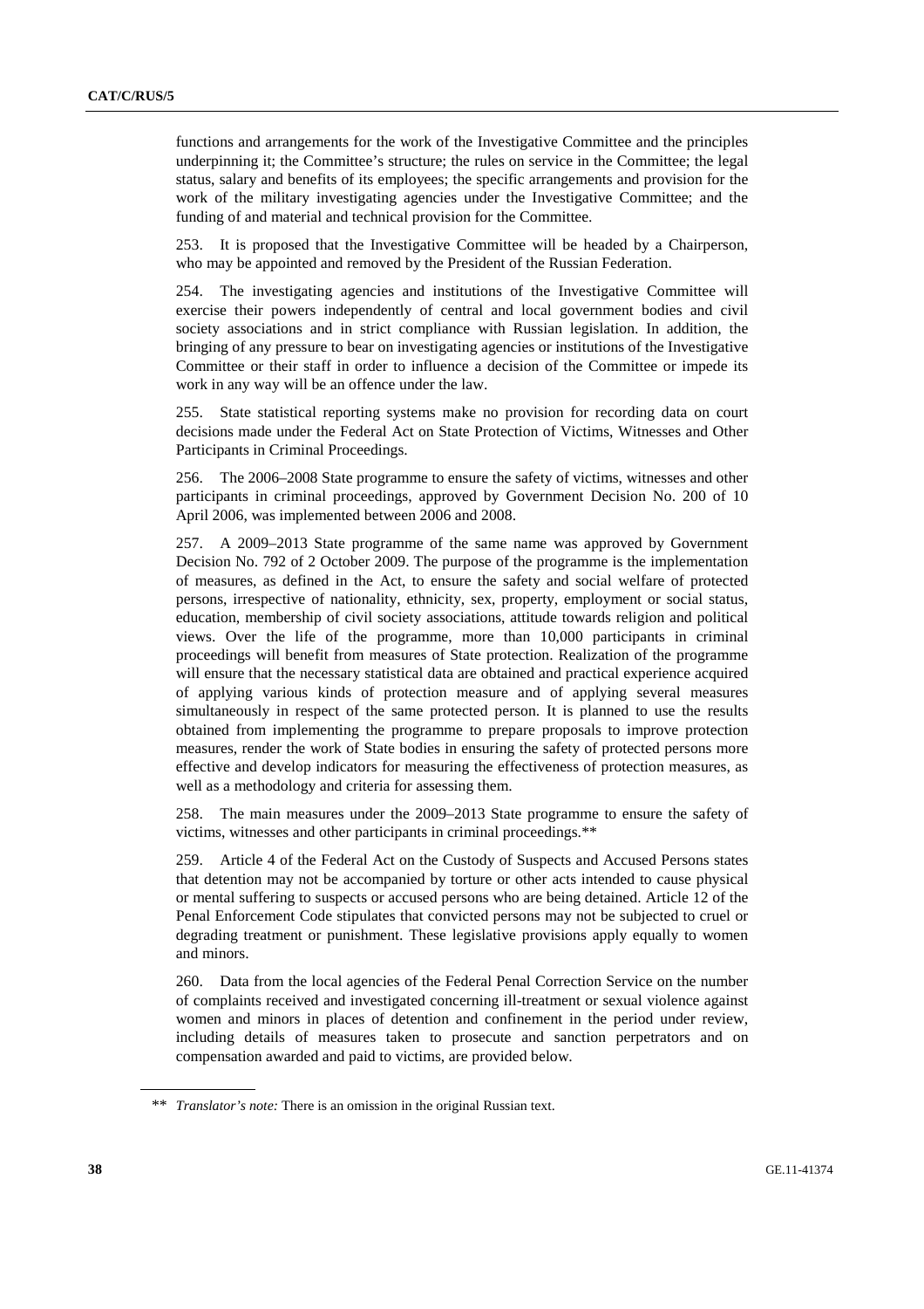functions and arrangements for the work of the Investigative Committee and the principles underpinning it; the Committee's structure; the rules on service in the Committee; the legal status, salary and benefits of its employees; the specific arrangements and provision for the work of the military investigating agencies under the Investigative Committee; and the funding of and material and technical provision for the Committee.

253. It is proposed that the Investigative Committee will be headed by a Chairperson, who may be appointed and removed by the President of the Russian Federation.

254. The investigating agencies and institutions of the Investigative Committee will exercise their powers independently of central and local government bodies and civil society associations and in strict compliance with Russian legislation. In addition, the bringing of any pressure to bear on investigating agencies or institutions of the Investigative Committee or their staff in order to influence a decision of the Committee or impede its work in any way will be an offence under the law.

255. State statistical reporting systems make no provision for recording data on court decisions made under the Federal Act on State Protection of Victims, Witnesses and Other Participants in Criminal Proceedings.

256. The 2006–2008 State programme to ensure the safety of victims, witnesses and other participants in criminal proceedings, approved by Government Decision No. 200 of 10 April 2006, was implemented between 2006 and 2008.

257. A 2009–2013 State programme of the same name was approved by Government Decision No. 792 of 2 October 2009. The purpose of the programme is the implementation of measures, as defined in the Act, to ensure the safety and social welfare of protected persons, irrespective of nationality, ethnicity, sex, property, employment or social status, education, membership of civil society associations, attitude towards religion and political views. Over the life of the programme, more than 10,000 participants in criminal proceedings will benefit from measures of State protection. Realization of the programme will ensure that the necessary statistical data are obtained and practical experience acquired of applying various kinds of protection measure and of applying several measures simultaneously in respect of the same protected person. It is planned to use the results obtained from implementing the programme to prepare proposals to improve protection measures, render the work of State bodies in ensuring the safety of protected persons more effective and develop indicators for measuring the effectiveness of protection measures, as well as a methodology and criteria for assessing them.

258. The main measures under the 2009–2013 State programme to ensure the safety of victims, witnesses and other participants in criminal proceedings.**

259. Article 4 of the Federal Act on the Custody of Suspects and Accused Persons states that detention may not be accompanied by torture or other acts intended to cause physical or mental suffering to suspects or accused persons who are being detained. Article 12 of the Penal Enforcement Code stipulates that convicted persons may not be subjected to cruel or degrading treatment or punishment. These legislative provisions apply equally to women and minors.

260. Data from the local agencies of the Federal Penal Correction Service on the number of complaints received and investigated concerning ill-treatment or sexual violence against women and minors in places of detention and confinement in the period under review, including details of measures taken to prosecute and sanction perpetrators and on compensation awarded and paid to victims, are provided below.

** *Translator's note:* There is an omission in the original Russian text.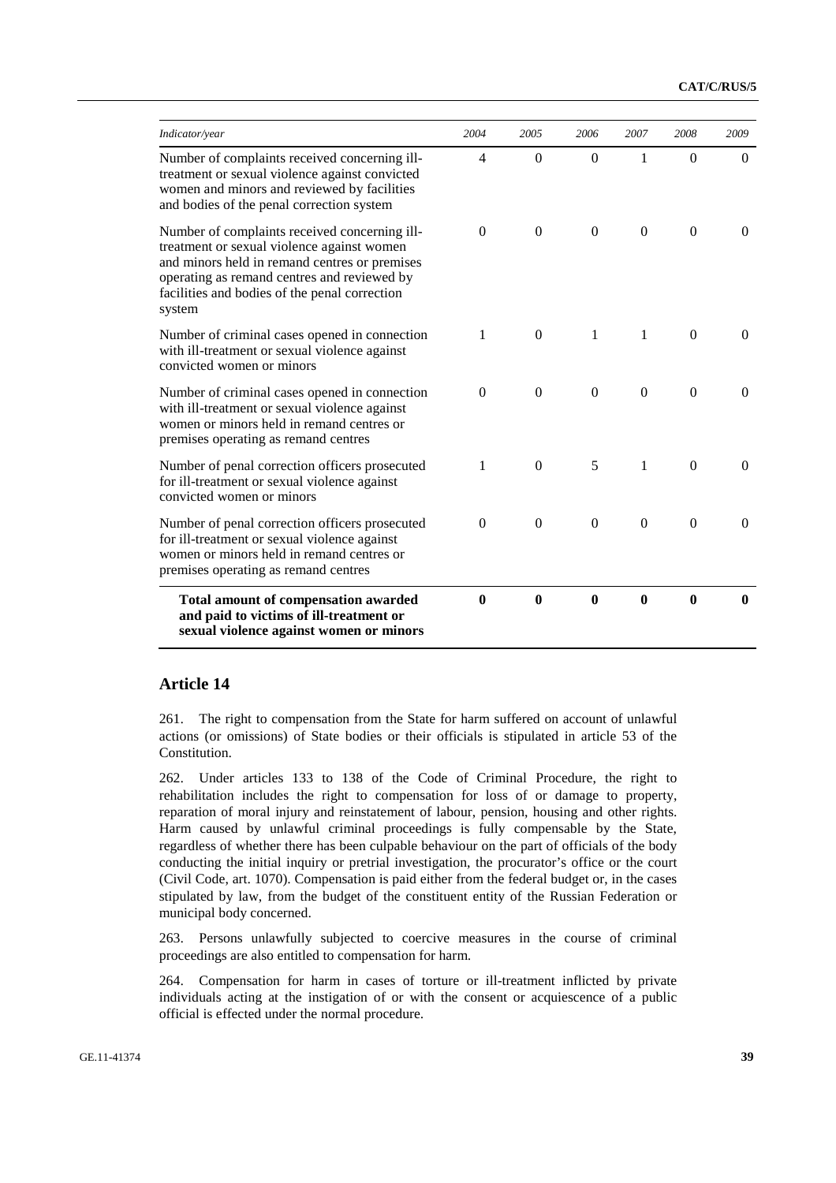| *Indicator/year* | *2004* | *2005* | *2006* | *2007* | *2008* | *2009* |
|---|---|---|---|---|---|---|
| Number of complaints received concerning ill-treatment or sexual violence against convicted women and minors and reviewed by facilities and bodies of the penal correction system | 4 | 0 | 0 | 1 | 0 | 0 |
| Number of complaints received concerning ill-treatment or sexual violence against women and minors held in remand centres or premises operating as remand centres and reviewed by facilities and bodies of the penal correction system | 0 | 0 | 0 | 0 | 0 | 0 |
| Number of criminal cases opened in connection with ill-treatment or sexual violence against convicted women or minors | 1 | 0 | 1 | 1 | 0 | 0 |
| Number of criminal cases opened in connection with ill-treatment or sexual violence against women or minors held in remand centres or premises operating as remand centres | 0 | 0 | 0 | 0 | 0 | 0 |
| Number of penal correction officers prosecuted for ill-treatment or sexual violence against convicted women or minors | 1 | 0 | 5 | 1 | 0 | 0 |
| Number of penal correction officers prosecuted for ill-treatment or sexual violence against women or minors held in remand centres or premises operating as remand centres | 0 | 0 | 0 | 0 | 0 | 0 |
| **Total amount of compensation awarded and paid to victims of ill-treatment or sexual violence against women or minors** | **0** | **0** | **0** | **0** | **0** | **0** |

## Article 14

261. The right to compensation from the State for harm suffered on account of unlawful actions (or omissions) of State bodies or their officials is stipulated in article 53 of the Constitution.

262. Under articles 133 to 138 of the Code of Criminal Procedure, the right to rehabilitation includes the right to compensation for loss of or damage to property, reparation of moral injury and reinstatement of labour, pension, housing and other rights. Harm caused by unlawful criminal proceedings is fully compensable by the State, regardless of whether there has been culpable behaviour on the part of officials of the body conducting the initial inquiry or pretrial investigation, the procurator's office or the court (Civil Code, art. 1070). Compensation is paid either from the federal budget or, in the cases stipulated by law, from the budget of the constituent entity of the Russian Federation or municipal body concerned.

263. Persons unlawfully subjected to coercive measures in the course of criminal proceedings are also entitled to compensation for harm.

264. Compensation for harm in cases of torture or ill-treatment inflicted by private individuals acting at the instigation of or with the consent or acquiescence of a public official is effected under the normal procedure.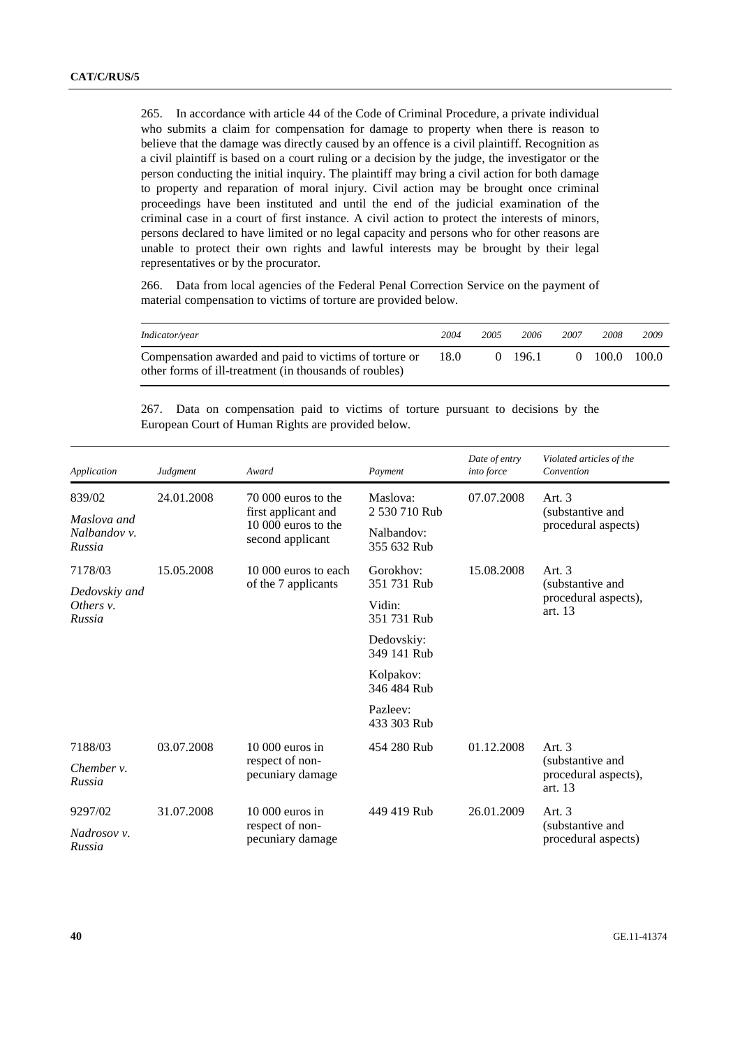265. In accordance with article 44 of the Code of Criminal Procedure, a private individual who submits a claim for compensation for damage to property when there is reason to believe that the damage was directly caused by an offence is a civil plaintiff. Recognition as a civil plaintiff is based on a court ruling or a decision by the judge, the investigator or the person conducting the initial inquiry. The plaintiff may bring a civil action for both damage to property and reparation of moral injury. Civil action may be brought once criminal proceedings have been instituted and until the end of the judicial examination of the criminal case in a court of first instance. A civil action to protect the interests of minors, persons declared to have limited or no legal capacity and persons who for other reasons are unable to protect their own rights and lawful interests may be brought by their legal representatives or by the procurator.

266. Data from local agencies of the Federal Penal Correction Service on the payment of material compensation to victims of torture are provided below.

| *Indicator/year* | *2004* | *2005* | *2006* | *2007* | *2008* | *2009* |
|---|---|---|---|---|---|---|
| Compensation awarded and paid to victims of torture or other forms of ill-treatment (in thousands of roubles) | 18.0 | 0 | 196.1 | 0 | 100.0 | 100.0 |

267. Data on compensation paid to victims of torture pursuant to decisions by the European Court of Human Rights are provided below.

| *Application* | *Judgment* | *Award* | *Payment* | *Date of entry into force* | *Violated articles of the Convention* |
|---|---|---|---|---|---|
| 839/02<br>*Maslova and Nalbandov v. Russia* | 24.01.2008 | 70 000 euros to the first applicant and 10 000 euros to the second applicant | Maslova: 2 530 710 Rub<br>Nalbandov: 355 632 Rub | 07.07.2008 | Art. 3 (substantive and procedural aspects) |
| 7178/03<br>*Dedovskiy and Others v. Russia* | 15.05.2008 | 10 000 euros to each of the 7 applicants | Gorokhov: 351 731 Rub<br>Vidin: 351 731 Rub<br>Dedovskiy: 349 141 Rub<br>Kolpakov: 346 484 Rub<br>Pazleev: 433 303 Rub | 15.08.2008 | Art. 3 (substantive and procedural aspects), art. 13 |
| 7188/03<br>*Chember v. Russia* | 03.07.2008 | 10 000 euros in respect of non-pecuniary damage | 454 280 Rub | 01.12.2008 | Art. 3 (substantive and procedural aspects), art. 13 |
| 9297/02<br>*Nadrosov v. Russia* | 31.07.2008 | 10 000 euros in respect of non-pecuniary damage | 449 419 Rub | 26.01.2009 | Art. 3 (substantive and procedural aspects) |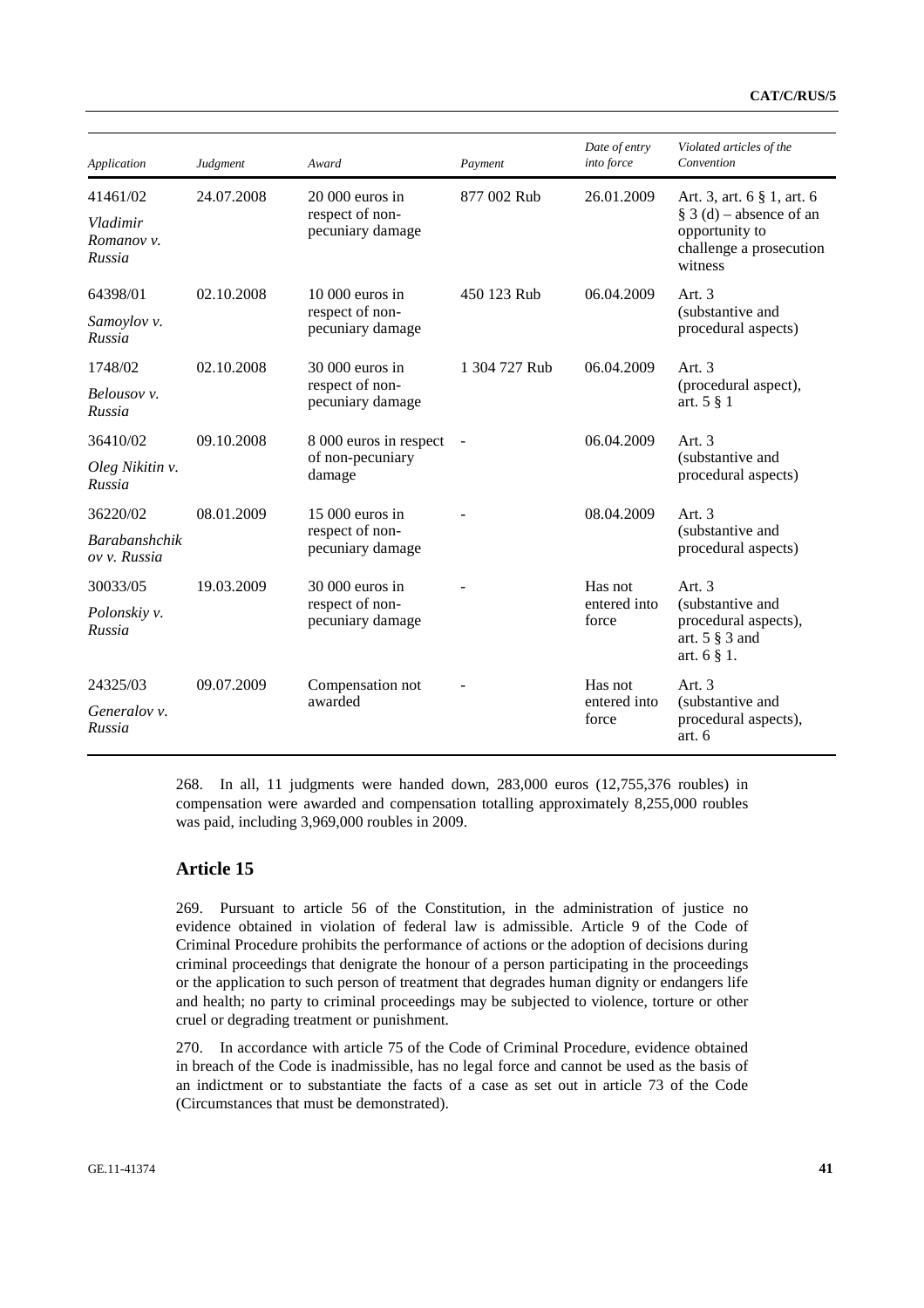| *Application* | *Judgment* | *Award* | *Payment* | *Date of entry into force* | *Violated articles of the Convention* |
|---|---|---|---|---|---|
| 41461/02 *Vladimir Romanov v. Russia* | 24.07.2008 | 20 000 euros in respect of non-pecuniary damage | 877 002 Rub | 26.01.2009 | Art. 3, art. 6 § 1, art. 6 § 3 (d) – absence of an opportunity to challenge a prosecution witness |
| 64398/01 *Samoylov v. Russia* | 02.10.2008 | 10 000 euros in respect of non-pecuniary damage | 450 123 Rub | 06.04.2009 | Art. 3 (substantive and procedural aspects) |
| 1748/02 *Belousov v. Russia* | 02.10.2008 | 30 000 euros in respect of non-pecuniary damage | 1 304 727 Rub | 06.04.2009 | Art. 3 (procedural aspect), art. 5 § 1 |
| 36410/02 *Oleg Nikitin v. Russia* | 09.10.2008 | 8 000 euros in respect of non-pecuniary damage | - | 06.04.2009 | Art. 3 (substantive and procedural aspects) |
| 36220/02 *Barabanshchikov v. Russia* | 08.01.2009 | 15 000 euros in respect of non-pecuniary damage | - | 08.04.2009 | Art. 3 (substantive and procedural aspects) |
| 30033/05 *Polonskiy v. Russia* | 19.03.2009 | 30 000 euros in respect of non-pecuniary damage | - | Has not entered into force | Art. 3 (substantive and procedural aspects), art. 5 § 3 and art. 6 § 1. |
| 24325/03 *Generalov v. Russia* | 09.07.2009 | Compensation not awarded | - | Has not entered into force | Art. 3 (substantive and procedural aspects), art. 6 |

268. In all, 11 judgments were handed down, 283,000 euros (12,755,376 roubles) in compensation were awarded and compensation totalling approximately 8,255,000 roubles was paid, including 3,969,000 roubles in 2009.

## Article 15

269. Pursuant to article 56 of the Constitution, in the administration of justice no evidence obtained in violation of federal law is admissible. Article 9 of the Code of Criminal Procedure prohibits the performance of actions or the adoption of decisions during criminal proceedings that denigrate the honour of a person participating in the proceedings or the application to such person of treatment that degrades human dignity or endangers life and health; no party to criminal proceedings may be subjected to violence, torture or other cruel or degrading treatment or punishment.

270. In accordance with article 75 of the Code of Criminal Procedure, evidence obtained in breach of the Code is inadmissible, has no legal force and cannot be used as the basis of an indictment or to substantiate the facts of a case as set out in article 73 of the Code (Circumstances that must be demonstrated).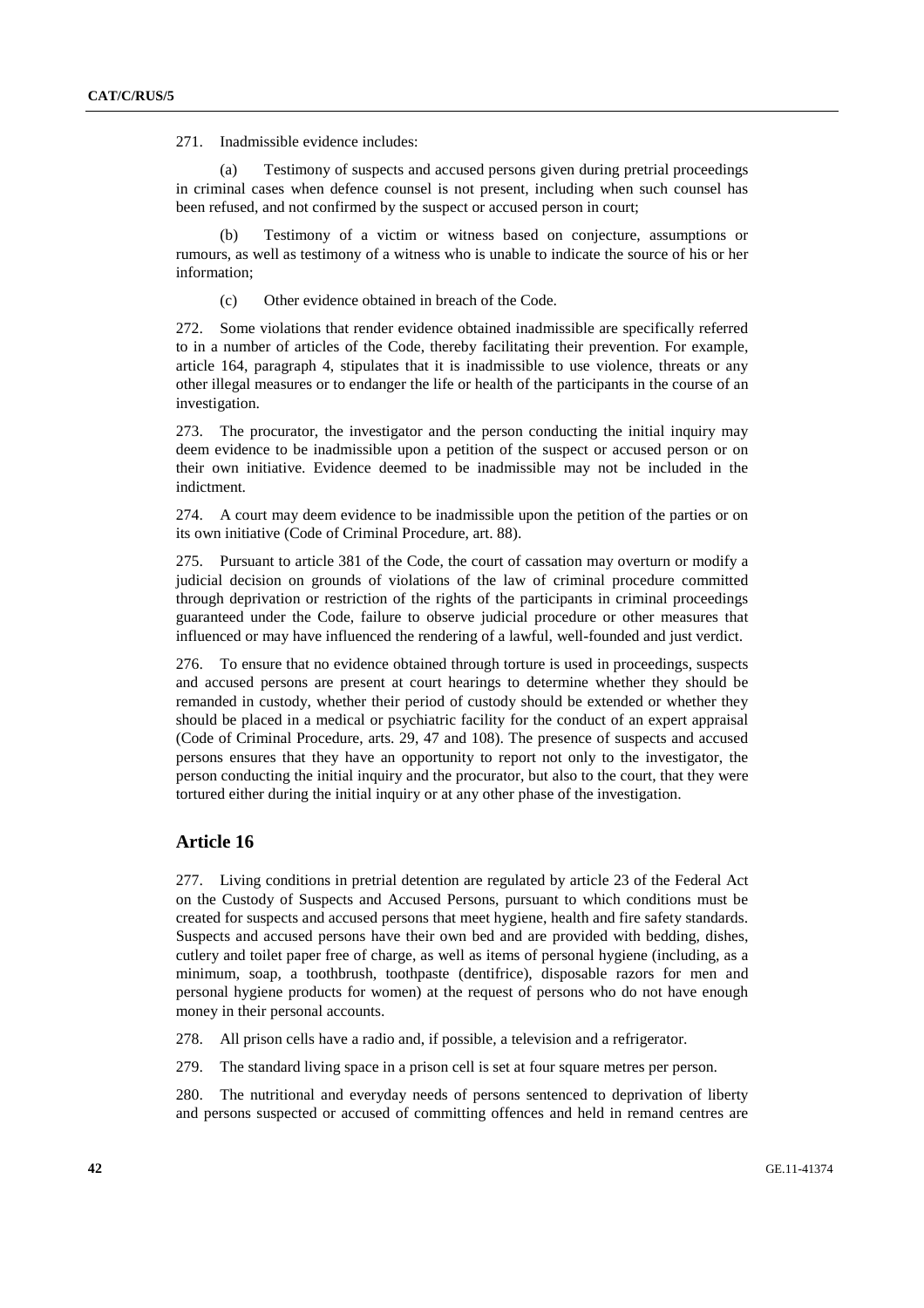271. Inadmissible evidence includes:

(a) Testimony of suspects and accused persons given during pretrial proceedings in criminal cases when defence counsel is not present, including when such counsel has been refused, and not confirmed by the suspect or accused person in court;

(b) Testimony of a victim or witness based on conjecture, assumptions or rumours, as well as testimony of a witness who is unable to indicate the source of his or her information;

(c) Other evidence obtained in breach of the Code.

272. Some violations that render evidence obtained inadmissible are specifically referred to in a number of articles of the Code, thereby facilitating their prevention. For example, article 164, paragraph 4, stipulates that it is inadmissible to use violence, threats or any other illegal measures or to endanger the life or health of the participants in the course of an investigation.

273. The procurator, the investigator and the person conducting the initial inquiry may deem evidence to be inadmissible upon a petition of the suspect or accused person or on their own initiative. Evidence deemed to be inadmissible may not be included in the indictment.

274. A court may deem evidence to be inadmissible upon the petition of the parties or on its own initiative (Code of Criminal Procedure, art. 88).

275. Pursuant to article 381 of the Code, the court of cassation may overturn or modify a judicial decision on grounds of violations of the law of criminal procedure committed through deprivation or restriction of the rights of the participants in criminal proceedings guaranteed under the Code, failure to observe judicial procedure or other measures that influenced or may have influenced the rendering of a lawful, well-founded and just verdict.

276. To ensure that no evidence obtained through torture is used in proceedings, suspects and accused persons are present at court hearings to determine whether they should be remanded in custody, whether their period of custody should be extended or whether they should be placed in a medical or psychiatric facility for the conduct of an expert appraisal (Code of Criminal Procedure, arts. 29, 47 and 108). The presence of suspects and accused persons ensures that they have an opportunity to report not only to the investigator, the person conducting the initial inquiry and the procurator, but also to the court, that they were tortured either during the initial inquiry or at any other phase of the investigation.

## Article 16

277. Living conditions in pretrial detention are regulated by article 23 of the Federal Act on the Custody of Suspects and Accused Persons, pursuant to which conditions must be created for suspects and accused persons that meet hygiene, health and fire safety standards. Suspects and accused persons have their own bed and are provided with bedding, dishes, cutlery and toilet paper free of charge, as well as items of personal hygiene (including, as a minimum, soap, a toothbrush, toothpaste (dentifrice), disposable razors for men and personal hygiene products for women) at the request of persons who do not have enough money in their personal accounts.

278. All prison cells have a radio and, if possible, a television and a refrigerator.

279. The standard living space in a prison cell is set at four square metres per person.

280. The nutritional and everyday needs of persons sentenced to deprivation of liberty and persons suspected or accused of committing offences and held in remand centres are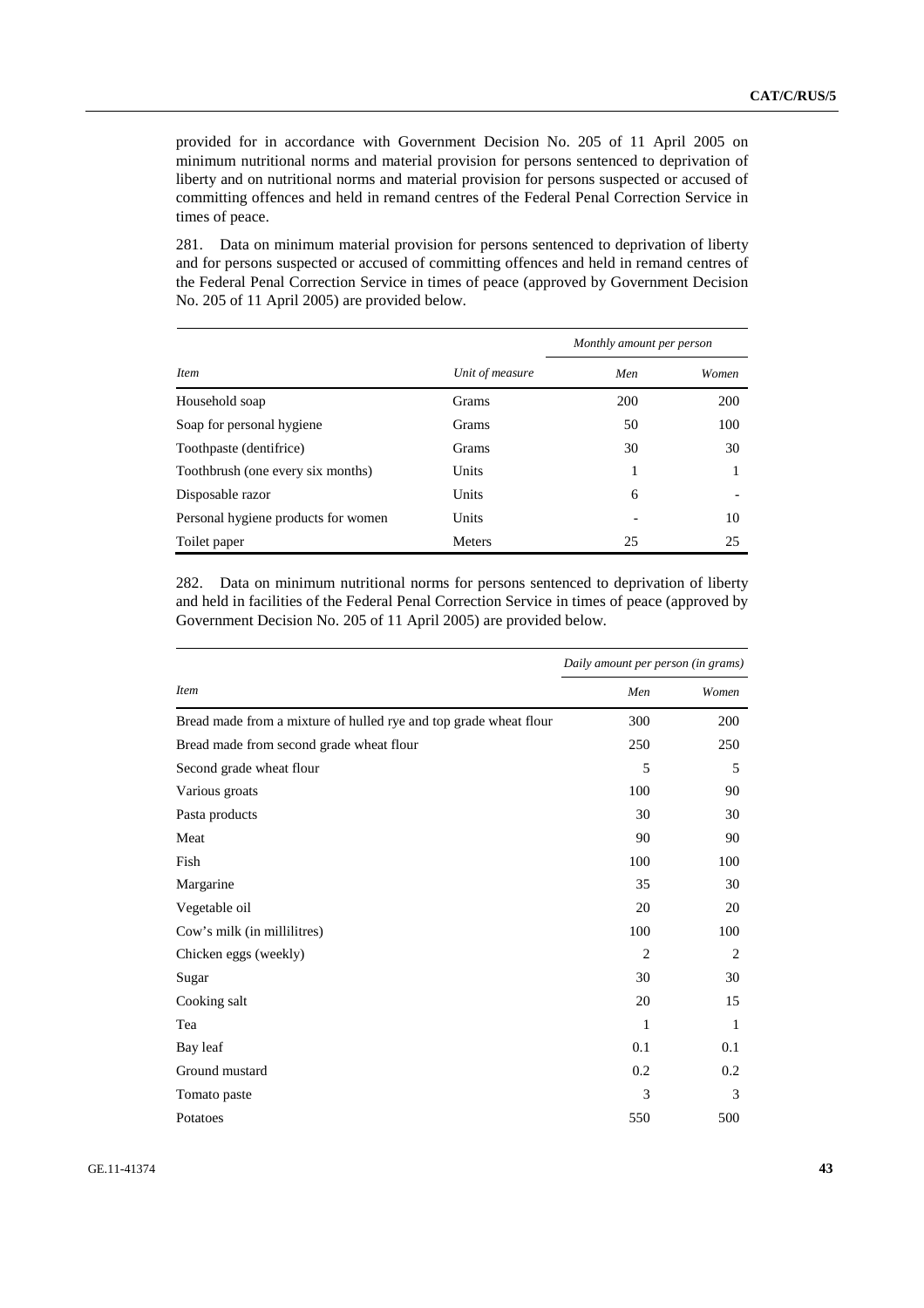provided for in accordance with Government Decision No. 205 of 11 April 2005 on minimum nutritional norms and material provision for persons sentenced to deprivation of liberty and on nutritional norms and material provision for persons suspected or accused of committing offences and held in remand centres of the Federal Penal Correction Service in times of peace.

281. Data on minimum material provision for persons sentenced to deprivation of liberty and for persons suspected or accused of committing offences and held in remand centres of the Federal Penal Correction Service in times of peace (approved by Government Decision No. 205 of 11 April 2005) are provided below.

| | | *Monthly amount per person* | |
|---|---|---|---|
| *Item* | *Unit of measure* | *Men* | *Women* |
| Household soap | Grams | 200 | 200 |
| Soap for personal hygiene | Grams | 50 | 100 |
| Toothpaste (dentifrice) | Grams | 30 | 30 |
| Toothbrush (one every six months) | Units | 1 | 1 |
| Disposable razor | Units | 6 | - |
| Personal hygiene products for women | Units | - | 10 |
| Toilet paper | Meters | 25 | 25 |

282. Data on minimum nutritional norms for persons sentenced to deprivation of liberty and held in facilities of the Federal Penal Correction Service in times of peace (approved by Government Decision No. 205 of 11 April 2005) are provided below.

| | *Daily amount per person (in grams)* | |
|---|---|---|
| *Item* | *Men* | *Women* |
| Bread made from a mixture of hulled rye and top grade wheat flour | 300 | 200 |
| Bread made from second grade wheat flour | 250 | 250 |
| Second grade wheat flour | 5 | 5 |
| Various groats | 100 | 90 |
| Pasta products | 30 | 30 |
| Meat | 90 | 90 |
| Fish | 100 | 100 |
| Margarine | 35 | 30 |
| Vegetable oil | 20 | 20 |
| Cow's milk (in millilitres) | 100 | 100 |
| Chicken eggs (weekly) | 2 | 2 |
| Sugar | 30 | 30 |
| Cooking salt | 20 | 15 |
| Tea | 1 | 1 |
| Bay leaf | 0.1 | 0.1 |
| Ground mustard | 0.2 | 0.2 |
| Tomato paste | 3 | 3 |
| Potatoes | 550 | 500 |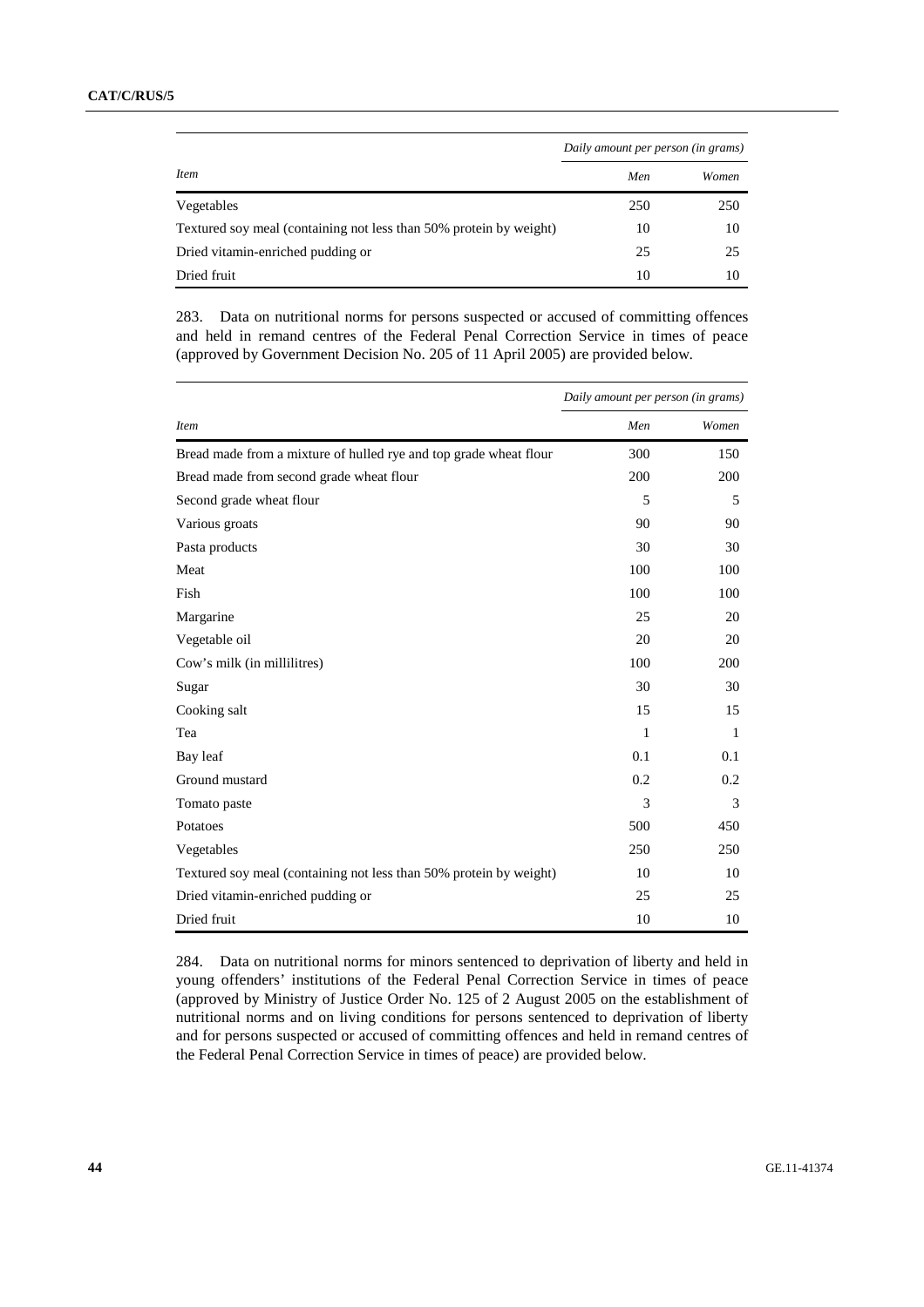| Item | Daily amount per person (in grams) | |
|---|---|---|
| | Men | Women |
| Vegetables | 250 | 250 |
| Textured soy meal (containing not less than 50% protein by weight) | 10 | 10 |
| Dried vitamin-enriched pudding or | 25 | 25 |
| Dried fruit | 10 | 10 |

283. Data on nutritional norms for persons suspected or accused of committing offences and held in remand centres of the Federal Penal Correction Service in times of peace (approved by Government Decision No. 205 of 11 April 2005) are provided below.

| Item | Daily amount per person (in grams) | |
|---|---|---|
| | Men | Women |
| Bread made from a mixture of hulled rye and top grade wheat flour | 300 | 150 |
| Bread made from second grade wheat flour | 200 | 200 |
| Second grade wheat flour | 5 | 5 |
| Various groats | 90 | 90 |
| Pasta products | 30 | 30 |
| Meat | 100 | 100 |
| Fish | 100 | 100 |
| Margarine | 25 | 20 |
| Vegetable oil | 20 | 20 |
| Cow's milk (in millilitres) | 100 | 200 |
| Sugar | 30 | 30 |
| Cooking salt | 15 | 15 |
| Tea | 1 | 1 |
| Bay leaf | 0.1 | 0.1 |
| Ground mustard | 0.2 | 0.2 |
| Tomato paste | 3 | 3 |
| Potatoes | 500 | 450 |
| Vegetables | 250 | 250 |
| Textured soy meal (containing not less than 50% protein by weight) | 10 | 10 |
| Dried vitamin-enriched pudding or | 25 | 25 |
| Dried fruit | 10 | 10 |

284. Data on nutritional norms for minors sentenced to deprivation of liberty and held in young offenders' institutions of the Federal Penal Correction Service in times of peace (approved by Ministry of Justice Order No. 125 of 2 August 2005 on the establishment of nutritional norms and on living conditions for persons sentenced to deprivation of liberty and for persons suspected or accused of committing offences and held in remand centres of the Federal Penal Correction Service in times of peace) are provided below.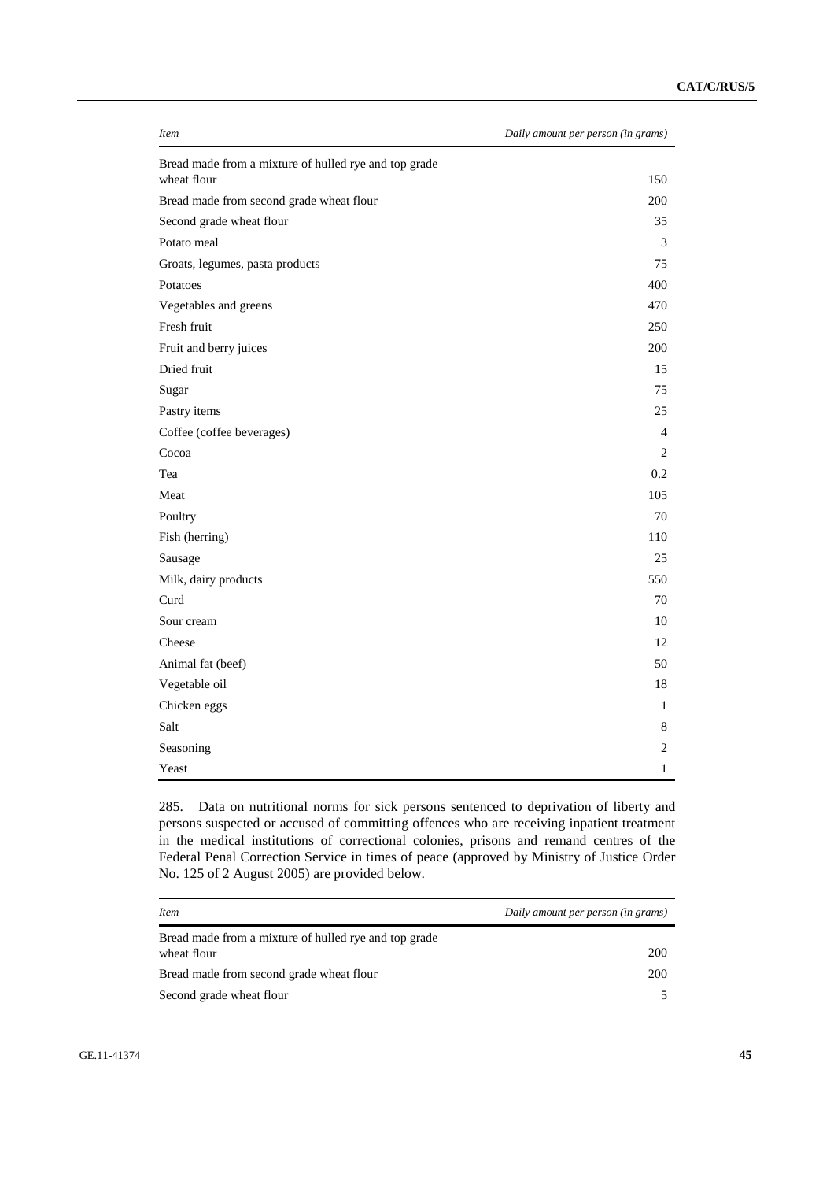| *Item* | *Daily amount per person (in grams)* |
|---|---|
| Bread made from a mixture of hulled rye and top grade wheat flour | 150 |
| Bread made from second grade wheat flour | 200 |
| Second grade wheat flour | 35 |
| Potato meal | 3 |
| Groats, legumes, pasta products | 75 |
| Potatoes | 400 |
| Vegetables and greens | 470 |
| Fresh fruit | 250 |
| Fruit and berry juices | 200 |
| Dried fruit | 15 |
| Sugar | 75 |
| Pastry items | 25 |
| Coffee (coffee beverages) | 4 |
| Cocoa | 2 |
| Tea | 0.2 |
| Meat | 105 |
| Poultry | 70 |
| Fish (herring) | 110 |
| Sausage | 25 |
| Milk, dairy products | 550 |
| Curd | 70 |
| Sour cream | 10 |
| Cheese | 12 |
| Animal fat (beef) | 50 |
| Vegetable oil | 18 |
| Chicken eggs | 1 |
| Salt | 8 |
| Seasoning | 2 |
| Yeast | 1 |

285. Data on nutritional norms for sick persons sentenced to deprivation of liberty and persons suspected or accused of committing offences who are receiving inpatient treatment in the medical institutions of correctional colonies, prisons and remand centres of the Federal Penal Correction Service in times of peace (approved by Ministry of Justice Order No. 125 of 2 August 2005) are provided below.

| *Item* | *Daily amount per person (in grams)* |
|---|---|
| Bread made from a mixture of hulled rye and top grade wheat flour | 200 |
| Bread made from second grade wheat flour | 200 |
| Second grade wheat flour | 5 |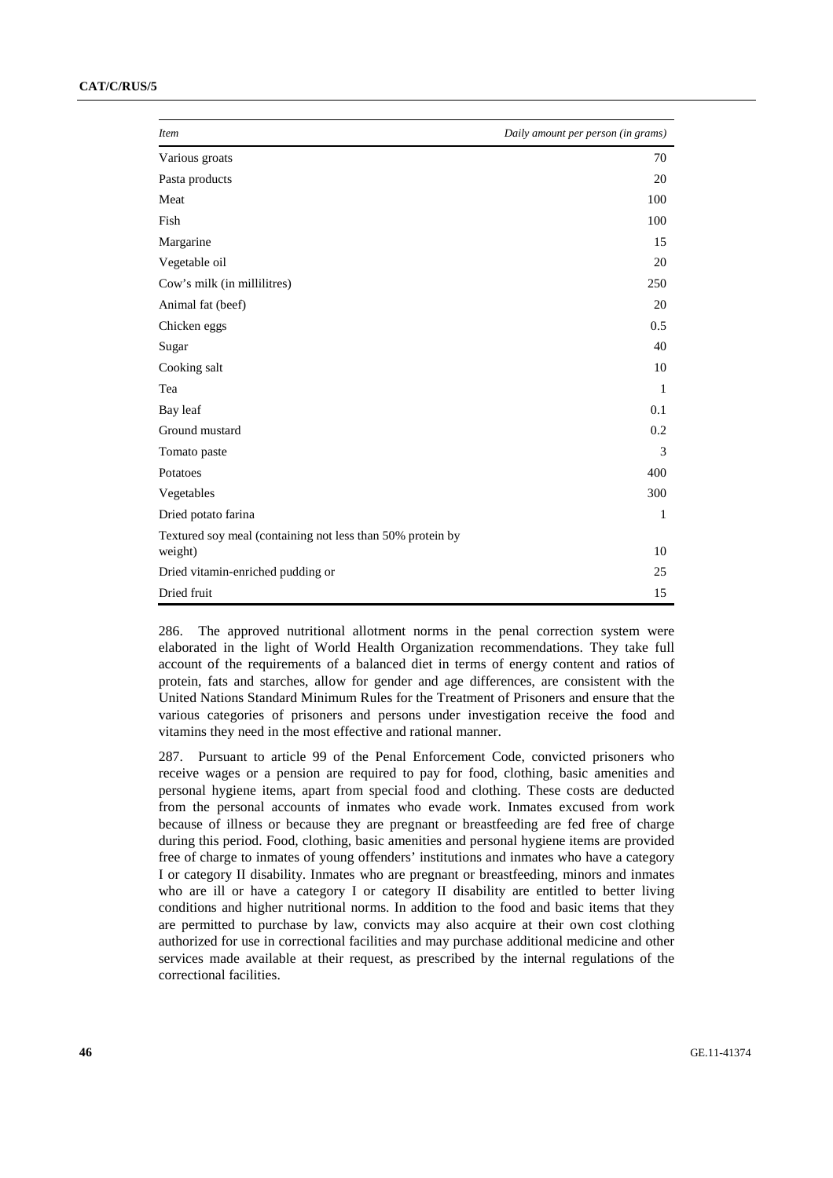| *Item* | *Daily amount per person (in grams)* |
| --- | --- |
| Various groats | 70 |
| Pasta products | 20 |
| Meat | 100 |
| Fish | 100 |
| Margarine | 15 |
| Vegetable oil | 20 |
| Cow's milk (in millilitres) | 250 |
| Animal fat (beef) | 20 |
| Chicken eggs | 0.5 |
| Sugar | 40 |
| Cooking salt | 10 |
| Tea | 1 |
| Bay leaf | 0.1 |
| Ground mustard | 0.2 |
| Tomato paste | 3 |
| Potatoes | 400 |
| Vegetables | 300 |
| Dried potato farina | 1 |
| Textured soy meal (containing not less than 50% protein by weight) | 10 |
| Dried vitamin-enriched pudding or | 25 |
| Dried fruit | 15 |

286. The approved nutritional allotment norms in the penal correction system were elaborated in the light of World Health Organization recommendations. They take full account of the requirements of a balanced diet in terms of energy content and ratios of protein, fats and starches, allow for gender and age differences, are consistent with the United Nations Standard Minimum Rules for the Treatment of Prisoners and ensure that the various categories of prisoners and persons under investigation receive the food and vitamins they need in the most effective and rational manner.

287. Pursuant to article 99 of the Penal Enforcement Code, convicted prisoners who receive wages or a pension are required to pay for food, clothing, basic amenities and personal hygiene items, apart from special food and clothing. These costs are deducted from the personal accounts of inmates who evade work. Inmates excused from work because of illness or because they are pregnant or breastfeeding are fed free of charge during this period. Food, clothing, basic amenities and personal hygiene items are provided free of charge to inmates of young offenders' institutions and inmates who have a category I or category II disability. Inmates who are pregnant or breastfeeding, minors and inmates who are ill or have a category I or category II disability are entitled to better living conditions and higher nutritional norms. In addition to the food and basic items that they are permitted to purchase by law, convicts may also acquire at their own cost clothing authorized for use in correctional facilities and may purchase additional medicine and other services made available at their request, as prescribed by the internal regulations of the correctional facilities.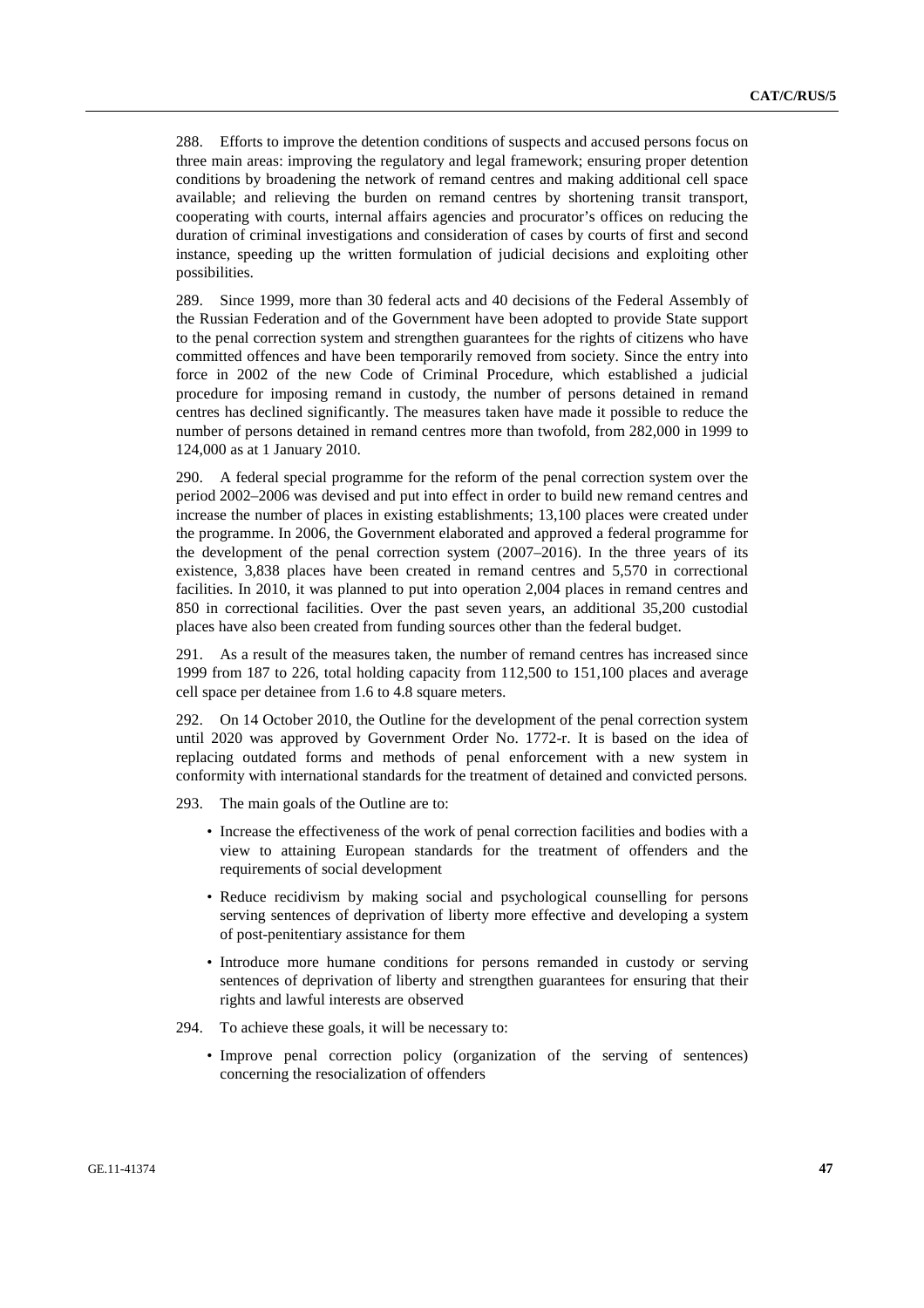288. Efforts to improve the detention conditions of suspects and accused persons focus on three main areas: improving the regulatory and legal framework; ensuring proper detention conditions by broadening the network of remand centres and making additional cell space available; and relieving the burden on remand centres by shortening transit transport, cooperating with courts, internal affairs agencies and procurator's offices on reducing the duration of criminal investigations and consideration of cases by courts of first and second instance, speeding up the written formulation of judicial decisions and exploiting other possibilities.

289. Since 1999, more than 30 federal acts and 40 decisions of the Federal Assembly of the Russian Federation and of the Government have been adopted to provide State support to the penal correction system and strengthen guarantees for the rights of citizens who have committed offences and have been temporarily removed from society. Since the entry into force in 2002 of the new Code of Criminal Procedure, which established a judicial procedure for imposing remand in custody, the number of persons detained in remand centres has declined significantly. The measures taken have made it possible to reduce the number of persons detained in remand centres more than twofold, from 282,000 in 1999 to 124,000 as at 1 January 2010.

290. A federal special programme for the reform of the penal correction system over the period 2002–2006 was devised and put into effect in order to build new remand centres and increase the number of places in existing establishments; 13,100 places were created under the programme. In 2006, the Government elaborated and approved a federal programme for the development of the penal correction system (2007–2016). In the three years of its existence, 3,838 places have been created in remand centres and 5,570 in correctional facilities. In 2010, it was planned to put into operation 2,004 places in remand centres and 850 in correctional facilities. Over the past seven years, an additional 35,200 custodial places have also been created from funding sources other than the federal budget.

291. As a result of the measures taken, the number of remand centres has increased since 1999 from 187 to 226, total holding capacity from 112,500 to 151,100 places and average cell space per detainee from 1.6 to 4.8 square meters.

292. On 14 October 2010, the Outline for the development of the penal correction system until 2020 was approved by Government Order No. 1772-r. It is based on the idea of replacing outdated forms and methods of penal enforcement with a new system in conformity with international standards for the treatment of detained and convicted persons.

293. The main goals of the Outline are to:

- Increase the effectiveness of the work of penal correction facilities and bodies with a view to attaining European standards for the treatment of offenders and the requirements of social development
- Reduce recidivism by making social and psychological counselling for persons serving sentences of deprivation of liberty more effective and developing a system of post-penitentiary assistance for them
- Introduce more humane conditions for persons remanded in custody or serving sentences of deprivation of liberty and strengthen guarantees for ensuring that their rights and lawful interests are observed

294. To achieve these goals, it will be necessary to:

- Improve penal correction policy (organization of the serving of sentences) concerning the resocialization of offenders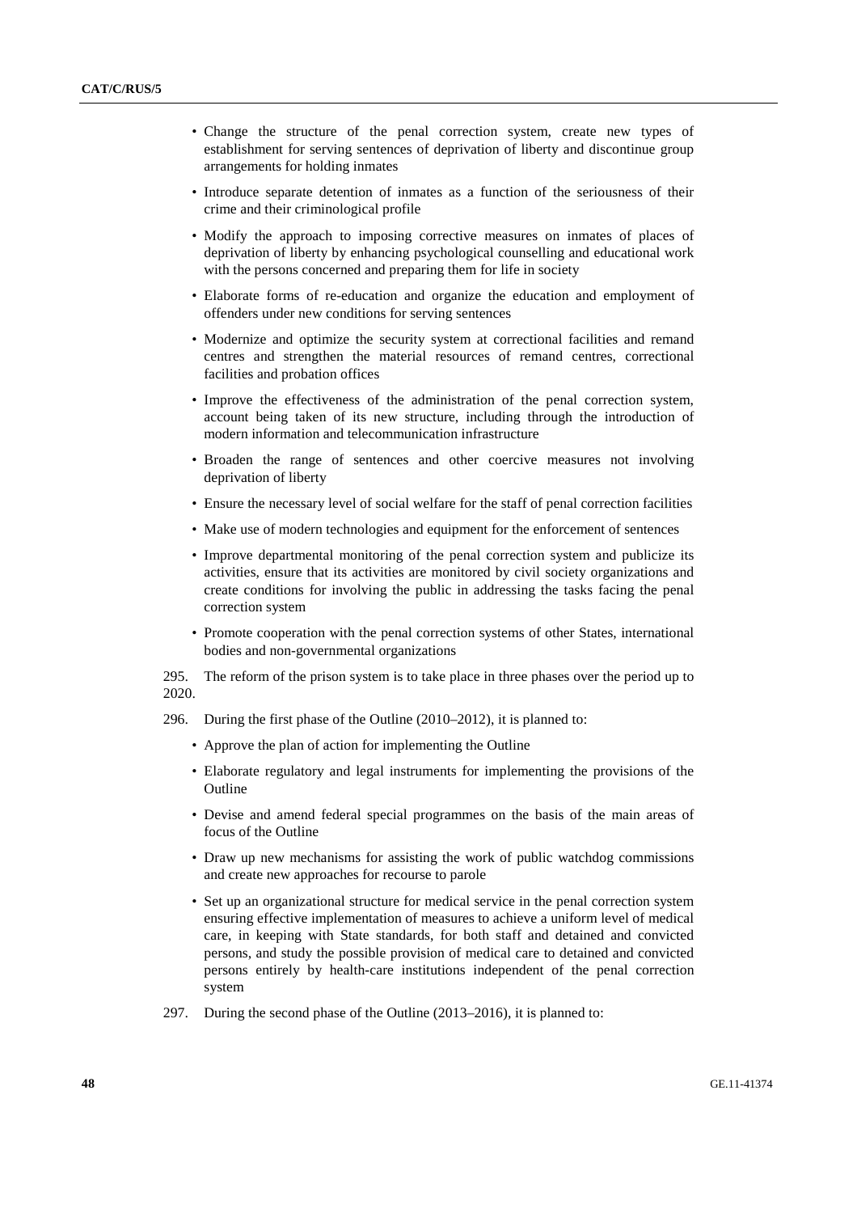- Change the structure of the penal correction system, create new types of establishment for serving sentences of deprivation of liberty and discontinue group arrangements for holding inmates
- Introduce separate detention of inmates as a function of the seriousness of their crime and their criminological profile
- Modify the approach to imposing corrective measures on inmates of places of deprivation of liberty by enhancing psychological counselling and educational work with the persons concerned and preparing them for life in society
- Elaborate forms of re-education and organize the education and employment of offenders under new conditions for serving sentences
- Modernize and optimize the security system at correctional facilities and remand centres and strengthen the material resources of remand centres, correctional facilities and probation offices
- Improve the effectiveness of the administration of the penal correction system, account being taken of its new structure, including through the introduction of modern information and telecommunication infrastructure
- Broaden the range of sentences and other coercive measures not involving deprivation of liberty
- Ensure the necessary level of social welfare for the staff of penal correction facilities
- Make use of modern technologies and equipment for the enforcement of sentences
- Improve departmental monitoring of the penal correction system and publicize its activities, ensure that its activities are monitored by civil society organizations and create conditions for involving the public in addressing the tasks facing the penal correction system
- Promote cooperation with the penal correction systems of other States, international bodies and non-governmental organizations

295. The reform of the prison system is to take place in three phases over the period up to 2020.

296. During the first phase of the Outline (2010–2012), it is planned to:

- Approve the plan of action for implementing the Outline
- Elaborate regulatory and legal instruments for implementing the provisions of the Outline
- Devise and amend federal special programmes on the basis of the main areas of focus of the Outline
- Draw up new mechanisms for assisting the work of public watchdog commissions and create new approaches for recourse to parole
- Set up an organizational structure for medical service in the penal correction system ensuring effective implementation of measures to achieve a uniform level of medical care, in keeping with State standards, for both staff and detained and convicted persons, and study the possible provision of medical care to detained and convicted persons entirely by health-care institutions independent of the penal correction system

297. During the second phase of the Outline (2013–2016), it is planned to: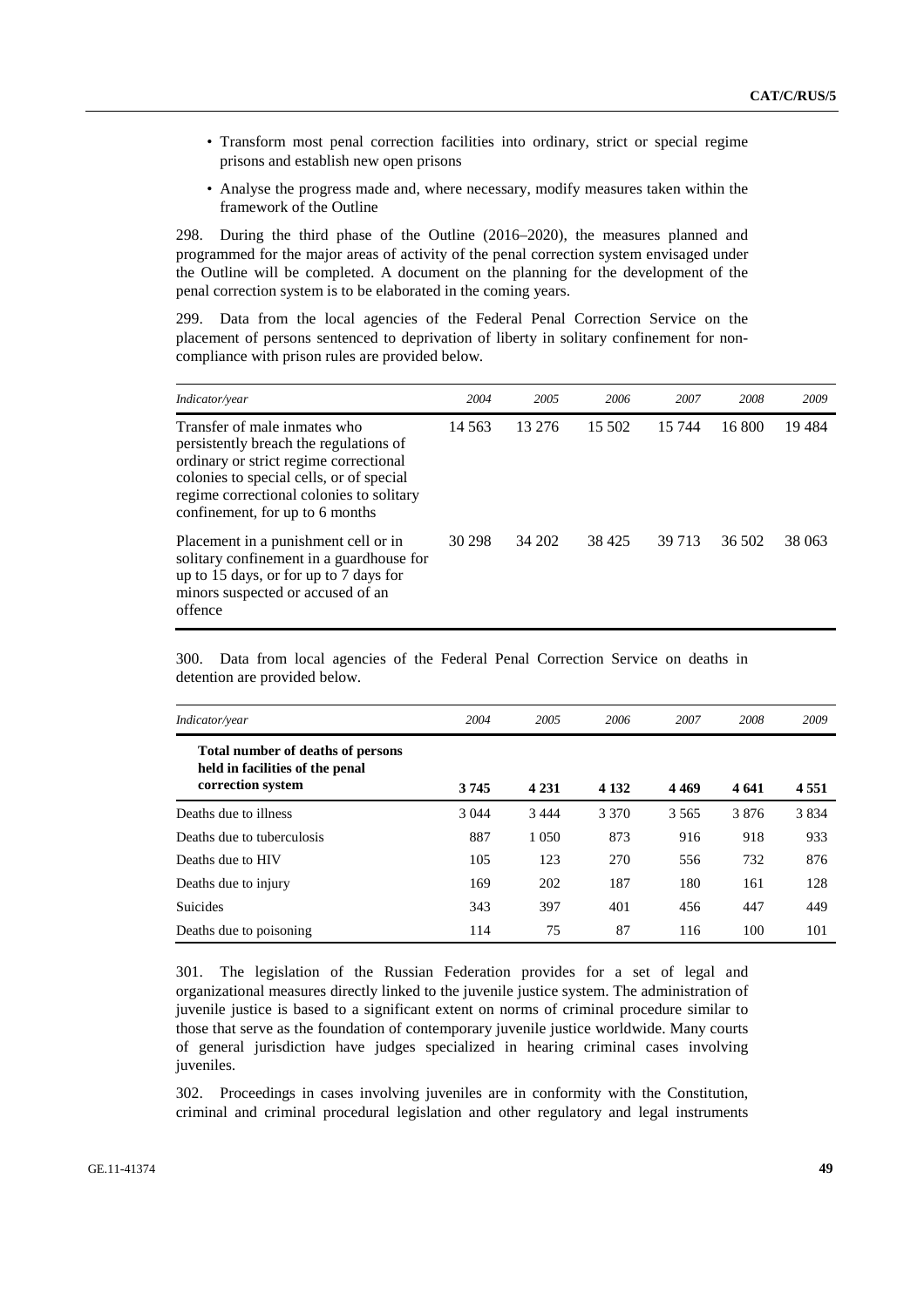- Transform most penal correction facilities into ordinary, strict or special regime prisons and establish new open prisons
- Analyse the progress made and, where necessary, modify measures taken within the framework of the Outline

298. During the third phase of the Outline (2016–2020), the measures planned and programmed for the major areas of activity of the penal correction system envisaged under the Outline will be completed. A document on the planning for the development of the penal correction system is to be elaborated in the coming years.

299. Data from the local agencies of the Federal Penal Correction Service on the placement of persons sentenced to deprivation of liberty in solitary confinement for non-compliance with prison rules are provided below.

| *Indicator/year* | *2004* | *2005* | *2006* | *2007* | *2008* | *2009* |
|---|---|---|---|---|---|---|
| Transfer of male inmates who persistently breach the regulations of ordinary or strict regime correctional colonies to special cells, or of special regime correctional colonies to solitary confinement, for up to 6 months | 14 563 | 13 276 | 15 502 | 15 744 | 16 800 | 19 484 |
| Placement in a punishment cell or in solitary confinement in a guardhouse for up to 15 days, or for up to 7 days for minors suspected or accused of an offence | 30 298 | 34 202 | 38 425 | 39 713 | 36 502 | 38 063 |

300. Data from local agencies of the Federal Penal Correction Service on deaths in detention are provided below.

| *Indicator/year* | *2004* | *2005* | *2006* | *2007* | *2008* | *2009* |
|---|---|---|---|---|---|---|
| **Total number of deaths of persons held in facilities of the penal correction system** | **3 745** | **4 231** | **4 132** | **4 469** | **4 641** | **4 551** |
| Deaths due to illness | 3 044 | 3 444 | 3 370 | 3 565 | 3 876 | 3 834 |
| Deaths due to tuberculosis | 887 | 1 050 | 873 | 916 | 918 | 933 |
| Deaths due to HIV | 105 | 123 | 270 | 556 | 732 | 876 |
| Deaths due to injury | 169 | 202 | 187 | 180 | 161 | 128 |
| Suicides | 343 | 397 | 401 | 456 | 447 | 449 |
| Deaths due to poisoning | 114 | 75 | 87 | 116 | 100 | 101 |

301. The legislation of the Russian Federation provides for a set of legal and organizational measures directly linked to the juvenile justice system. The administration of juvenile justice is based to a significant extent on norms of criminal procedure similar to those that serve as the foundation of contemporary juvenile justice worldwide. Many courts of general jurisdiction have judges specialized in hearing criminal cases involving juveniles.

302. Proceedings in cases involving juveniles are in conformity with the Constitution, criminal and criminal procedural legislation and other regulatory and legal instruments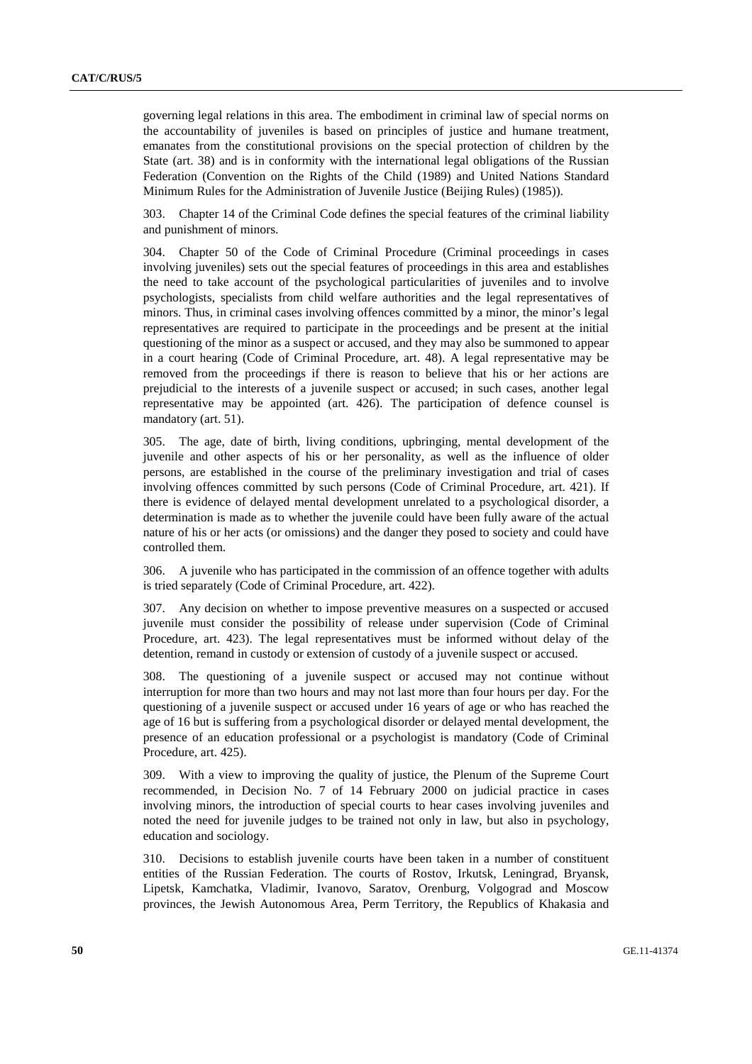governing legal relations in this area. The embodiment in criminal law of special norms on the accountability of juveniles is based on principles of justice and humane treatment, emanates from the constitutional provisions on the special protection of children by the State (art. 38) and is in conformity with the international legal obligations of the Russian Federation (Convention on the Rights of the Child (1989) and United Nations Standard Minimum Rules for the Administration of Juvenile Justice (Beijing Rules) (1985)).

303. Chapter 14 of the Criminal Code defines the special features of the criminal liability and punishment of minors.

304. Chapter 50 of the Code of Criminal Procedure (Criminal proceedings in cases involving juveniles) sets out the special features of proceedings in this area and establishes the need to take account of the psychological particularities of juveniles and to involve psychologists, specialists from child welfare authorities and the legal representatives of minors. Thus, in criminal cases involving offences committed by a minor, the minor's legal representatives are required to participate in the proceedings and be present at the initial questioning of the minor as a suspect or accused, and they may also be summoned to appear in a court hearing (Code of Criminal Procedure, art. 48). A legal representative may be removed from the proceedings if there is reason to believe that his or her actions are prejudicial to the interests of a juvenile suspect or accused; in such cases, another legal representative may be appointed (art. 426). The participation of defence counsel is mandatory (art. 51).

305. The age, date of birth, living conditions, upbringing, mental development of the juvenile and other aspects of his or her personality, as well as the influence of older persons, are established in the course of the preliminary investigation and trial of cases involving offences committed by such persons (Code of Criminal Procedure, art. 421). If there is evidence of delayed mental development unrelated to a psychological disorder, a determination is made as to whether the juvenile could have been fully aware of the actual nature of his or her acts (or omissions) and the danger they posed to society and could have controlled them.

306. A juvenile who has participated in the commission of an offence together with adults is tried separately (Code of Criminal Procedure, art. 422).

307. Any decision on whether to impose preventive measures on a suspected or accused juvenile must consider the possibility of release under supervision (Code of Criminal Procedure, art. 423). The legal representatives must be informed without delay of the detention, remand in custody or extension of custody of a juvenile suspect or accused.

308. The questioning of a juvenile suspect or accused may not continue without interruption for more than two hours and may not last more than four hours per day. For the questioning of a juvenile suspect or accused under 16 years of age or who has reached the age of 16 but is suffering from a psychological disorder or delayed mental development, the presence of an education professional or a psychologist is mandatory (Code of Criminal Procedure, art. 425).

309. With a view to improving the quality of justice, the Plenum of the Supreme Court recommended, in Decision No. 7 of 14 February 2000 on judicial practice in cases involving minors, the introduction of special courts to hear cases involving juveniles and noted the need for juvenile judges to be trained not only in law, but also in psychology, education and sociology.

310. Decisions to establish juvenile courts have been taken in a number of constituent entities of the Russian Federation. The courts of Rostov, Irkutsk, Leningrad, Bryansk, Lipetsk, Kamchatka, Vladimir, Ivanovo, Saratov, Orenburg, Volgograd and Moscow provinces, the Jewish Autonomous Area, Perm Territory, the Republics of Khakasia and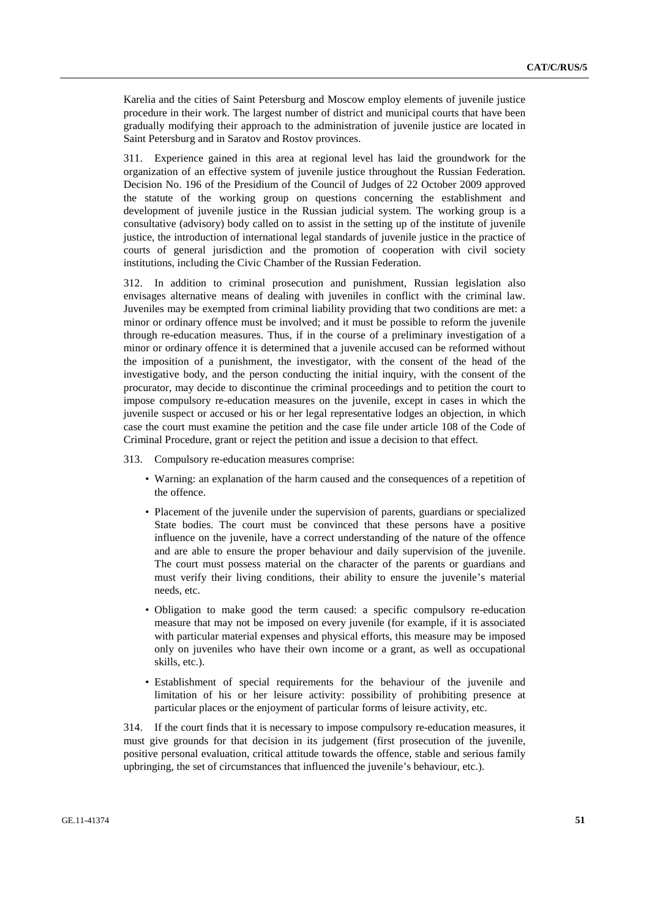Karelia and the cities of Saint Petersburg and Moscow employ elements of juvenile justice procedure in their work. The largest number of district and municipal courts that have been gradually modifying their approach to the administration of juvenile justice are located in Saint Petersburg and in Saratov and Rostov provinces.

311. Experience gained in this area at regional level has laid the groundwork for the organization of an effective system of juvenile justice throughout the Russian Federation. Decision No. 196 of the Presidium of the Council of Judges of 22 October 2009 approved the statute of the working group on questions concerning the establishment and development of juvenile justice in the Russian judicial system. The working group is a consultative (advisory) body called on to assist in the setting up of the institute of juvenile justice, the introduction of international legal standards of juvenile justice in the practice of courts of general jurisdiction and the promotion of cooperation with civil society institutions, including the Civic Chamber of the Russian Federation.

312. In addition to criminal prosecution and punishment, Russian legislation also envisages alternative means of dealing with juveniles in conflict with the criminal law. Juveniles may be exempted from criminal liability providing that two conditions are met: a minor or ordinary offence must be involved; and it must be possible to reform the juvenile through re-education measures. Thus, if in the course of a preliminary investigation of a minor or ordinary offence it is determined that a juvenile accused can be reformed without the imposition of a punishment, the investigator, with the consent of the head of the investigative body, and the person conducting the initial inquiry, with the consent of the procurator, may decide to discontinue the criminal proceedings and to petition the court to impose compulsory re-education measures on the juvenile, except in cases in which the juvenile suspect or accused or his or her legal representative lodges an objection, in which case the court must examine the petition and the case file under article 108 of the Code of Criminal Procedure, grant or reject the petition and issue a decision to that effect.

313. Compulsory re-education measures comprise:

- Warning: an explanation of the harm caused and the consequences of a repetition of the offence.
- Placement of the juvenile under the supervision of parents, guardians or specialized State bodies. The court must be convinced that these persons have a positive influence on the juvenile, have a correct understanding of the nature of the offence and are able to ensure the proper behaviour and daily supervision of the juvenile. The court must possess material on the character of the parents or guardians and must verify their living conditions, their ability to ensure the juvenile's material needs, etc.
- Obligation to make good the term caused: a specific compulsory re-education measure that may not be imposed on every juvenile (for example, if it is associated with particular material expenses and physical efforts, this measure may be imposed only on juveniles who have their own income or a grant, as well as occupational skills, etc.).
- Establishment of special requirements for the behaviour of the juvenile and limitation of his or her leisure activity: possibility of prohibiting presence at particular places or the enjoyment of particular forms of leisure activity, etc.

314. If the court finds that it is necessary to impose compulsory re-education measures, it must give grounds for that decision in its judgement (first prosecution of the juvenile, positive personal evaluation, critical attitude towards the offence, stable and serious family upbringing, the set of circumstances that influenced the juvenile's behaviour, etc.).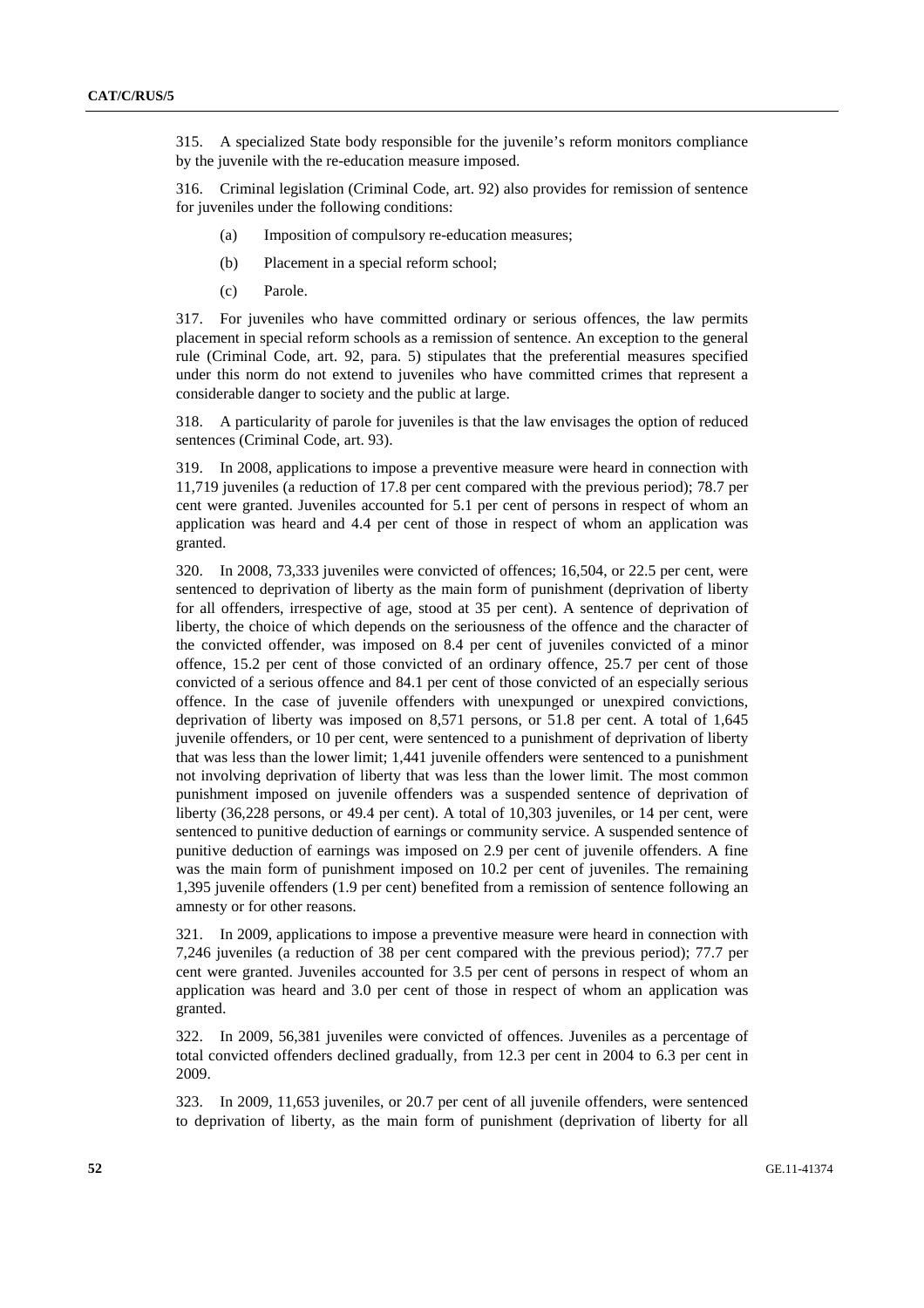315. A specialized State body responsible for the juvenile's reform monitors compliance by the juvenile with the re-education measure imposed.

316. Criminal legislation (Criminal Code, art. 92) also provides for remission of sentence for juveniles under the following conditions:

(a) Imposition of compulsory re-education measures;

(b) Placement in a special reform school;

(c) Parole.

317. For juveniles who have committed ordinary or serious offences, the law permits placement in special reform schools as a remission of sentence. An exception to the general rule (Criminal Code, art. 92, para. 5) stipulates that the preferential measures specified under this norm do not extend to juveniles who have committed crimes that represent a considerable danger to society and the public at large.

318. A particularity of parole for juveniles is that the law envisages the option of reduced sentences (Criminal Code, art. 93).

319. In 2008, applications to impose a preventive measure were heard in connection with 11,719 juveniles (a reduction of 17.8 per cent compared with the previous period); 78.7 per cent were granted. Juveniles accounted for 5.1 per cent of persons in respect of whom an application was heard and 4.4 per cent of those in respect of whom an application was granted.

320. In 2008, 73,333 juveniles were convicted of offences; 16,504, or 22.5 per cent, were sentenced to deprivation of liberty as the main form of punishment (deprivation of liberty for all offenders, irrespective of age, stood at 35 per cent). A sentence of deprivation of liberty, the choice of which depends on the seriousness of the offence and the character of the convicted offender, was imposed on 8.4 per cent of juveniles convicted of a minor offence, 15.2 per cent of those convicted of an ordinary offence, 25.7 per cent of those convicted of a serious offence and 84.1 per cent of those convicted of an especially serious offence. In the case of juvenile offenders with unexpunged or unexpired convictions, deprivation of liberty was imposed on 8,571 persons, or 51.8 per cent. A total of 1,645 juvenile offenders, or 10 per cent, were sentenced to a punishment of deprivation of liberty that was less than the lower limit; 1,441 juvenile offenders were sentenced to a punishment not involving deprivation of liberty that was less than the lower limit. The most common punishment imposed on juvenile offenders was a suspended sentence of deprivation of liberty (36,228 persons, or 49.4 per cent). A total of 10,303 juveniles, or 14 per cent, were sentenced to punitive deduction of earnings or community service. A suspended sentence of punitive deduction of earnings was imposed on 2.9 per cent of juvenile offenders. A fine was the main form of punishment imposed on 10.2 per cent of juveniles. The remaining 1,395 juvenile offenders (1.9 per cent) benefited from a remission of sentence following an amnesty or for other reasons.

321. In 2009, applications to impose a preventive measure were heard in connection with 7,246 juveniles (a reduction of 38 per cent compared with the previous period); 77.7 per cent were granted. Juveniles accounted for 3.5 per cent of persons in respect of whom an application was heard and 3.0 per cent of those in respect of whom an application was granted.

322. In 2009, 56,381 juveniles were convicted of offences. Juveniles as a percentage of total convicted offenders declined gradually, from 12.3 per cent in 2004 to 6.3 per cent in 2009.

323. In 2009, 11,653 juveniles, or 20.7 per cent of all juvenile offenders, were sentenced to deprivation of liberty, as the main form of punishment (deprivation of liberty for all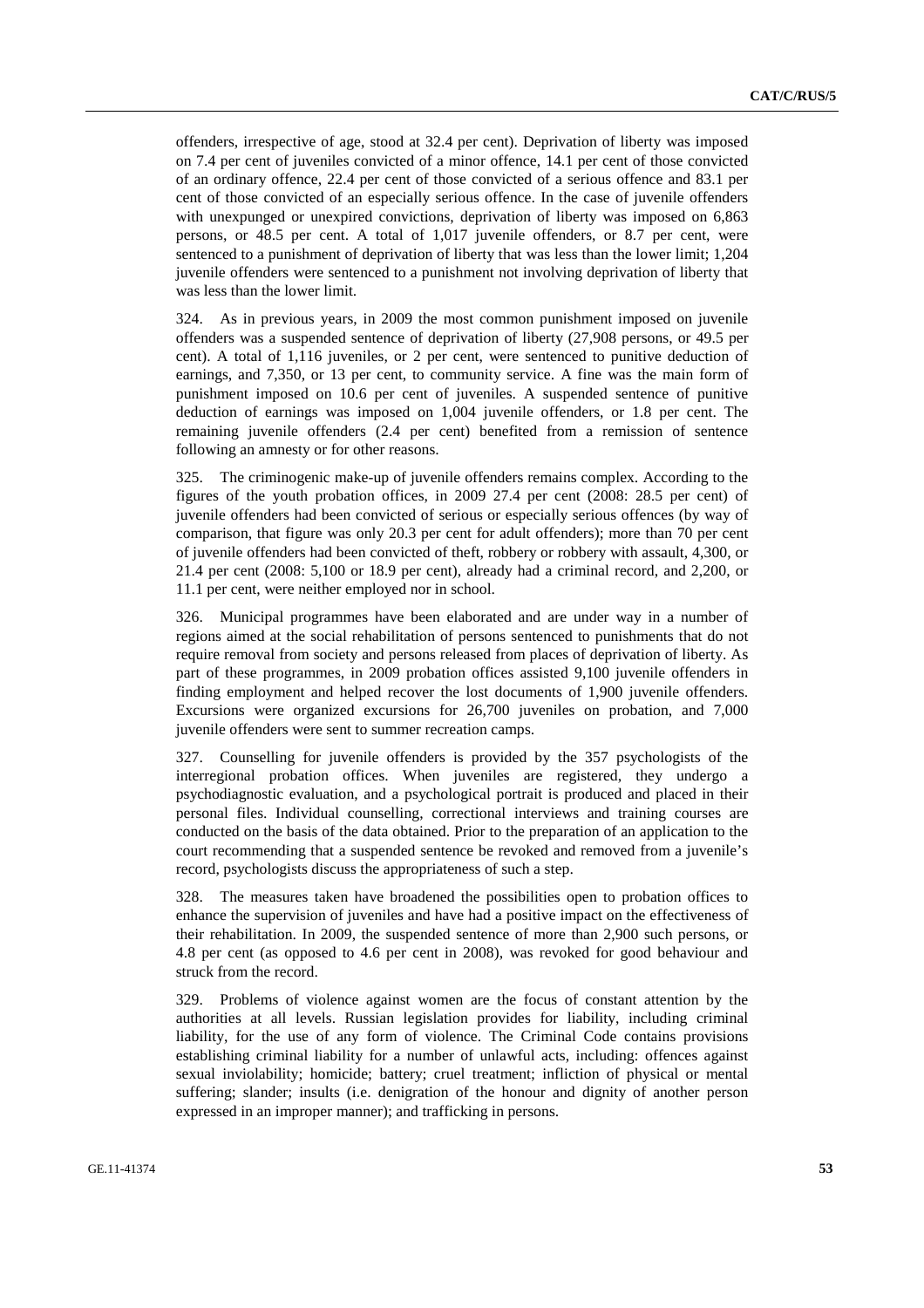offenders, irrespective of age, stood at 32.4 per cent). Deprivation of liberty was imposed on 7.4 per cent of juveniles convicted of a minor offence, 14.1 per cent of those convicted of an ordinary offence, 22.4 per cent of those convicted of a serious offence and 83.1 per cent of those convicted of an especially serious offence. In the case of juvenile offenders with unexpunged or unexpired convictions, deprivation of liberty was imposed on 6,863 persons, or 48.5 per cent. A total of 1,017 juvenile offenders, or 8.7 per cent, were sentenced to a punishment of deprivation of liberty that was less than the lower limit; 1,204 juvenile offenders were sentenced to a punishment not involving deprivation of liberty that was less than the lower limit.

324. As in previous years, in 2009 the most common punishment imposed on juvenile offenders was a suspended sentence of deprivation of liberty (27,908 persons, or 49.5 per cent). A total of 1,116 juveniles, or 2 per cent, were sentenced to punitive deduction of earnings, and 7,350, or 13 per cent, to community service. A fine was the main form of punishment imposed on 10.6 per cent of juveniles. A suspended sentence of punitive deduction of earnings was imposed on 1,004 juvenile offenders, or 1.8 per cent. The remaining juvenile offenders (2.4 per cent) benefited from a remission of sentence following an amnesty or for other reasons.

325. The criminogenic make-up of juvenile offenders remains complex. According to the figures of the youth probation offices, in 2009 27.4 per cent (2008: 28.5 per cent) of juvenile offenders had been convicted of serious or especially serious offences (by way of comparison, that figure was only 20.3 per cent for adult offenders); more than 70 per cent of juvenile offenders had been convicted of theft, robbery or robbery with assault, 4,300, or 21.4 per cent (2008: 5,100 or 18.9 per cent), already had a criminal record, and 2,200, or 11.1 per cent, were neither employed nor in school.

326. Municipal programmes have been elaborated and are under way in a number of regions aimed at the social rehabilitation of persons sentenced to punishments that do not require removal from society and persons released from places of deprivation of liberty. As part of these programmes, in 2009 probation offices assisted 9,100 juvenile offenders in finding employment and helped recover the lost documents of 1,900 juvenile offenders. Excursions were organized excursions for 26,700 juveniles on probation, and 7,000 juvenile offenders were sent to summer recreation camps.

327. Counselling for juvenile offenders is provided by the 357 psychologists of the interregional probation offices. When juveniles are registered, they undergo a psychodiagnostic evaluation, and a psychological portrait is produced and placed in their personal files. Individual counselling, correctional interviews and training courses are conducted on the basis of the data obtained. Prior to the preparation of an application to the court recommending that a suspended sentence be revoked and removed from a juvenile's record, psychologists discuss the appropriateness of such a step.

328. The measures taken have broadened the possibilities open to probation offices to enhance the supervision of juveniles and have had a positive impact on the effectiveness of their rehabilitation. In 2009, the suspended sentence of more than 2,900 such persons, or 4.8 per cent (as opposed to 4.6 per cent in 2008), was revoked for good behaviour and struck from the record.

329. Problems of violence against women are the focus of constant attention by the authorities at all levels. Russian legislation provides for liability, including criminal liability, for the use of any form of violence. The Criminal Code contains provisions establishing criminal liability for a number of unlawful acts, including: offences against sexual inviolability; homicide; battery; cruel treatment; infliction of physical or mental suffering; slander; insults (i.e. denigration of the honour and dignity of another person expressed in an improper manner); and trafficking in persons.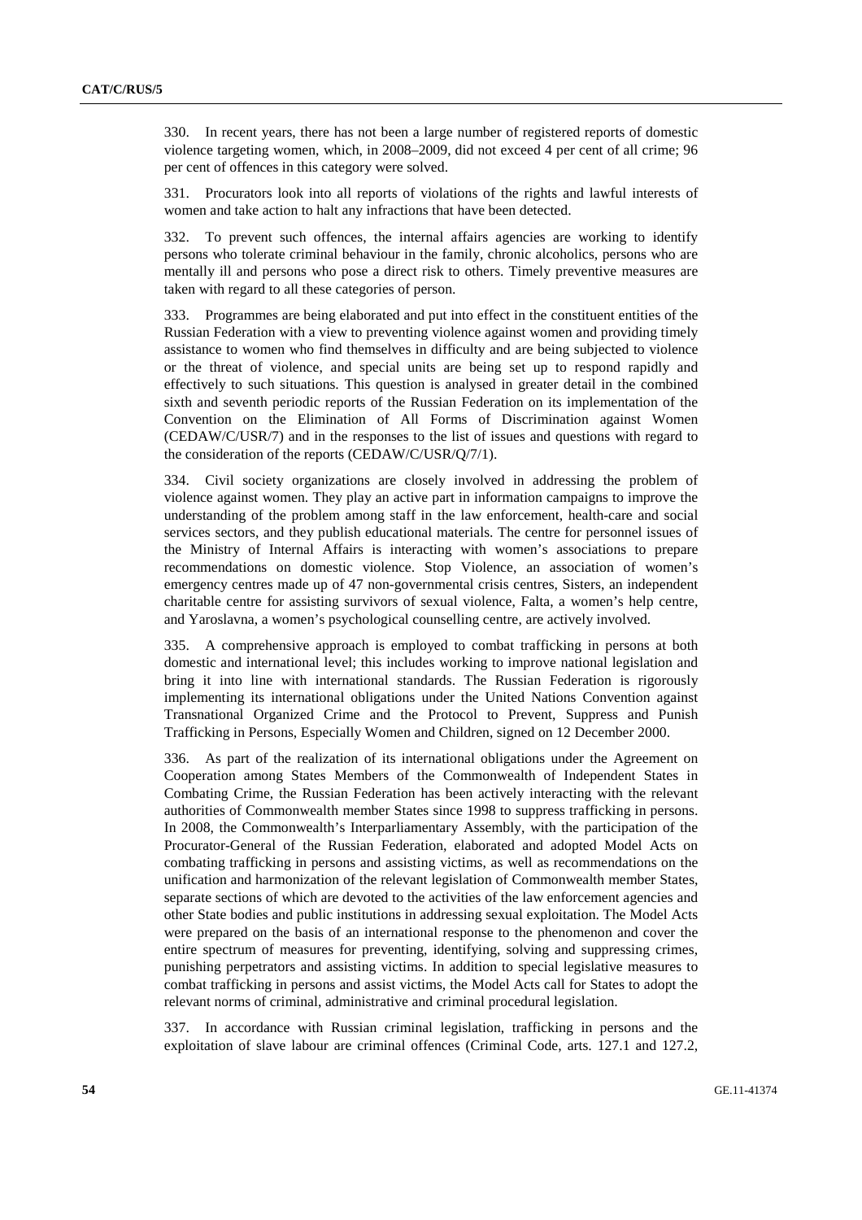330. In recent years, there has not been a large number of registered reports of domestic violence targeting women, which, in 2008–2009, did not exceed 4 per cent of all crime; 96 per cent of offences in this category were solved.

331. Procurators look into all reports of violations of the rights and lawful interests of women and take action to halt any infractions that have been detected.

332. To prevent such offences, the internal affairs agencies are working to identify persons who tolerate criminal behaviour in the family, chronic alcoholics, persons who are mentally ill and persons who pose a direct risk to others. Timely preventive measures are taken with regard to all these categories of person.

333. Programmes are being elaborated and put into effect in the constituent entities of the Russian Federation with a view to preventing violence against women and providing timely assistance to women who find themselves in difficulty and are being subjected to violence or the threat of violence, and special units are being set up to respond rapidly and effectively to such situations. This question is analysed in greater detail in the combined sixth and seventh periodic reports of the Russian Federation on its implementation of the Convention on the Elimination of All Forms of Discrimination against Women (CEDAW/C/USR/7) and in the responses to the list of issues and questions with regard to the consideration of the reports (CEDAW/C/USR/Q/7/1).

334. Civil society organizations are closely involved in addressing the problem of violence against women. They play an active part in information campaigns to improve the understanding of the problem among staff in the law enforcement, health-care and social services sectors, and they publish educational materials. The centre for personnel issues of the Ministry of Internal Affairs is interacting with women's associations to prepare recommendations on domestic violence. Stop Violence, an association of women's emergency centres made up of 47 non-governmental crisis centres, Sisters, an independent charitable centre for assisting survivors of sexual violence, Falta, a women's help centre, and Yaroslavna, a women's psychological counselling centre, are actively involved.

335. A comprehensive approach is employed to combat trafficking in persons at both domestic and international level; this includes working to improve national legislation and bring it into line with international standards. The Russian Federation is rigorously implementing its international obligations under the United Nations Convention against Transnational Organized Crime and the Protocol to Prevent, Suppress and Punish Trafficking in Persons, Especially Women and Children, signed on 12 December 2000.

336. As part of the realization of its international obligations under the Agreement on Cooperation among States Members of the Commonwealth of Independent States in Combating Crime, the Russian Federation has been actively interacting with the relevant authorities of Commonwealth member States since 1998 to suppress trafficking in persons. In 2008, the Commonwealth's Interparliamentary Assembly, with the participation of the Procurator-General of the Russian Federation, elaborated and adopted Model Acts on combating trafficking in persons and assisting victims, as well as recommendations on the unification and harmonization of the relevant legislation of Commonwealth member States, separate sections of which are devoted to the activities of the law enforcement agencies and other State bodies and public institutions in addressing sexual exploitation. The Model Acts were prepared on the basis of an international response to the phenomenon and cover the entire spectrum of measures for preventing, identifying, solving and suppressing crimes, punishing perpetrators and assisting victims. In addition to special legislative measures to combat trafficking in persons and assist victims, the Model Acts call for States to adopt the relevant norms of criminal, administrative and criminal procedural legislation.

337. In accordance with Russian criminal legislation, trafficking in persons and the exploitation of slave labour are criminal offences (Criminal Code, arts. 127.1 and 127.2,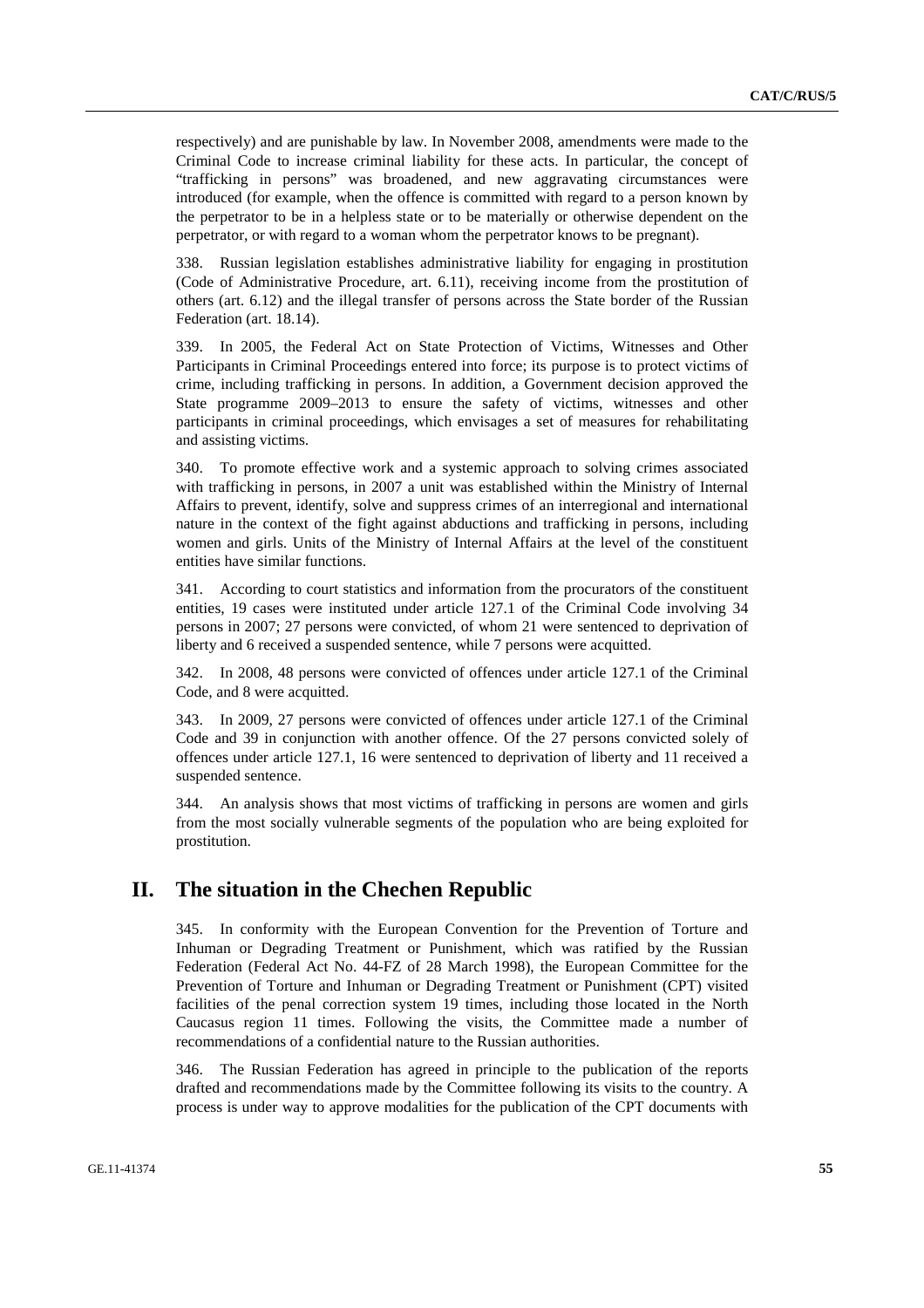respectively) and are punishable by law. In November 2008, amendments were made to the Criminal Code to increase criminal liability for these acts. In particular, the concept of "trafficking in persons" was broadened, and new aggravating circumstances were introduced (for example, when the offence is committed with regard to a person known by the perpetrator to be in a helpless state or to be materially or otherwise dependent on the perpetrator, or with regard to a woman whom the perpetrator knows to be pregnant).

338. Russian legislation establishes administrative liability for engaging in prostitution (Code of Administrative Procedure, art. 6.11), receiving income from the prostitution of others (art. 6.12) and the illegal transfer of persons across the State border of the Russian Federation (art. 18.14).

339. In 2005, the Federal Act on State Protection of Victims, Witnesses and Other Participants in Criminal Proceedings entered into force; its purpose is to protect victims of crime, including trafficking in persons. In addition, a Government decision approved the State programme 2009–2013 to ensure the safety of victims, witnesses and other participants in criminal proceedings, which envisages a set of measures for rehabilitating and assisting victims.

340. To promote effective work and a systemic approach to solving crimes associated with trafficking in persons, in 2007 a unit was established within the Ministry of Internal Affairs to prevent, identify, solve and suppress crimes of an interregional and international nature in the context of the fight against abductions and trafficking in persons, including women and girls. Units of the Ministry of Internal Affairs at the level of the constituent entities have similar functions.

341. According to court statistics and information from the procurators of the constituent entities, 19 cases were instituted under article 127.1 of the Criminal Code involving 34 persons in 2007; 27 persons were convicted, of whom 21 were sentenced to deprivation of liberty and 6 received a suspended sentence, while 7 persons were acquitted.

342. In 2008, 48 persons were convicted of offences under article 127.1 of the Criminal Code, and 8 were acquitted.

343. In 2009, 27 persons were convicted of offences under article 127.1 of the Criminal Code and 39 in conjunction with another offence. Of the 27 persons convicted solely of offences under article 127.1, 16 were sentenced to deprivation of liberty and 11 received a suspended sentence.

344. An analysis shows that most victims of trafficking in persons are women and girls from the most socially vulnerable segments of the population who are being exploited for prostitution.

## II. The situation in the Chechen Republic

345. In conformity with the European Convention for the Prevention of Torture and Inhuman or Degrading Treatment or Punishment, which was ratified by the Russian Federation (Federal Act No. 44-FZ of 28 March 1998), the European Committee for the Prevention of Torture and Inhuman or Degrading Treatment or Punishment (CPT) visited facilities of the penal correction system 19 times, including those located in the North Caucasus region 11 times. Following the visits, the Committee made a number of recommendations of a confidential nature to the Russian authorities.

346. The Russian Federation has agreed in principle to the publication of the reports drafted and recommendations made by the Committee following its visits to the country. A process is under way to approve modalities for the publication of the CPT documents with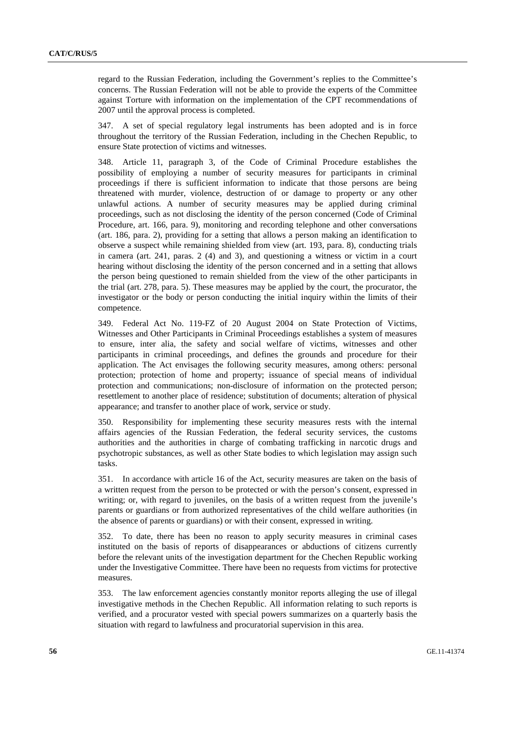regard to the Russian Federation, including the Government's replies to the Committee's concerns. The Russian Federation will not be able to provide the experts of the Committee against Torture with information on the implementation of the CPT recommendations of 2007 until the approval process is completed.

347. A set of special regulatory legal instruments has been adopted and is in force throughout the territory of the Russian Federation, including in the Chechen Republic, to ensure State protection of victims and witnesses.

348. Article 11, paragraph 3, of the Code of Criminal Procedure establishes the possibility of employing a number of security measures for participants in criminal proceedings if there is sufficient information to indicate that those persons are being threatened with murder, violence, destruction of or damage to property or any other unlawful actions. A number of security measures may be applied during criminal proceedings, such as not disclosing the identity of the person concerned (Code of Criminal Procedure, art. 166, para. 9), monitoring and recording telephone and other conversations (art. 186, para. 2), providing for a setting that allows a person making an identification to observe a suspect while remaining shielded from view (art. 193, para. 8), conducting trials in camera (art. 241, paras. 2 (4) and 3), and questioning a witness or victim in a court hearing without disclosing the identity of the person concerned and in a setting that allows the person being questioned to remain shielded from the view of the other participants in the trial (art. 278, para. 5). These measures may be applied by the court, the procurator, the investigator or the body or person conducting the initial inquiry within the limits of their competence.

349. Federal Act No. 119-FZ of 20 August 2004 on State Protection of Victims, Witnesses and Other Participants in Criminal Proceedings establishes a system of measures to ensure, inter alia, the safety and social welfare of victims, witnesses and other participants in criminal proceedings, and defines the grounds and procedure for their application. The Act envisages the following security measures, among others: personal protection; protection of home and property; issuance of special means of individual protection and communications; non-disclosure of information on the protected person; resettlement to another place of residence; substitution of documents; alteration of physical appearance; and transfer to another place of work, service or study.

350. Responsibility for implementing these security measures rests with the internal affairs agencies of the Russian Federation, the federal security services, the customs authorities and the authorities in charge of combating trafficking in narcotic drugs and psychotropic substances, as well as other State bodies to which legislation may assign such tasks.

351. In accordance with article 16 of the Act, security measures are taken on the basis of a written request from the person to be protected or with the person's consent, expressed in writing; or, with regard to juveniles, on the basis of a written request from the juvenile's parents or guardians or from authorized representatives of the child welfare authorities (in the absence of parents or guardians) or with their consent, expressed in writing.

352. To date, there has been no reason to apply security measures in criminal cases instituted on the basis of reports of disappearances or abductions of citizens currently before the relevant units of the investigation department for the Chechen Republic working under the Investigative Committee. There have been no requests from victims for protective measures.

353. The law enforcement agencies constantly monitor reports alleging the use of illegal investigative methods in the Chechen Republic. All information relating to such reports is verified, and a procurator vested with special powers summarizes on a quarterly basis the situation with regard to lawfulness and procuratorial supervision in this area.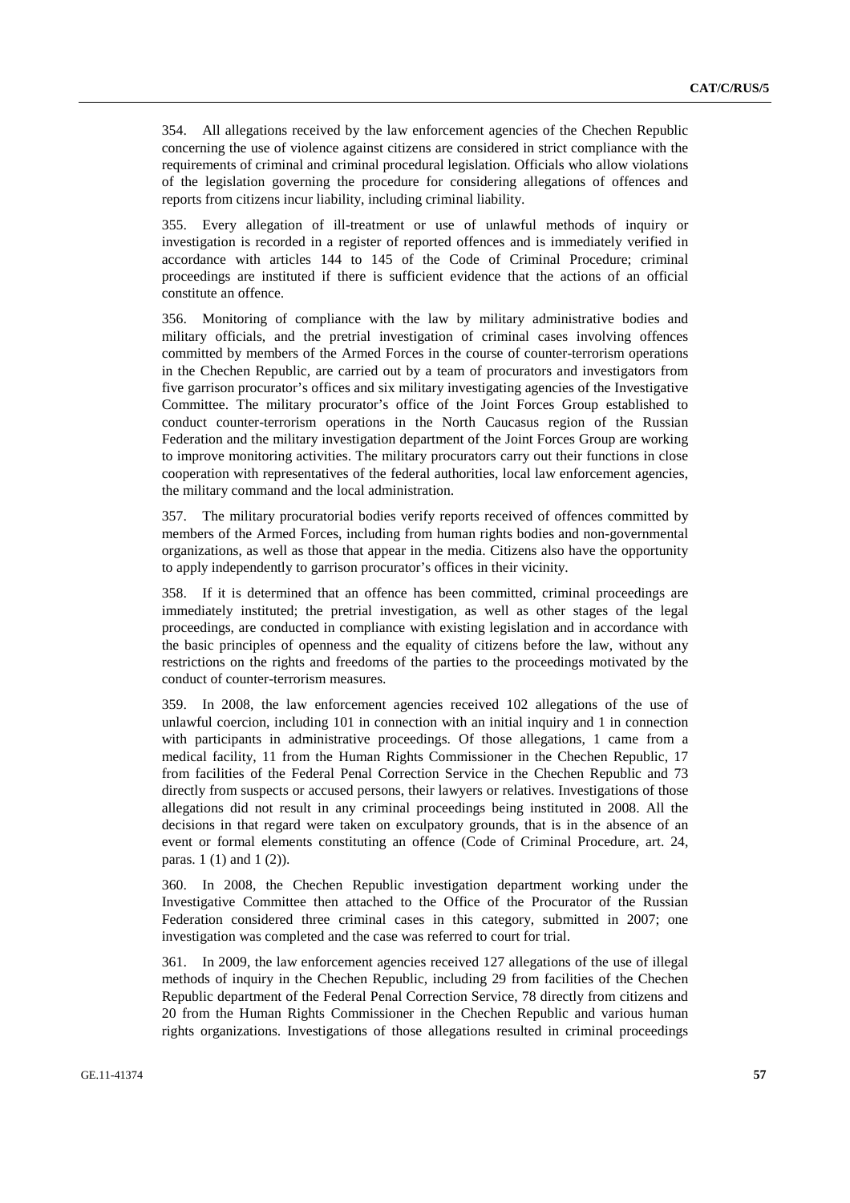354. All allegations received by the law enforcement agencies of the Chechen Republic concerning the use of violence against citizens are considered in strict compliance with the requirements of criminal and criminal procedural legislation. Officials who allow violations of the legislation governing the procedure for considering allegations of offences and reports from citizens incur liability, including criminal liability.

355. Every allegation of ill-treatment or use of unlawful methods of inquiry or investigation is recorded in a register of reported offences and is immediately verified in accordance with articles 144 to 145 of the Code of Criminal Procedure; criminal proceedings are instituted if there is sufficient evidence that the actions of an official constitute an offence.

356. Monitoring of compliance with the law by military administrative bodies and military officials, and the pretrial investigation of criminal cases involving offences committed by members of the Armed Forces in the course of counter-terrorism operations in the Chechen Republic, are carried out by a team of procurators and investigators from five garrison procurator's offices and six military investigating agencies of the Investigative Committee. The military procurator's office of the Joint Forces Group established to conduct counter-terrorism operations in the North Caucasus region of the Russian Federation and the military investigation department of the Joint Forces Group are working to improve monitoring activities. The military procurators carry out their functions in close cooperation with representatives of the federal authorities, local law enforcement agencies, the military command and the local administration.

357. The military procuratorial bodies verify reports received of offences committed by members of the Armed Forces, including from human rights bodies and non-governmental organizations, as well as those that appear in the media. Citizens also have the opportunity to apply independently to garrison procurator's offices in their vicinity.

358. If it is determined that an offence has been committed, criminal proceedings are immediately instituted; the pretrial investigation, as well as other stages of the legal proceedings, are conducted in compliance with existing legislation and in accordance with the basic principles of openness and the equality of citizens before the law, without any restrictions on the rights and freedoms of the parties to the proceedings motivated by the conduct of counter-terrorism measures.

359. In 2008, the law enforcement agencies received 102 allegations of the use of unlawful coercion, including 101 in connection with an initial inquiry and 1 in connection with participants in administrative proceedings. Of those allegations, 1 came from a medical facility, 11 from the Human Rights Commissioner in the Chechen Republic, 17 from facilities of the Federal Penal Correction Service in the Chechen Republic and 73 directly from suspects or accused persons, their lawyers or relatives. Investigations of those allegations did not result in any criminal proceedings being instituted in 2008. All the decisions in that regard were taken on exculpatory grounds, that is in the absence of an event or formal elements constituting an offence (Code of Criminal Procedure, art. 24, paras. 1 (1) and 1 (2)).

360. In 2008, the Chechen Republic investigation department working under the Investigative Committee then attached to the Office of the Procurator of the Russian Federation considered three criminal cases in this category, submitted in 2007; one investigation was completed and the case was referred to court for trial.

361. In 2009, the law enforcement agencies received 127 allegations of the use of illegal methods of inquiry in the Chechen Republic, including 29 from facilities of the Chechen Republic department of the Federal Penal Correction Service, 78 directly from citizens and 20 from the Human Rights Commissioner in the Chechen Republic and various human rights organizations. Investigations of those allegations resulted in criminal proceedings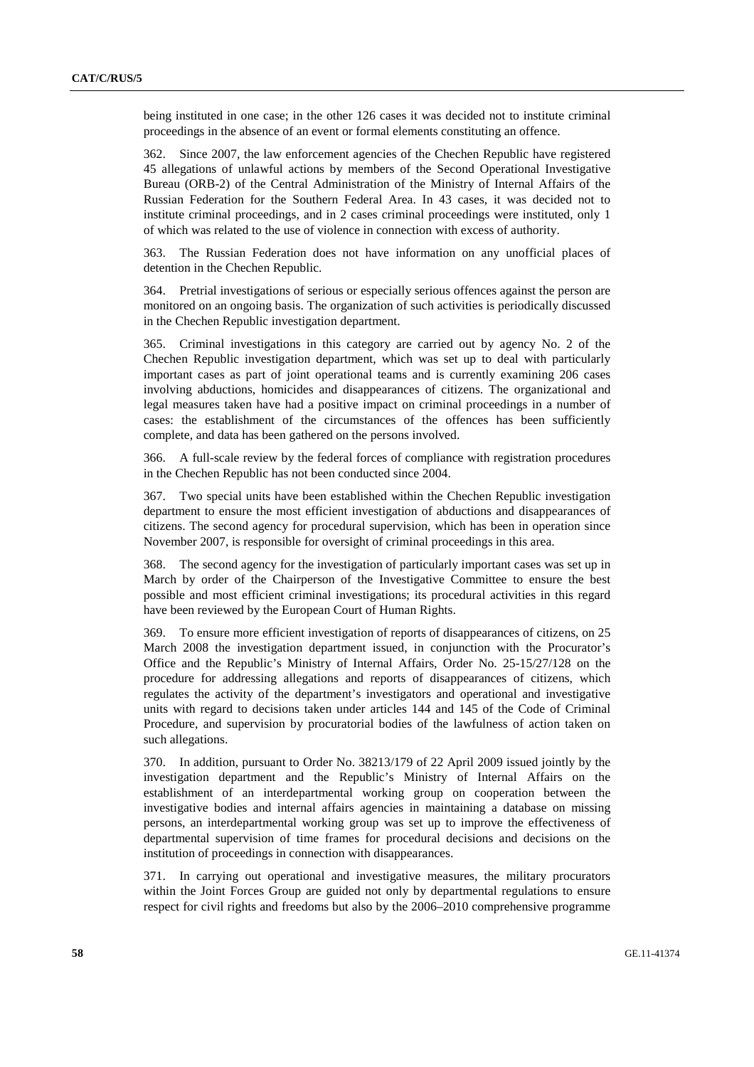being instituted in one case; in the other 126 cases it was decided not to institute criminal proceedings in the absence of an event or formal elements constituting an offence.

362. Since 2007, the law enforcement agencies of the Chechen Republic have registered 45 allegations of unlawful actions by members of the Second Operational Investigative Bureau (ORB-2) of the Central Administration of the Ministry of Internal Affairs of the Russian Federation for the Southern Federal Area. In 43 cases, it was decided not to institute criminal proceedings, and in 2 cases criminal proceedings were instituted, only 1 of which was related to the use of violence in connection with excess of authority.

363. The Russian Federation does not have information on any unofficial places of detention in the Chechen Republic.

364. Pretrial investigations of serious or especially serious offences against the person are monitored on an ongoing basis. The organization of such activities is periodically discussed in the Chechen Republic investigation department.

365. Criminal investigations in this category are carried out by agency No. 2 of the Chechen Republic investigation department, which was set up to deal with particularly important cases as part of joint operational teams and is currently examining 206 cases involving abductions, homicides and disappearances of citizens. The organizational and legal measures taken have had a positive impact on criminal proceedings in a number of cases: the establishment of the circumstances of the offences has been sufficiently complete, and data has been gathered on the persons involved.

366. A full-scale review by the federal forces of compliance with registration procedures in the Chechen Republic has not been conducted since 2004.

367. Two special units have been established within the Chechen Republic investigation department to ensure the most efficient investigation of abductions and disappearances of citizens. The second agency for procedural supervision, which has been in operation since November 2007, is responsible for oversight of criminal proceedings in this area.

368. The second agency for the investigation of particularly important cases was set up in March by order of the Chairperson of the Investigative Committee to ensure the best possible and most efficient criminal investigations; its procedural activities in this regard have been reviewed by the European Court of Human Rights.

369. To ensure more efficient investigation of reports of disappearances of citizens, on 25 March 2008 the investigation department issued, in conjunction with the Procurator's Office and the Republic's Ministry of Internal Affairs, Order No. 25-15/27/128 on the procedure for addressing allegations and reports of disappearances of citizens, which regulates the activity of the department's investigators and operational and investigative units with regard to decisions taken under articles 144 and 145 of the Code of Criminal Procedure, and supervision by procuratorial bodies of the lawfulness of action taken on such allegations.

370. In addition, pursuant to Order No. 38213/179 of 22 April 2009 issued jointly by the investigation department and the Republic's Ministry of Internal Affairs on the establishment of an interdepartmental working group on cooperation between the investigative bodies and internal affairs agencies in maintaining a database on missing persons, an interdepartmental working group was set up to improve the effectiveness of departmental supervision of time frames for procedural decisions and decisions on the institution of proceedings in connection with disappearances.

371. In carrying out operational and investigative measures, the military procurators within the Joint Forces Group are guided not only by departmental regulations to ensure respect for civil rights and freedoms but also by the 2006–2010 comprehensive programme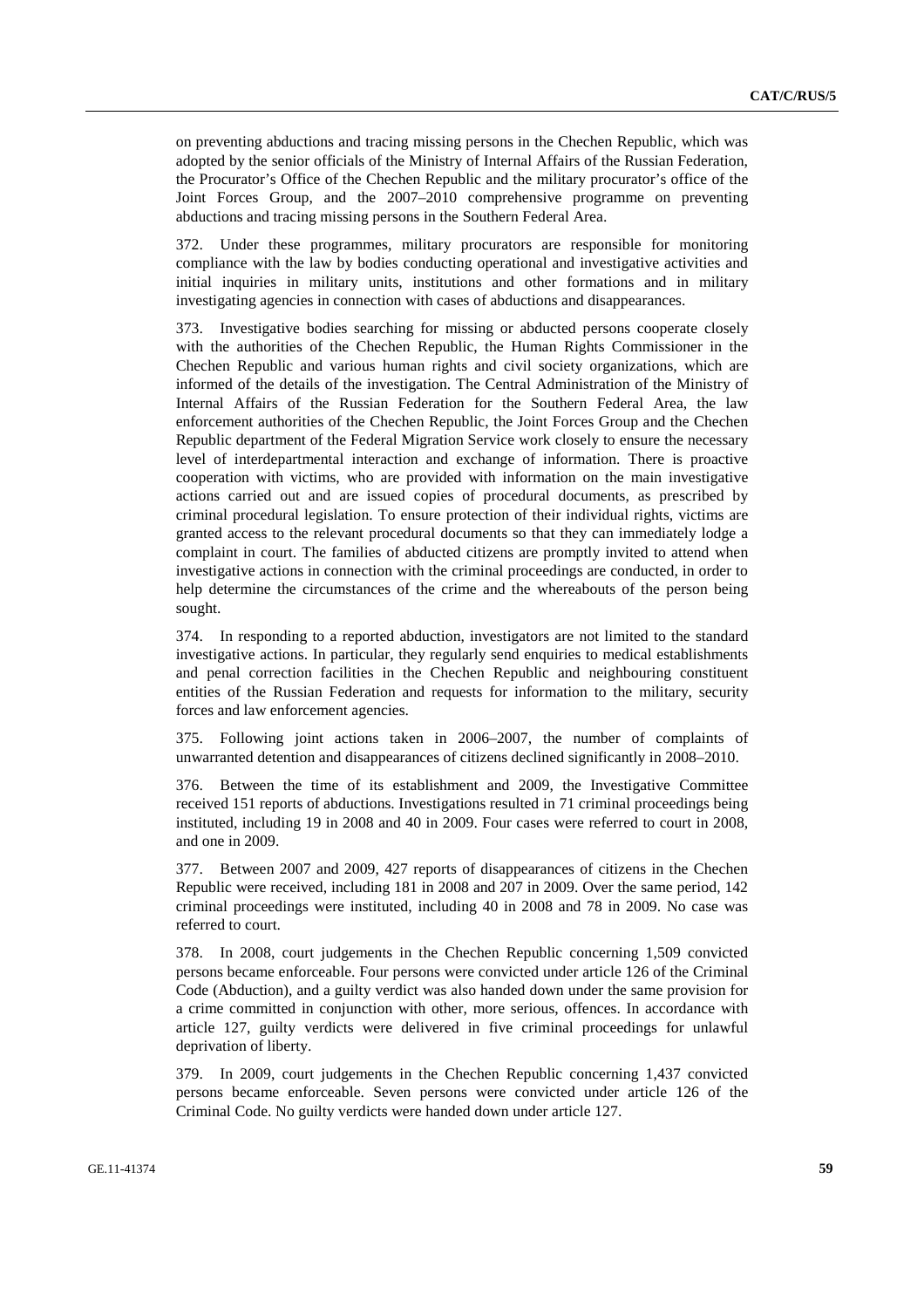on preventing abductions and tracing missing persons in the Chechen Republic, which was adopted by the senior officials of the Ministry of Internal Affairs of the Russian Federation, the Procurator's Office of the Chechen Republic and the military procurator's office of the Joint Forces Group, and the 2007–2010 comprehensive programme on preventing abductions and tracing missing persons in the Southern Federal Area.

372. Under these programmes, military procurators are responsible for monitoring compliance with the law by bodies conducting operational and investigative activities and initial inquiries in military units, institutions and other formations and in military investigating agencies in connection with cases of abductions and disappearances.

373. Investigative bodies searching for missing or abducted persons cooperate closely with the authorities of the Chechen Republic, the Human Rights Commissioner in the Chechen Republic and various human rights and civil society organizations, which are informed of the details of the investigation. The Central Administration of the Ministry of Internal Affairs of the Russian Federation for the Southern Federal Area, the law enforcement authorities of the Chechen Republic, the Joint Forces Group and the Chechen Republic department of the Federal Migration Service work closely to ensure the necessary level of interdepartmental interaction and exchange of information. There is proactive cooperation with victims, who are provided with information on the main investigative actions carried out and are issued copies of procedural documents, as prescribed by criminal procedural legislation. To ensure protection of their individual rights, victims are granted access to the relevant procedural documents so that they can immediately lodge a complaint in court. The families of abducted citizens are promptly invited to attend when investigative actions in connection with the criminal proceedings are conducted, in order to help determine the circumstances of the crime and the whereabouts of the person being sought.

374. In responding to a reported abduction, investigators are not limited to the standard investigative actions. In particular, they regularly send enquiries to medical establishments and penal correction facilities in the Chechen Republic and neighbouring constituent entities of the Russian Federation and requests for information to the military, security forces and law enforcement agencies.

375. Following joint actions taken in 2006–2007, the number of complaints of unwarranted detention and disappearances of citizens declined significantly in 2008–2010.

376. Between the time of its establishment and 2009, the Investigative Committee received 151 reports of abductions. Investigations resulted in 71 criminal proceedings being instituted, including 19 in 2008 and 40 in 2009. Four cases were referred to court in 2008, and one in 2009.

377. Between 2007 and 2009, 427 reports of disappearances of citizens in the Chechen Republic were received, including 181 in 2008 and 207 in 2009. Over the same period, 142 criminal proceedings were instituted, including 40 in 2008 and 78 in 2009. No case was referred to court.

378. In 2008, court judgements in the Chechen Republic concerning 1,509 convicted persons became enforceable. Four persons were convicted under article 126 of the Criminal Code (Abduction), and a guilty verdict was also handed down under the same provision for a crime committed in conjunction with other, more serious, offences. In accordance with article 127, guilty verdicts were delivered in five criminal proceedings for unlawful deprivation of liberty.

379. In 2009, court judgements in the Chechen Republic concerning 1,437 convicted persons became enforceable. Seven persons were convicted under article 126 of the Criminal Code. No guilty verdicts were handed down under article 127.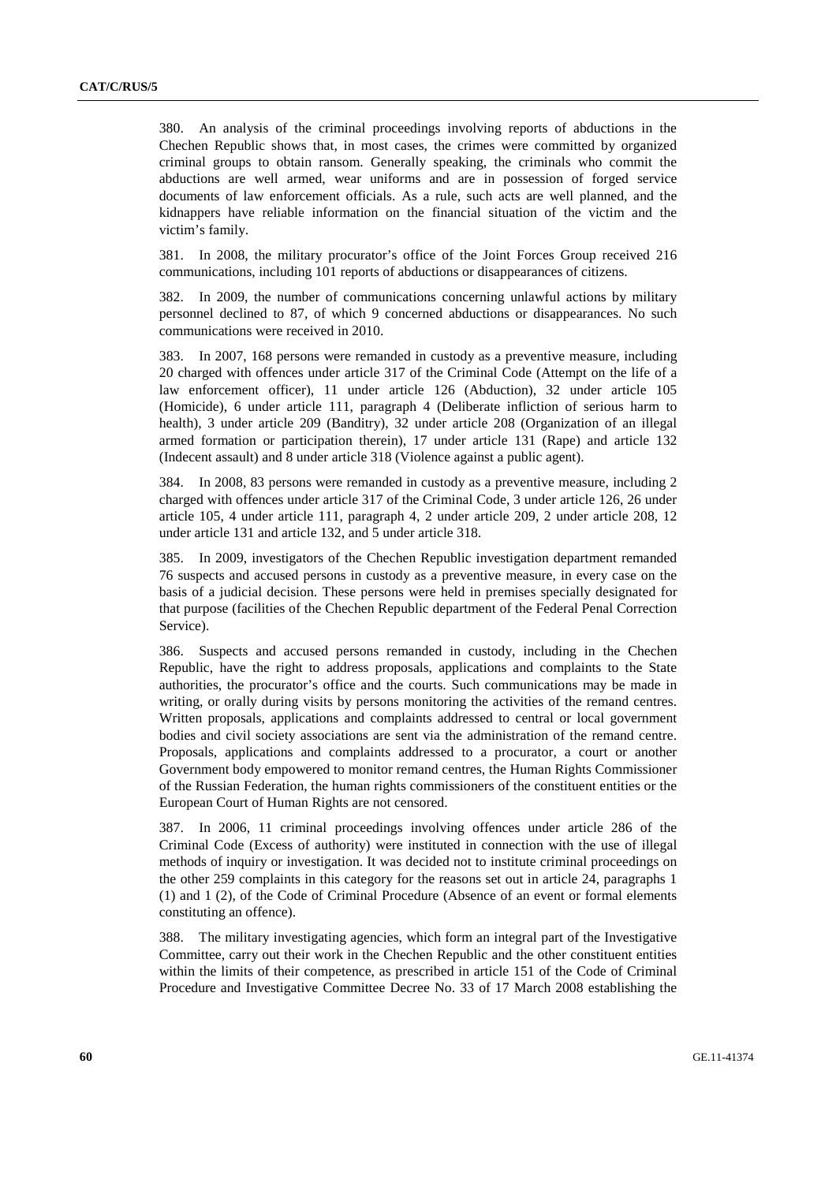380. An analysis of the criminal proceedings involving reports of abductions in the Chechen Republic shows that, in most cases, the crimes were committed by organized criminal groups to obtain ransom. Generally speaking, the criminals who commit the abductions are well armed, wear uniforms and are in possession of forged service documents of law enforcement officials. As a rule, such acts are well planned, and the kidnappers have reliable information on the financial situation of the victim and the victim's family.

381. In 2008, the military procurator's office of the Joint Forces Group received 216 communications, including 101 reports of abductions or disappearances of citizens.

382. In 2009, the number of communications concerning unlawful actions by military personnel declined to 87, of which 9 concerned abductions or disappearances. No such communications were received in 2010.

383. In 2007, 168 persons were remanded in custody as a preventive measure, including 20 charged with offences under article 317 of the Criminal Code (Attempt on the life of a law enforcement officer), 11 under article 126 (Abduction), 32 under article 105 (Homicide), 6 under article 111, paragraph 4 (Deliberate infliction of serious harm to health), 3 under article 209 (Banditry), 32 under article 208 (Organization of an illegal armed formation or participation therein), 17 under article 131 (Rape) and article 132 (Indecent assault) and 8 under article 318 (Violence against a public agent).

384. In 2008, 83 persons were remanded in custody as a preventive measure, including 2 charged with offences under article 317 of the Criminal Code, 3 under article 126, 26 under article 105, 4 under article 111, paragraph 4, 2 under article 209, 2 under article 208, 12 under article 131 and article 132, and 5 under article 318.

385. In 2009, investigators of the Chechen Republic investigation department remanded 76 suspects and accused persons in custody as a preventive measure, in every case on the basis of a judicial decision. These persons were held in premises specially designated for that purpose (facilities of the Chechen Republic department of the Federal Penal Correction Service).

386. Suspects and accused persons remanded in custody, including in the Chechen Republic, have the right to address proposals, applications and complaints to the State authorities, the procurator's office and the courts. Such communications may be made in writing, or orally during visits by persons monitoring the activities of the remand centres. Written proposals, applications and complaints addressed to central or local government bodies and civil society associations are sent via the administration of the remand centre. Proposals, applications and complaints addressed to a procurator, a court or another Government body empowered to monitor remand centres, the Human Rights Commissioner of the Russian Federation, the human rights commissioners of the constituent entities or the European Court of Human Rights are not censored.

387. In 2006, 11 criminal proceedings involving offences under article 286 of the Criminal Code (Excess of authority) were instituted in connection with the use of illegal methods of inquiry or investigation. It was decided not to institute criminal proceedings on the other 259 complaints in this category for the reasons set out in article 24, paragraphs 1 (1) and 1 (2), of the Code of Criminal Procedure (Absence of an event or formal elements constituting an offence).

388. The military investigating agencies, which form an integral part of the Investigative Committee, carry out their work in the Chechen Republic and the other constituent entities within the limits of their competence, as prescribed in article 151 of the Code of Criminal Procedure and Investigative Committee Decree No. 33 of 17 March 2008 establishing the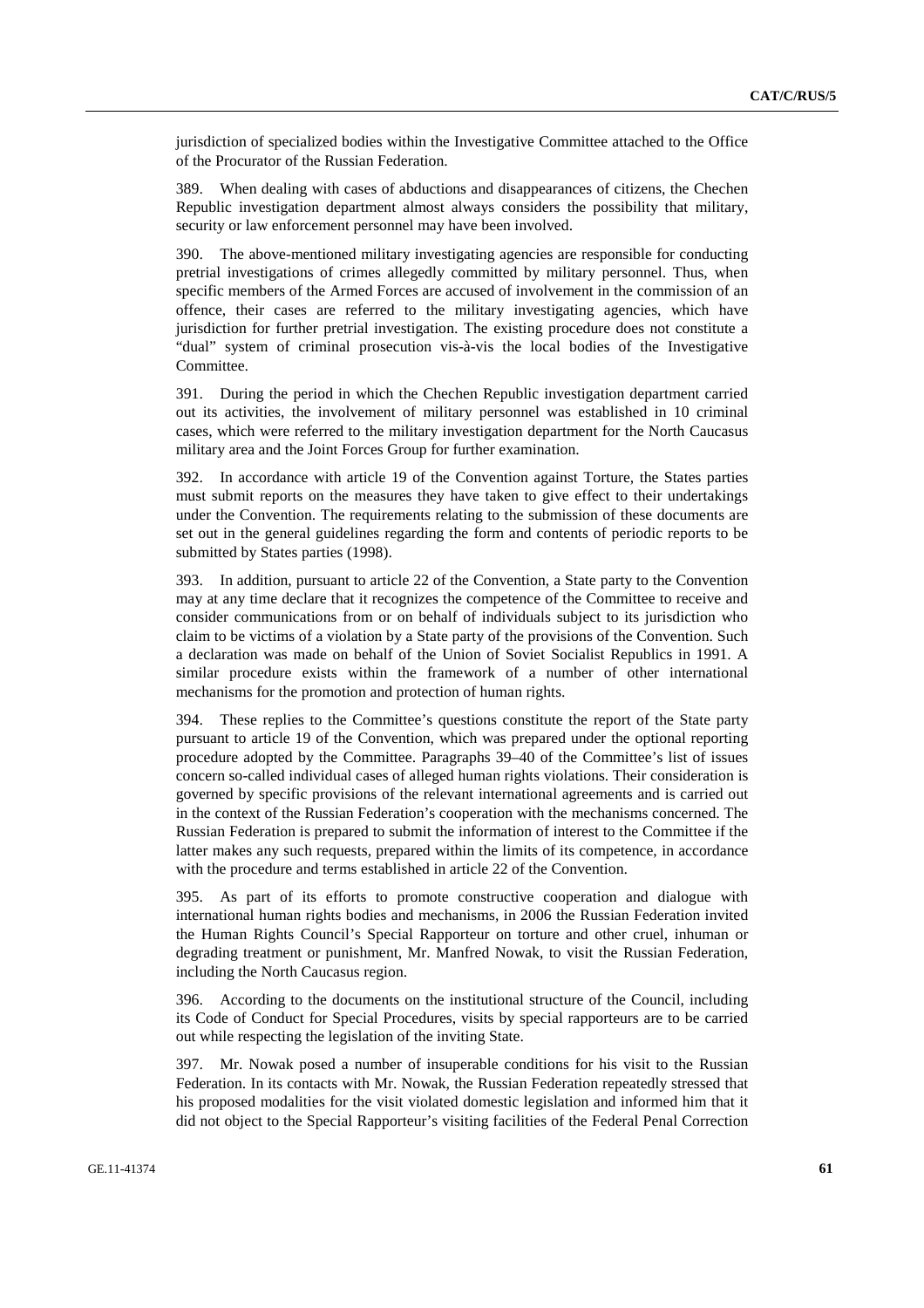jurisdiction of specialized bodies within the Investigative Committee attached to the Office of the Procurator of the Russian Federation.

389. When dealing with cases of abductions and disappearances of citizens, the Chechen Republic investigation department almost always considers the possibility that military, security or law enforcement personnel may have been involved.

390. The above-mentioned military investigating agencies are responsible for conducting pretrial investigations of crimes allegedly committed by military personnel. Thus, when specific members of the Armed Forces are accused of involvement in the commission of an offence, their cases are referred to the military investigating agencies, which have jurisdiction for further pretrial investigation. The existing procedure does not constitute a "dual" system of criminal prosecution vis-à-vis the local bodies of the Investigative Committee.

391. During the period in which the Chechen Republic investigation department carried out its activities, the involvement of military personnel was established in 10 criminal cases, which were referred to the military investigation department for the North Caucasus military area and the Joint Forces Group for further examination.

392. In accordance with article 19 of the Convention against Torture, the States parties must submit reports on the measures they have taken to give effect to their undertakings under the Convention. The requirements relating to the submission of these documents are set out in the general guidelines regarding the form and contents of periodic reports to be submitted by States parties (1998).

393. In addition, pursuant to article 22 of the Convention, a State party to the Convention may at any time declare that it recognizes the competence of the Committee to receive and consider communications from or on behalf of individuals subject to its jurisdiction who claim to be victims of a violation by a State party of the provisions of the Convention. Such a declaration was made on behalf of the Union of Soviet Socialist Republics in 1991. A similar procedure exists within the framework of a number of other international mechanisms for the promotion and protection of human rights.

394. These replies to the Committee's questions constitute the report of the State party pursuant to article 19 of the Convention, which was prepared under the optional reporting procedure adopted by the Committee. Paragraphs 39–40 of the Committee's list of issues concern so-called individual cases of alleged human rights violations. Their consideration is governed by specific provisions of the relevant international agreements and is carried out in the context of the Russian Federation's cooperation with the mechanisms concerned. The Russian Federation is prepared to submit the information of interest to the Committee if the latter makes any such requests, prepared within the limits of its competence, in accordance with the procedure and terms established in article 22 of the Convention.

395. As part of its efforts to promote constructive cooperation and dialogue with international human rights bodies and mechanisms, in 2006 the Russian Federation invited the Human Rights Council's Special Rapporteur on torture and other cruel, inhuman or degrading treatment or punishment, Mr. Manfred Nowak, to visit the Russian Federation, including the North Caucasus region.

396. According to the documents on the institutional structure of the Council, including its Code of Conduct for Special Procedures, visits by special rapporteurs are to be carried out while respecting the legislation of the inviting State.

397. Mr. Nowak posed a number of insuperable conditions for his visit to the Russian Federation. In its contacts with Mr. Nowak, the Russian Federation repeatedly stressed that his proposed modalities for the visit violated domestic legislation and informed him that it did not object to the Special Rapporteur's visiting facilities of the Federal Penal Correction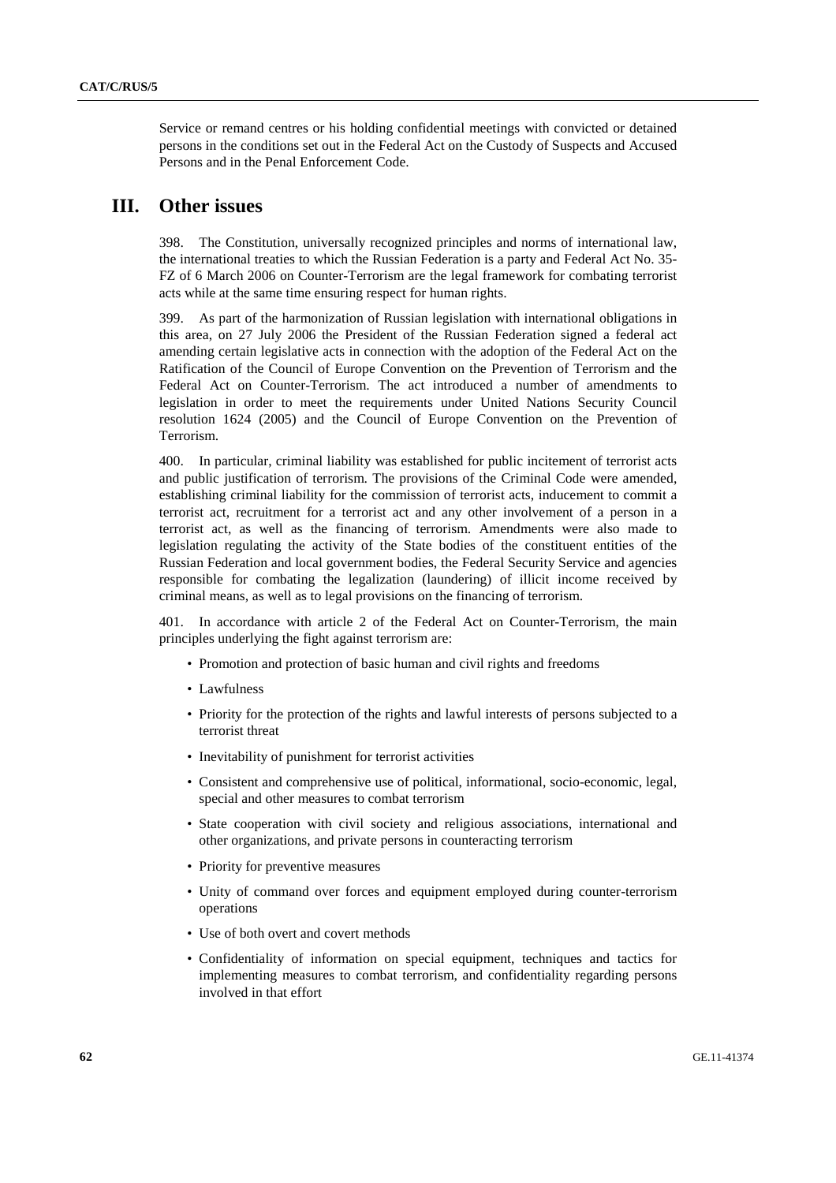Service or remand centres or his holding confidential meetings with convicted or detained persons in the conditions set out in the Federal Act on the Custody of Suspects and Accused Persons and in the Penal Enforcement Code.

# III. Other issues

398. The Constitution, universally recognized principles and norms of international law, the international treaties to which the Russian Federation is a party and Federal Act No. 35-FZ of 6 March 2006 on Counter-Terrorism are the legal framework for combating terrorist acts while at the same time ensuring respect for human rights.

399. As part of the harmonization of Russian legislation with international obligations in this area, on 27 July 2006 the President of the Russian Federation signed a federal act amending certain legislative acts in connection with the adoption of the Federal Act on the Ratification of the Council of Europe Convention on the Prevention of Terrorism and the Federal Act on Counter-Terrorism. The act introduced a number of amendments to legislation in order to meet the requirements under United Nations Security Council resolution 1624 (2005) and the Council of Europe Convention on the Prevention of Terrorism.

400. In particular, criminal liability was established for public incitement of terrorist acts and public justification of terrorism. The provisions of the Criminal Code were amended, establishing criminal liability for the commission of terrorist acts, inducement to commit a terrorist act, recruitment for a terrorist act and any other involvement of a person in a terrorist act, as well as the financing of terrorism. Amendments were also made to legislation regulating the activity of the State bodies of the constituent entities of the Russian Federation and local government bodies, the Federal Security Service and agencies responsible for combating the legalization (laundering) of illicit income received by criminal means, as well as to legal provisions on the financing of terrorism.

401. In accordance with article 2 of the Federal Act on Counter-Terrorism, the main principles underlying the fight against terrorism are:

- Promotion and protection of basic human and civil rights and freedoms
- Lawfulness
- Priority for the protection of the rights and lawful interests of persons subjected to a terrorist threat
- Inevitability of punishment for terrorist activities
- Consistent and comprehensive use of political, informational, socio-economic, legal, special and other measures to combat terrorism
- State cooperation with civil society and religious associations, international and other organizations, and private persons in counteracting terrorism
- Priority for preventive measures
- Unity of command over forces and equipment employed during counter-terrorism operations
- Use of both overt and covert methods
- Confidentiality of information on special equipment, techniques and tactics for implementing measures to combat terrorism, and confidentiality regarding persons involved in that effort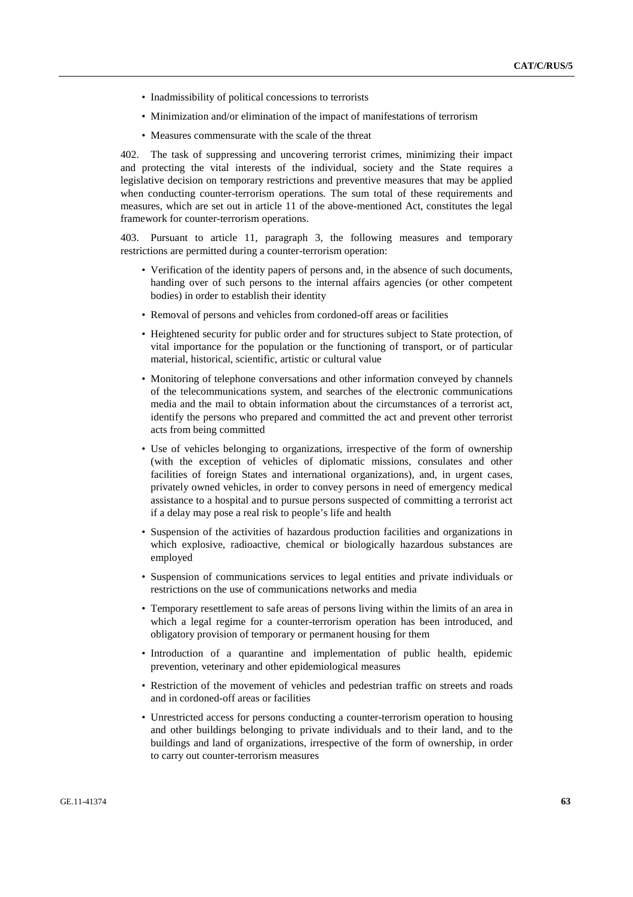- Inadmissibility of political concessions to terrorists
- Minimization and/or elimination of the impact of manifestations of terrorism
- Measures commensurate with the scale of the threat

402. The task of suppressing and uncovering terrorist crimes, minimizing their impact and protecting the vital interests of the individual, society and the State requires a legislative decision on temporary restrictions and preventive measures that may be applied when conducting counter-terrorism operations. The sum total of these requirements and measures, which are set out in article 11 of the above-mentioned Act, constitutes the legal framework for counter-terrorism operations.

403. Pursuant to article 11, paragraph 3, the following measures and temporary restrictions are permitted during a counter-terrorism operation:

- Verification of the identity papers of persons and, in the absence of such documents, handing over of such persons to the internal affairs agencies (or other competent bodies) in order to establish their identity
- Removal of persons and vehicles from cordoned-off areas or facilities
- Heightened security for public order and for structures subject to State protection, of vital importance for the population or the functioning of transport, or of particular material, historical, scientific, artistic or cultural value
- Monitoring of telephone conversations and other information conveyed by channels of the telecommunications system, and searches of the electronic communications media and the mail to obtain information about the circumstances of a terrorist act, identify the persons who prepared and committed the act and prevent other terrorist acts from being committed
- Use of vehicles belonging to organizations, irrespective of the form of ownership (with the exception of vehicles of diplomatic missions, consulates and other facilities of foreign States and international organizations), and, in urgent cases, privately owned vehicles, in order to convey persons in need of emergency medical assistance to a hospital and to pursue persons suspected of committing a terrorist act if a delay may pose a real risk to people's life and health
- Suspension of the activities of hazardous production facilities and organizations in which explosive, radioactive, chemical or biologically hazardous substances are employed
- Suspension of communications services to legal entities and private individuals or restrictions on the use of communications networks and media
- Temporary resettlement to safe areas of persons living within the limits of an area in which a legal regime for a counter-terrorism operation has been introduced, and obligatory provision of temporary or permanent housing for them
- Introduction of a quarantine and implementation of public health, epidemic prevention, veterinary and other epidemiological measures
- Restriction of the movement of vehicles and pedestrian traffic on streets and roads and in cordoned-off areas or facilities
- Unrestricted access for persons conducting a counter-terrorism operation to housing and other buildings belonging to private individuals and to their land, and to the buildings and land of organizations, irrespective of the form of ownership, in order to carry out counter-terrorism measures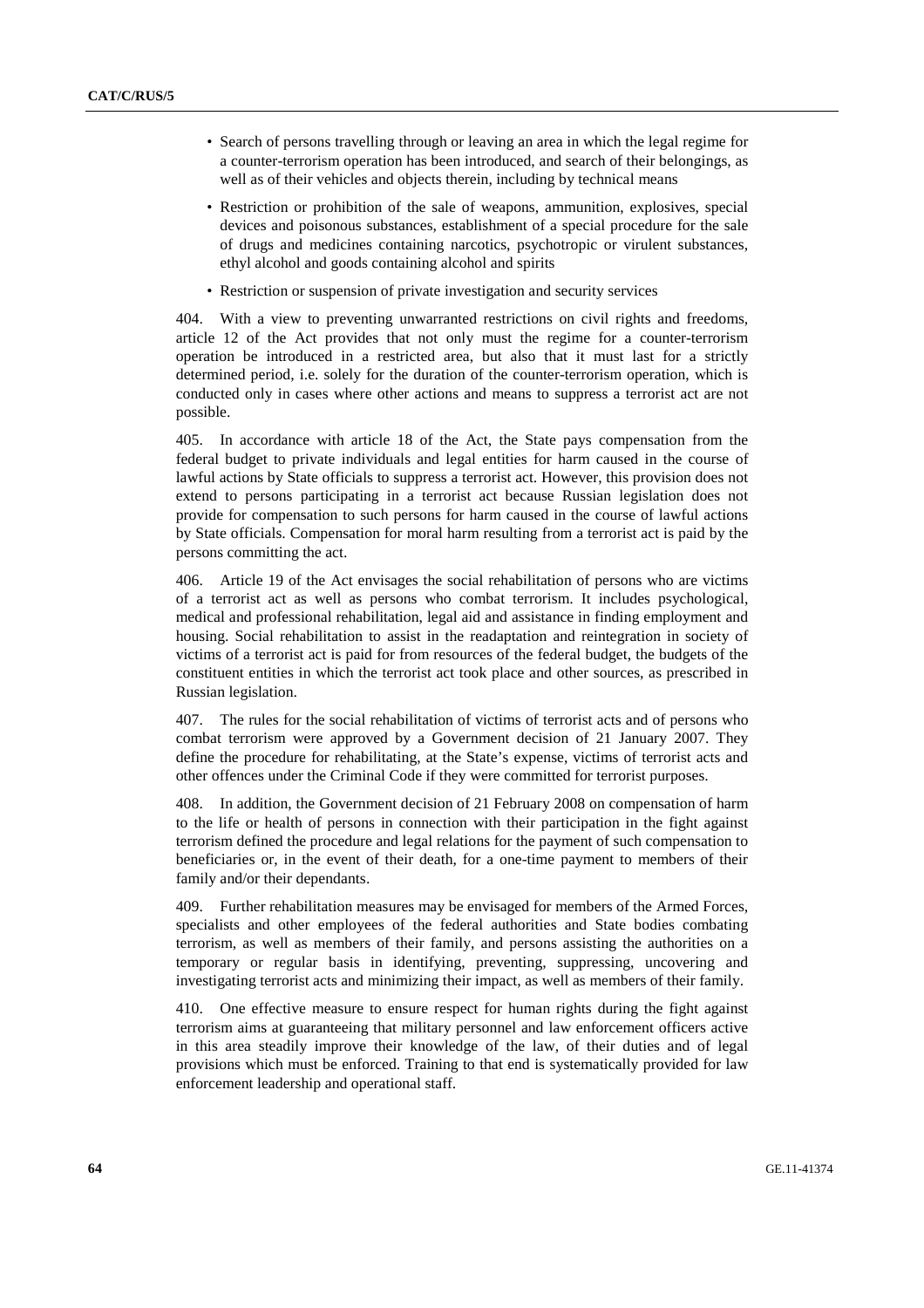- Search of persons travelling through or leaving an area in which the legal regime for a counter-terrorism operation has been introduced, and search of their belongings, as well as of their vehicles and objects therein, including by technical means
- Restriction or prohibition of the sale of weapons, ammunition, explosives, special devices and poisonous substances, establishment of a special procedure for the sale of drugs and medicines containing narcotics, psychotropic or virulent substances, ethyl alcohol and goods containing alcohol and spirits
- Restriction or suspension of private investigation and security services

404. With a view to preventing unwarranted restrictions on civil rights and freedoms, article 12 of the Act provides that not only must the regime for a counter-terrorism operation be introduced in a restricted area, but also that it must last for a strictly determined period, i.e. solely for the duration of the counter-terrorism operation, which is conducted only in cases where other actions and means to suppress a terrorist act are not possible.

405. In accordance with article 18 of the Act, the State pays compensation from the federal budget to private individuals and legal entities for harm caused in the course of lawful actions by State officials to suppress a terrorist act. However, this provision does not extend to persons participating in a terrorist act because Russian legislation does not provide for compensation to such persons for harm caused in the course of lawful actions by State officials. Compensation for moral harm resulting from a terrorist act is paid by the persons committing the act.

406. Article 19 of the Act envisages the social rehabilitation of persons who are victims of a terrorist act as well as persons who combat terrorism. It includes psychological, medical and professional rehabilitation, legal aid and assistance in finding employment and housing. Social rehabilitation to assist in the readaptation and reintegration in society of victims of a terrorist act is paid for from resources of the federal budget, the budgets of the constituent entities in which the terrorist act took place and other sources, as prescribed in Russian legislation.

407. The rules for the social rehabilitation of victims of terrorist acts and of persons who combat terrorism were approved by a Government decision of 21 January 2007. They define the procedure for rehabilitating, at the State's expense, victims of terrorist acts and other offences under the Criminal Code if they were committed for terrorist purposes.

408. In addition, the Government decision of 21 February 2008 on compensation of harm to the life or health of persons in connection with their participation in the fight against terrorism defined the procedure and legal relations for the payment of such compensation to beneficiaries or, in the event of their death, for a one-time payment to members of their family and/or their dependants.

409. Further rehabilitation measures may be envisaged for members of the Armed Forces, specialists and other employees of the federal authorities and State bodies combating terrorism, as well as members of their family, and persons assisting the authorities on a temporary or regular basis in identifying, preventing, suppressing, uncovering and investigating terrorist acts and minimizing their impact, as well as members of their family.

410. One effective measure to ensure respect for human rights during the fight against terrorism aims at guaranteeing that military personnel and law enforcement officers active in this area steadily improve their knowledge of the law, of their duties and of legal provisions which must be enforced. Training to that end is systematically provided for law enforcement leadership and operational staff.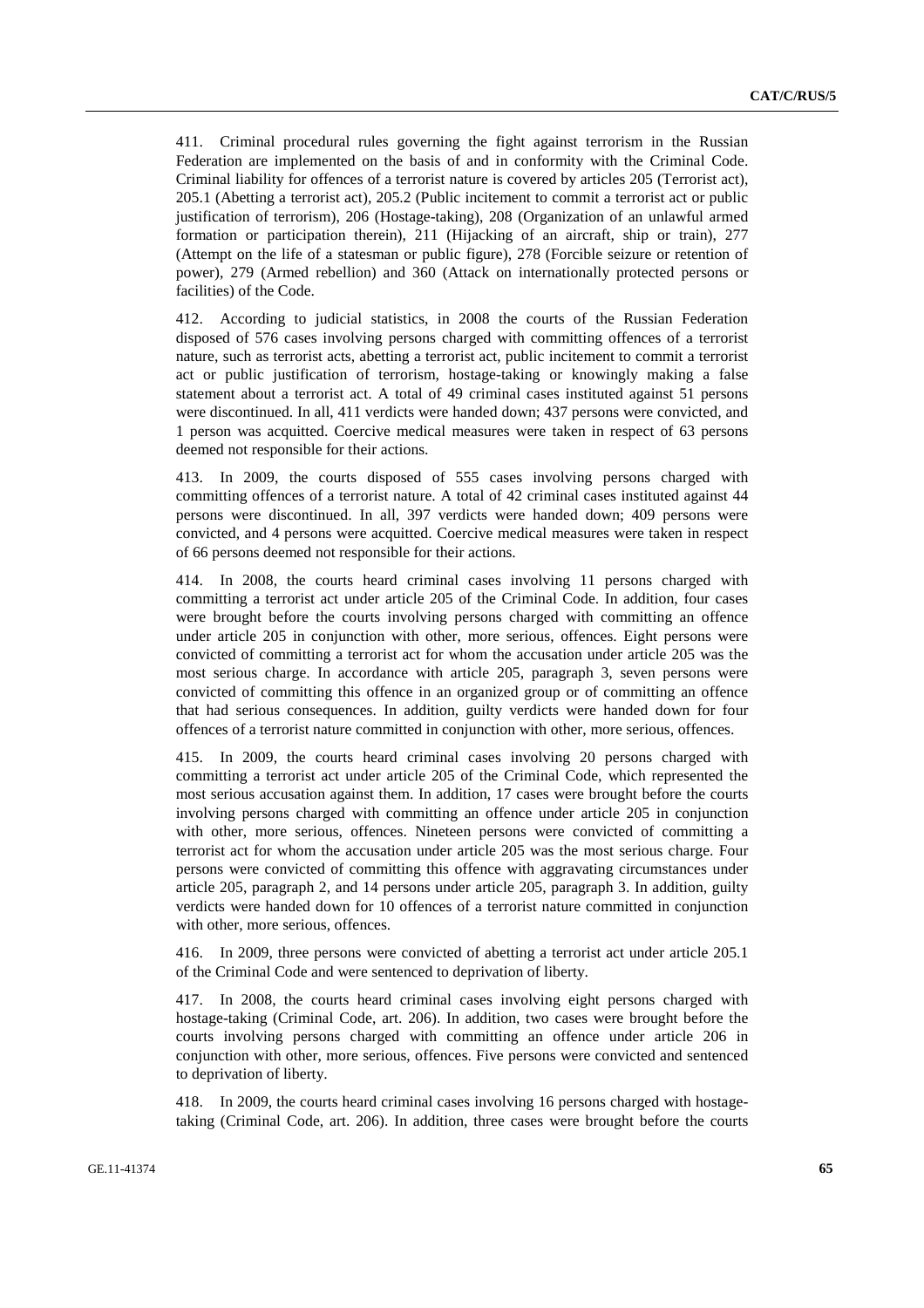411. Criminal procedural rules governing the fight against terrorism in the Russian Federation are implemented on the basis of and in conformity with the Criminal Code. Criminal liability for offences of a terrorist nature is covered by articles 205 (Terrorist act), 205.1 (Abetting a terrorist act), 205.2 (Public incitement to commit a terrorist act or public justification of terrorism), 206 (Hostage-taking), 208 (Organization of an unlawful armed formation or participation therein), 211 (Hijacking of an aircraft, ship or train), 277 (Attempt on the life of a statesman or public figure), 278 (Forcible seizure or retention of power), 279 (Armed rebellion) and 360 (Attack on internationally protected persons or facilities) of the Code.

412. According to judicial statistics, in 2008 the courts of the Russian Federation disposed of 576 cases involving persons charged with committing offences of a terrorist nature, such as terrorist acts, abetting a terrorist act, public incitement to commit a terrorist act or public justification of terrorism, hostage-taking or knowingly making a false statement about a terrorist act. A total of 49 criminal cases instituted against 51 persons were discontinued. In all, 411 verdicts were handed down; 437 persons were convicted, and 1 person was acquitted. Coercive medical measures were taken in respect of 63 persons deemed not responsible for their actions.

413. In 2009, the courts disposed of 555 cases involving persons charged with committing offences of a terrorist nature. A total of 42 criminal cases instituted against 44 persons were discontinued. In all, 397 verdicts were handed down; 409 persons were convicted, and 4 persons were acquitted. Coercive medical measures were taken in respect of 66 persons deemed not responsible for their actions.

414. In 2008, the courts heard criminal cases involving 11 persons charged with committing a terrorist act under article 205 of the Criminal Code. In addition, four cases were brought before the courts involving persons charged with committing an offence under article 205 in conjunction with other, more serious, offences. Eight persons were convicted of committing a terrorist act for whom the accusation under article 205 was the most serious charge. In accordance with article 205, paragraph 3, seven persons were convicted of committing this offence in an organized group or of committing an offence that had serious consequences. In addition, guilty verdicts were handed down for four offences of a terrorist nature committed in conjunction with other, more serious, offences.

415. In 2009, the courts heard criminal cases involving 20 persons charged with committing a terrorist act under article 205 of the Criminal Code, which represented the most serious accusation against them. In addition, 17 cases were brought before the courts involving persons charged with committing an offence under article 205 in conjunction with other, more serious, offences. Nineteen persons were convicted of committing a terrorist act for whom the accusation under article 205 was the most serious charge. Four persons were convicted of committing this offence with aggravating circumstances under article 205, paragraph 2, and 14 persons under article 205, paragraph 3. In addition, guilty verdicts were handed down for 10 offences of a terrorist nature committed in conjunction with other, more serious, offences.

416. In 2009, three persons were convicted of abetting a terrorist act under article 205.1 of the Criminal Code and were sentenced to deprivation of liberty.

417. In 2008, the courts heard criminal cases involving eight persons charged with hostage-taking (Criminal Code, art. 206). In addition, two cases were brought before the courts involving persons charged with committing an offence under article 206 in conjunction with other, more serious, offences. Five persons were convicted and sentenced to deprivation of liberty.

418. In 2009, the courts heard criminal cases involving 16 persons charged with hostage-taking (Criminal Code, art. 206). In addition, three cases were brought before the courts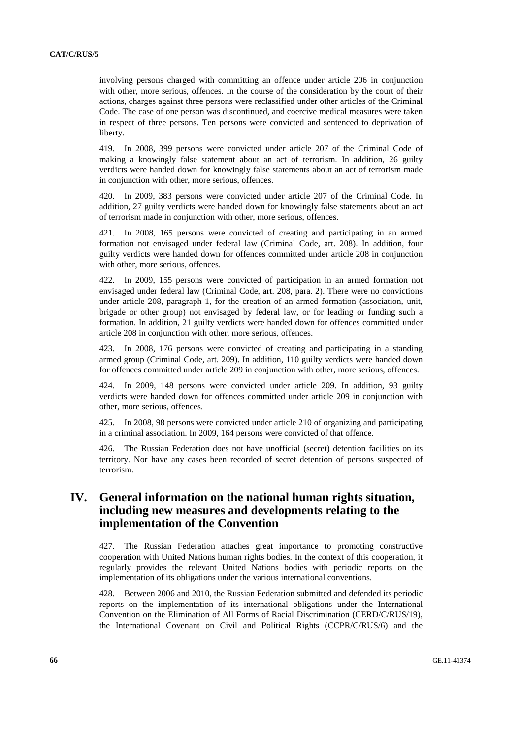involving persons charged with committing an offence under article 206 in conjunction with other, more serious, offences. In the course of the consideration by the court of their actions, charges against three persons were reclassified under other articles of the Criminal Code. The case of one person was discontinued, and coercive medical measures were taken in respect of three persons. Ten persons were convicted and sentenced to deprivation of liberty.

419. In 2008, 399 persons were convicted under article 207 of the Criminal Code of making a knowingly false statement about an act of terrorism. In addition, 26 guilty verdicts were handed down for knowingly false statements about an act of terrorism made in conjunction with other, more serious, offences.

420. In 2009, 383 persons were convicted under article 207 of the Criminal Code. In addition, 27 guilty verdicts were handed down for knowingly false statements about an act of terrorism made in conjunction with other, more serious, offences.

421. In 2008, 165 persons were convicted of creating and participating in an armed formation not envisaged under federal law (Criminal Code, art. 208). In addition, four guilty verdicts were handed down for offences committed under article 208 in conjunction with other, more serious, offences.

422. In 2009, 155 persons were convicted of participation in an armed formation not envisaged under federal law (Criminal Code, art. 208, para. 2). There were no convictions under article 208, paragraph 1, for the creation of an armed formation (association, unit, brigade or other group) not envisaged by federal law, or for leading or funding such a formation. In addition, 21 guilty verdicts were handed down for offences committed under article 208 in conjunction with other, more serious, offences.

423. In 2008, 176 persons were convicted of creating and participating in a standing armed group (Criminal Code, art. 209). In addition, 110 guilty verdicts were handed down for offences committed under article 209 in conjunction with other, more serious, offences.

424. In 2009, 148 persons were convicted under article 209. In addition, 93 guilty verdicts were handed down for offences committed under article 209 in conjunction with other, more serious, offences.

425. In 2008, 98 persons were convicted under article 210 of organizing and participating in a criminal association. In 2009, 164 persons were convicted of that offence.

426. The Russian Federation does not have unofficial (secret) detention facilities on its territory. Nor have any cases been recorded of secret detention of persons suspected of terrorism.

# IV. General information on the national human rights situation, including new measures and developments relating to the implementation of the Convention

427. The Russian Federation attaches great importance to promoting constructive cooperation with United Nations human rights bodies. In the context of this cooperation, it regularly provides the relevant United Nations bodies with periodic reports on the implementation of its obligations under the various international conventions.

428. Between 2006 and 2010, the Russian Federation submitted and defended its periodic reports on the implementation of its international obligations under the International Convention on the Elimination of All Forms of Racial Discrimination (CERD/C/RUS/19), the International Covenant on Civil and Political Rights (CCPR/C/RUS/6) and the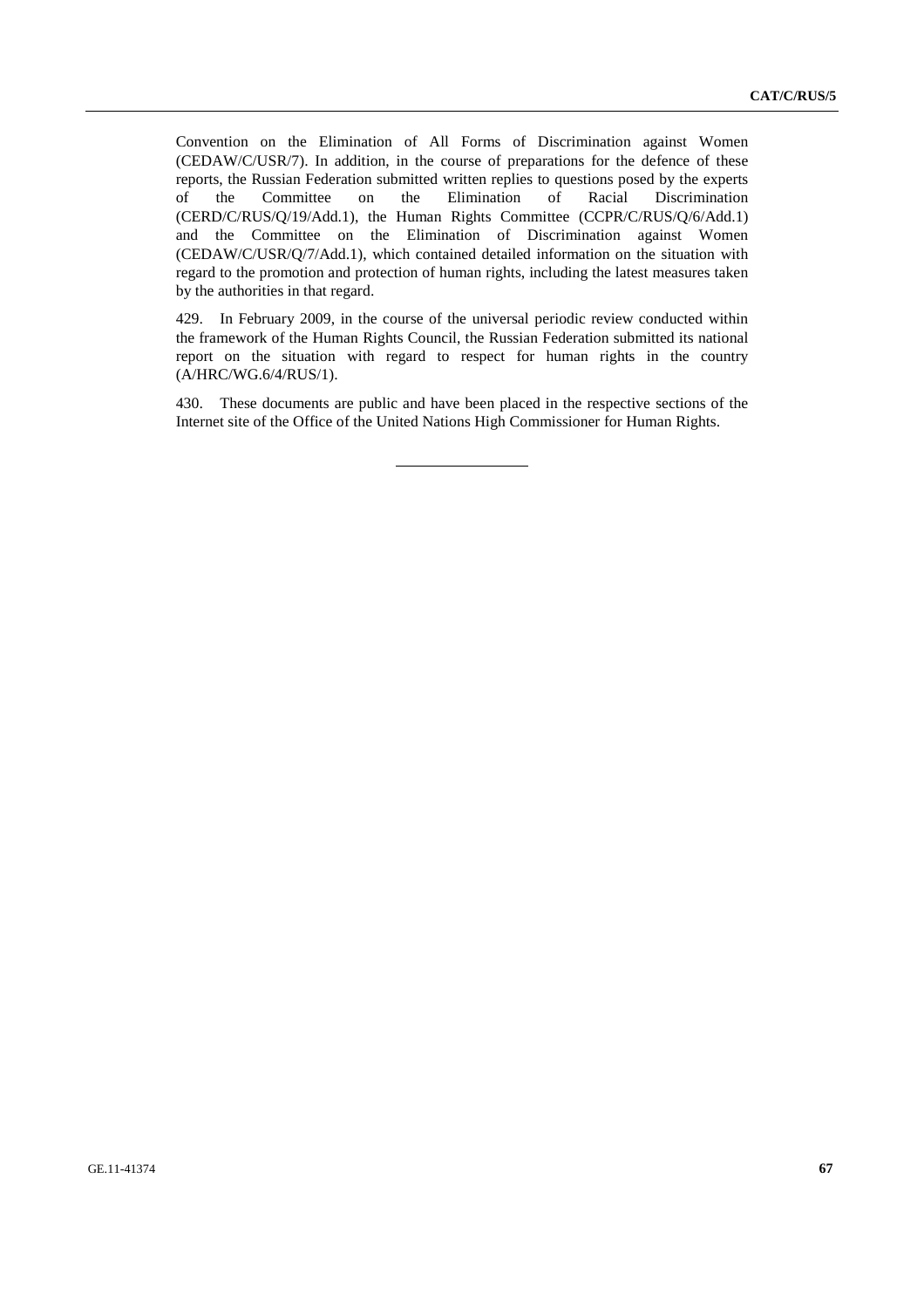Convention on the Elimination of All Forms of Discrimination against Women (CEDAW/C/USR/7). In addition, in the course of preparations for the defence of these reports, the Russian Federation submitted written replies to questions posed by the experts of the Committee on the Elimination of Racial Discrimination (CERD/C/RUS/Q/19/Add.1), the Human Rights Committee (CCPR/C/RUS/Q/6/Add.1) and the Committee on the Elimination of Discrimination against Women (CEDAW/C/USR/Q/7/Add.1), which contained detailed information on the situation with regard to the promotion and protection of human rights, including the latest measures taken by the authorities in that regard.

429. In February 2009, in the course of the universal periodic review conducted within the framework of the Human Rights Council, the Russian Federation submitted its national report on the situation with regard to respect for human rights in the country (A/HRC/WG.6/4/RUS/1).

430. These documents are public and have been placed in the respective sections of the Internet site of the Office of the United Nations High Commissioner for Human Rights.